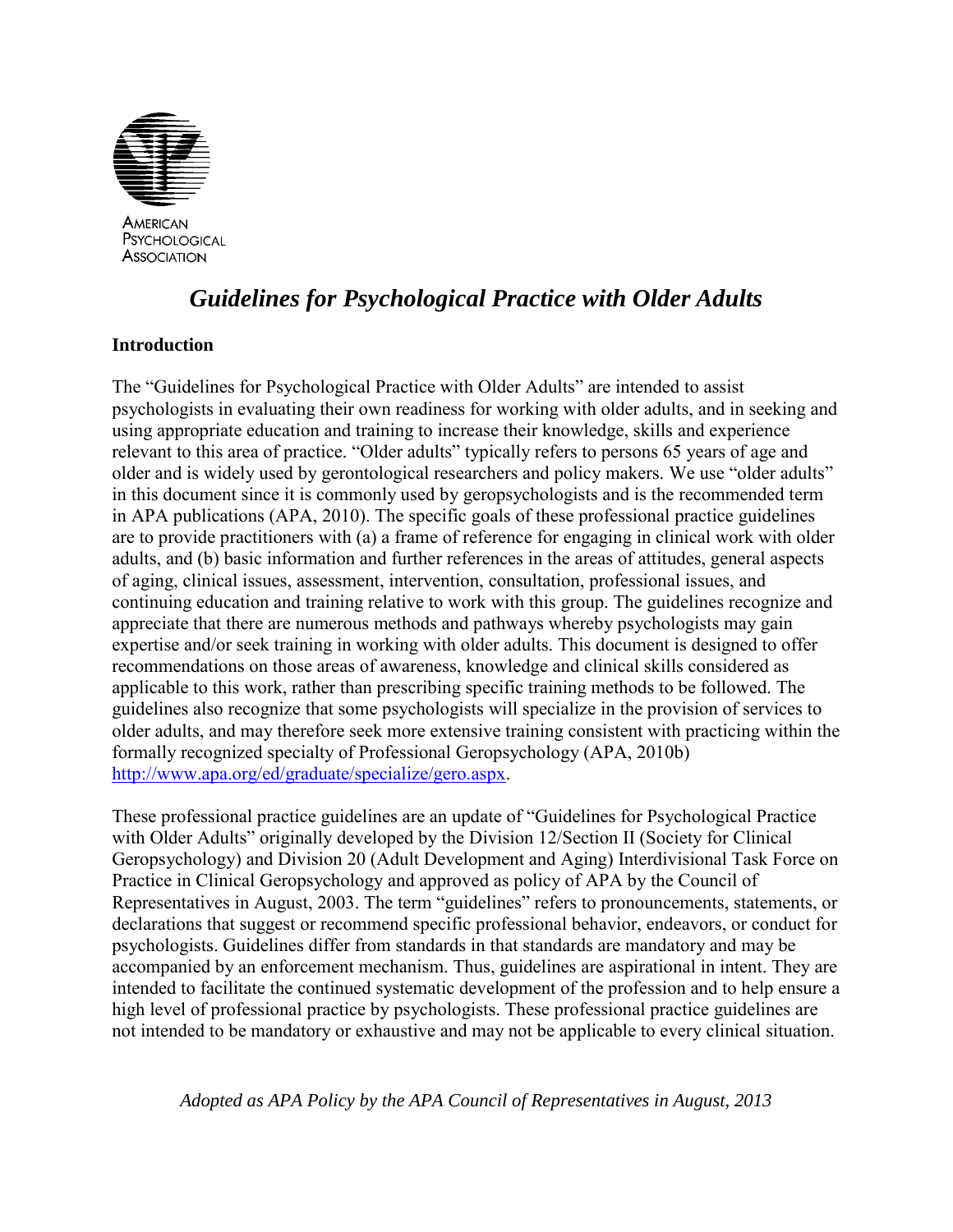AMERICAN
PSYCHOLOGICAL
ASSOCIATION

# *Guidelines for Psychological Practice with Older Adults*

## Introduction

The "Guidelines for Psychological Practice with Older Adults" are intended to assist psychologists in evaluating their own readiness for working with older adults, and in seeking and using appropriate education and training to increase their knowledge, skills and experience relevant to this area of practice. "Older adults" typically refers to persons 65 years of age and older and is widely used by gerontological researchers and policy makers. We use "older adults" in this document since it is commonly used by geropsychologists and is the recommended term in APA publications (APA, 2010). The specific goals of these professional practice guidelines are to provide practitioners with (a) a frame of reference for engaging in clinical work with older adults, and (b) basic information and further references in the areas of attitudes, general aspects of aging, clinical issues, assessment, intervention, consultation, professional issues, and continuing education and training relative to work with this group. The guidelines recognize and appreciate that there are numerous methods and pathways whereby psychologists may gain expertise and/or seek training in working with older adults. This document is designed to offer recommendations on those areas of awareness, knowledge and clinical skills considered as applicable to this work, rather than prescribing specific training methods to be followed. The guidelines also recognize that some psychologists will specialize in the provision of services to older adults, and may therefore seek more extensive training consistent with practicing within the formally recognized specialty of Professional Geropsychology (APA, 2010b) [http://www.apa.org/ed/graduate/specialize/gero.aspx](http://www.apa.org/ed/graduate/specialize/gero.aspx).

These professional practice guidelines are an update of "Guidelines for Psychological Practice with Older Adults" originally developed by the Division 12/Section II (Society for Clinical Geropsychology) and Division 20 (Adult Development and Aging) Interdivisional Task Force on Practice in Clinical Geropsychology and approved as policy of APA by the Council of Representatives in August, 2003. The term "guidelines" refers to pronouncements, statements, or declarations that suggest or recommend specific professional behavior, endeavors, or conduct for psychologists. Guidelines differ from standards in that standards are mandatory and may be accompanied by an enforcement mechanism. Thus, guidelines are aspirational in intent. They are intended to facilitate the continued systematic development of the profession and to help ensure a high level of professional practice by psychologists. These professional practice guidelines are not intended to be mandatory or exhaustive and may not be applicable to every clinical situation.

*Adopted as APA Policy by the APA Council of Representatives in August, 2013*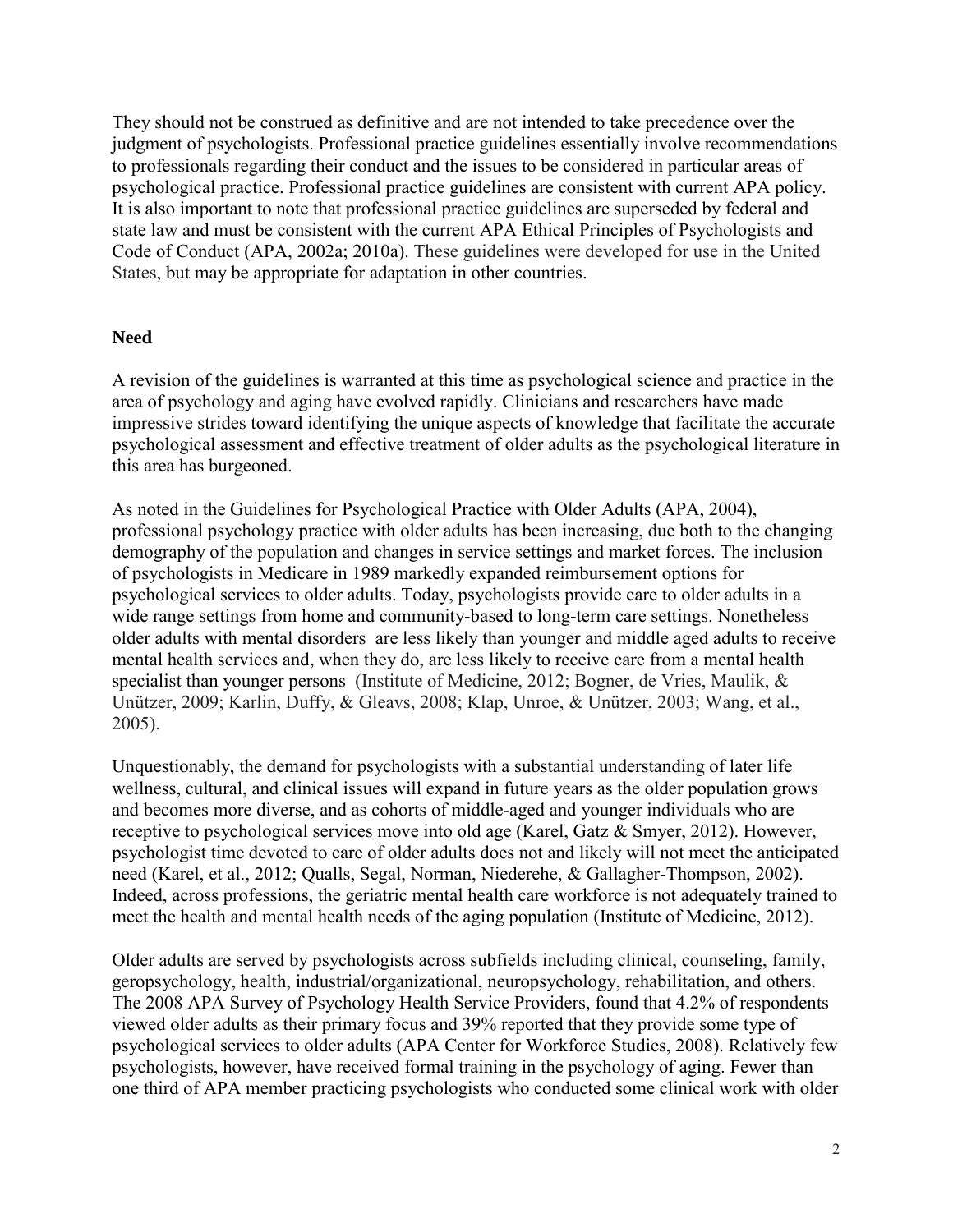They should not be construed as definitive and are not intended to take precedence over the judgment of psychologists. Professional practice guidelines essentially involve recommendations to professionals regarding their conduct and the issues to be considered in particular areas of psychological practice. Professional practice guidelines are consistent with current APA policy. It is also important to note that professional practice guidelines are superseded by federal and state law and must be consistent with the current APA Ethical Principles of Psychologists and Code of Conduct (APA, 2002a; 2010a). These guidelines were developed for use in the United States, but may be appropriate for adaptation in other countries.

**Need**

A revision of the guidelines is warranted at this time as psychological science and practice in the area of psychology and aging have evolved rapidly. Clinicians and researchers have made impressive strides toward identifying the unique aspects of knowledge that facilitate the accurate psychological assessment and effective treatment of older adults as the psychological literature in this area has burgeoned.

As noted in the Guidelines for Psychological Practice with Older Adults (APA, 2004), professional psychology practice with older adults has been increasing, due both to the changing demography of the population and changes in service settings and market forces. The inclusion of psychologists in Medicare in 1989 markedly expanded reimbursement options for psychological services to older adults. Today, psychologists provide care to older adults in a wide range settings from home and community-based to long-term care settings. Nonetheless older adults with mental disorders are less likely than younger and middle aged adults to receive mental health services and, when they do, are less likely to receive care from a mental health specialist than younger persons (Institute of Medicine, 2012; Bogner, de Vries, Maulik, & Unützer, 2009; Karlin, Duffy, & Gleavs, 2008; Klap, Unroe, & Unützer, 2003; Wang, et al., 2005).

Unquestionably, the demand for psychologists with a substantial understanding of later life wellness, cultural, and clinical issues will expand in future years as the older population grows and becomes more diverse, and as cohorts of middle-aged and younger individuals who are receptive to psychological services move into old age (Karel, Gatz & Smyer, 2012). However, psychologist time devoted to care of older adults does not and likely will not meet the anticipated need (Karel, et al., 2012; Qualls, Segal, Norman, Niederehe, & Gallagher-Thompson, 2002). Indeed, across professions, the geriatric mental health care workforce is not adequately trained to meet the health and mental health needs of the aging population (Institute of Medicine, 2012).

Older adults are served by psychologists across subfields including clinical, counseling, family, geropsychology, health, industrial/organizational, neuropsychology, rehabilitation, and others. The 2008 APA Survey of Psychology Health Service Providers, found that 4.2% of respondents viewed older adults as their primary focus and 39% reported that they provide some type of psychological services to older adults (APA Center for Workforce Studies, 2008). Relatively few psychologists, however, have received formal training in the psychology of aging. Fewer than one third of APA member practicing psychologists who conducted some clinical work with older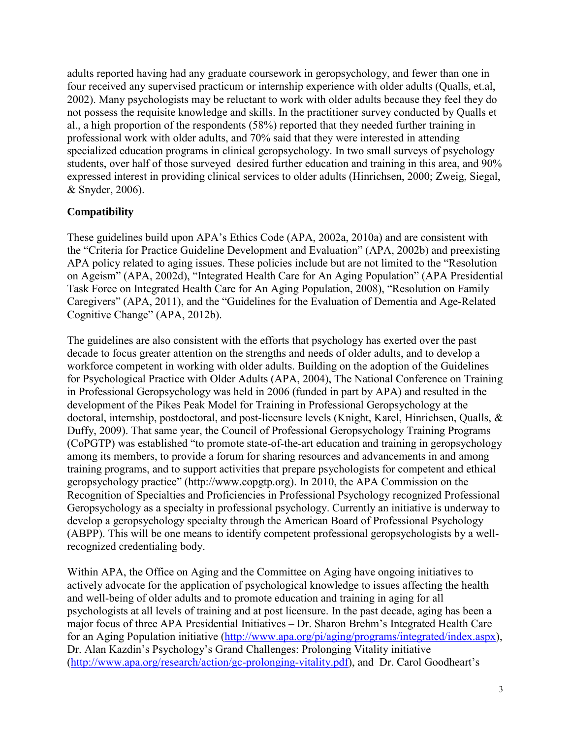adults reported having had any graduate coursework in geropsychology, and fewer than one in four received any supervised practicum or internship experience with older adults (Qualls, et.al, 2002). Many psychologists may be reluctant to work with older adults because they feel they do not possess the requisite knowledge and skills. In the practitioner survey conducted by Qualls et al., a high proportion of the respondents (58%) reported that they needed further training in professional work with older adults, and 70% said that they were interested in attending specialized education programs in clinical geropsychology. In two small surveys of psychology students, over half of those surveyed desired further education and training in this area, and 90% expressed interest in providing clinical services to older adults (Hinrichsen, 2000; Zweig, Siegal, & Snyder, 2006).

**Compatibility**

These guidelines build upon APA's Ethics Code (APA, 2002a, 2010a) and are consistent with the "Criteria for Practice Guideline Development and Evaluation" (APA, 2002b) and preexisting APA policy related to aging issues. These policies include but are not limited to the "Resolution on Ageism" (APA, 2002d), "Integrated Health Care for An Aging Population" (APA Presidential Task Force on Integrated Health Care for An Aging Population, 2008), "Resolution on Family Caregivers" (APA, 2011), and the "Guidelines for the Evaluation of Dementia and Age-Related Cognitive Change" (APA, 2012b).

The guidelines are also consistent with the efforts that psychology has exerted over the past decade to focus greater attention on the strengths and needs of older adults, and to develop a workforce competent in working with older adults. Building on the adoption of the Guidelines for Psychological Practice with Older Adults (APA, 2004), The National Conference on Training in Professional Geropsychology was held in 2006 (funded in part by APA) and resulted in the development of the Pikes Peak Model for Training in Professional Geropsychology at the doctoral, internship, postdoctoral, and post-licensure levels (Knight, Karel, Hinrichsen, Qualls, & Duffy, 2009). That same year, the Council of Professional Geropsychology Training Programs (CoPGTP) was established "to promote state-of-the-art education and training in geropsychology among its members, to provide a forum for sharing resources and advancements in and among training programs, and to support activities that prepare psychologists for competent and ethical geropsychology practice" (http://www.copgtp.org). In 2010, the APA Commission on the Recognition of Specialties and Proficiencies in Professional Psychology recognized Professional Geropsychology as a specialty in professional psychology. Currently an initiative is underway to develop a geropsychology specialty through the American Board of Professional Psychology (ABPP). This will be one means to identify competent professional geropsychologists by a well-recognized credentialing body.

Within APA, the Office on Aging and the Committee on Aging have ongoing initiatives to actively advocate for the application of psychological knowledge to issues affecting the health and well-being of older adults and to promote education and training in aging for all psychologists at all levels of training and at post licensure. In the past decade, aging has been a major focus of three APA Presidential Initiatives – Dr. Sharon Brehm's Integrated Health Care for an Aging Population initiative (http://www.apa.org/pi/aging/programs/integrated/index.aspx), Dr. Alan Kazdin's Psychology's Grand Challenges: Prolonging Vitality initiative (http://www.apa.org/research/action/gc-prolonging-vitality.pdf), and Dr. Carol Goodheart's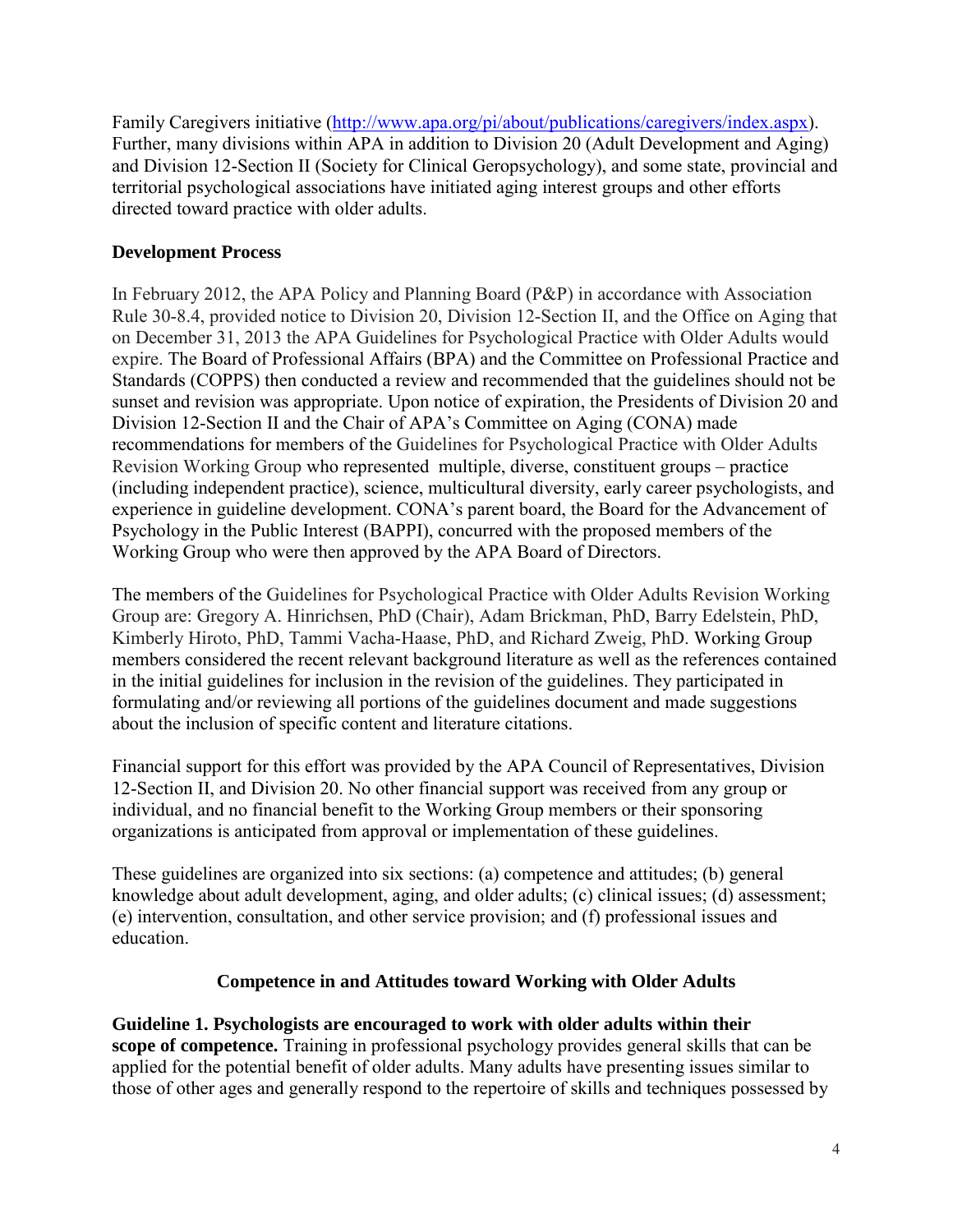Family Caregivers initiative (http://www.apa.org/pi/about/publications/caregivers/index.aspx). Further, many divisions within APA in addition to Division 20 (Adult Development and Aging) and Division 12-Section II (Society for Clinical Geropsychology), and some state, provincial and territorial psychological associations have initiated aging interest groups and other efforts directed toward practice with older adults.

## Development Process

In February 2012, the APA Policy and Planning Board (P&P) in accordance with Association Rule 30-8.4, provided notice to Division 20, Division 12-Section II, and the Office on Aging that on December 31, 2013 the APA Guidelines for Psychological Practice with Older Adults would expire. The Board of Professional Affairs (BPA) and the Committee on Professional Practice and Standards (COPPS) then conducted a review and recommended that the guidelines should not be sunset and revision was appropriate. Upon notice of expiration, the Presidents of Division 20 and Division 12-Section II and the Chair of APA's Committee on Aging (CONA) made recommendations for members of the Guidelines for Psychological Practice with Older Adults Revision Working Group who represented multiple, diverse, constituent groups – practice (including independent practice), science, multicultural diversity, early career psychologists, and experience in guideline development. CONA's parent board, the Board for the Advancement of Psychology in the Public Interest (BAPPI), concurred with the proposed members of the Working Group who were then approved by the APA Board of Directors.

The members of the Guidelines for Psychological Practice with Older Adults Revision Working Group are: Gregory A. Hinrichsen, PhD (Chair), Adam Brickman, PhD, Barry Edelstein, PhD, Kimberly Hiroto, PhD, Tammi Vacha-Haase, PhD, and Richard Zweig, PhD. Working Group members considered the recent relevant background literature as well as the references contained in the initial guidelines for inclusion in the revision of the guidelines. They participated in formulating and/or reviewing all portions of the guidelines document and made suggestions about the inclusion of specific content and literature citations.

Financial support for this effort was provided by the APA Council of Representatives, Division 12-Section II, and Division 20. No other financial support was received from any group or individual, and no financial benefit to the Working Group members or their sponsoring organizations is anticipated from approval or implementation of these guidelines.

These guidelines are organized into six sections: (a) competence and attitudes; (b) general knowledge about adult development, aging, and older adults; (c) clinical issues; (d) assessment; (e) intervention, consultation, and other service provision; and (f) professional issues and education.

## Competence in and Attitudes toward Working with Older Adults

**Guideline 1. Psychologists are encouraged to work with older adults within their scope of competence.** Training in professional psychology provides general skills that can be applied for the potential benefit of older adults. Many adults have presenting issues similar to those of other ages and generally respond to the repertoire of skills and techniques possessed by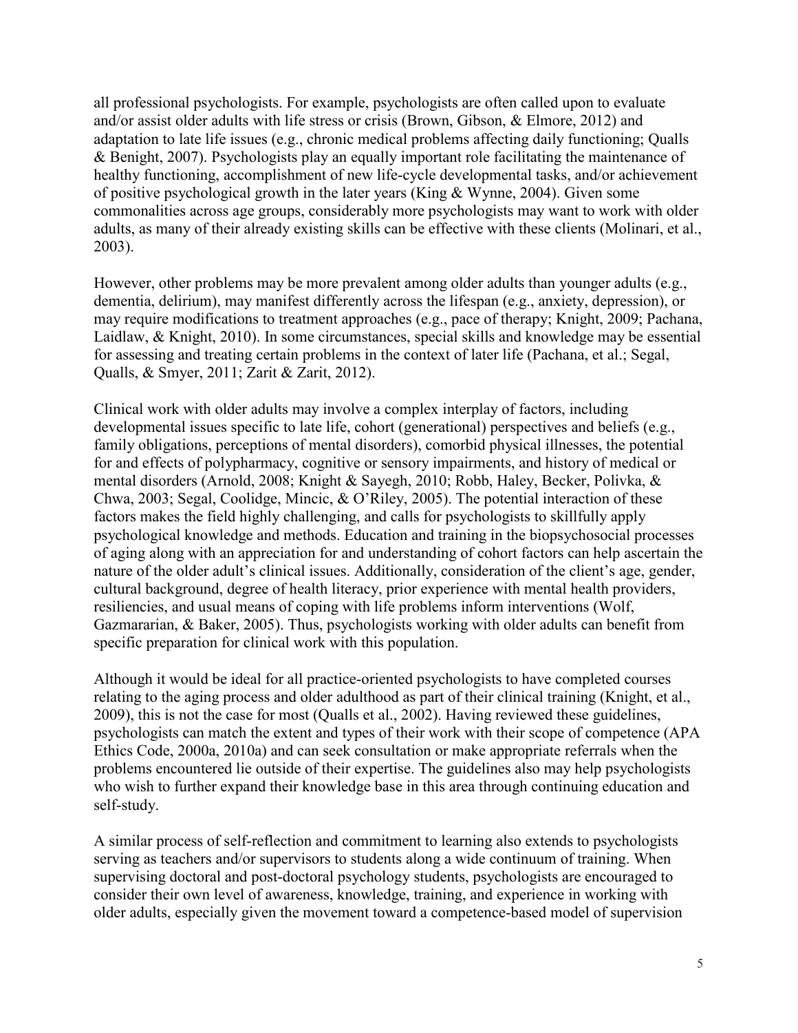all professional psychologists. For example, psychologists are often called upon to evaluate and/or assist older adults with life stress or crisis (Brown, Gibson, & Elmore, 2012) and adaptation to late life issues (e.g., chronic medical problems affecting daily functioning; Qualls & Benight, 2007). Psychologists play an equally important role facilitating the maintenance of healthy functioning, accomplishment of new life-cycle developmental tasks, and/or achievement of positive psychological growth in the later years (King & Wynne, 2004). Given some commonalities across age groups, considerably more psychologists may want to work with older adults, as many of their already existing skills can be effective with these clients (Molinari, et al., 2003).

However, other problems may be more prevalent among older adults than younger adults (e.g., dementia, delirium), may manifest differently across the lifespan (e.g., anxiety, depression), or may require modifications to treatment approaches (e.g., pace of therapy; Knight, 2009; Pachana, Laidlaw, & Knight, 2010). In some circumstances, special skills and knowledge may be essential for assessing and treating certain problems in the context of later life (Pachana, et al.; Segal, Qualls, & Smyer, 2011; Zarit & Zarit, 2012).

Clinical work with older adults may involve a complex interplay of factors, including developmental issues specific to late life, cohort (generational) perspectives and beliefs (e.g., family obligations, perceptions of mental disorders), comorbid physical illnesses, the potential for and effects of polypharmacy, cognitive or sensory impairments, and history of medical or mental disorders (Arnold, 2008; Knight & Sayegh, 2010; Robb, Haley, Becker, Polivka, & Chwa, 2003; Segal, Coolidge, Mincic, & O'Riley, 2005). The potential interaction of these factors makes the field highly challenging, and calls for psychologists to skillfully apply psychological knowledge and methods. Education and training in the biopsychosocial processes of aging along with an appreciation for and understanding of cohort factors can help ascertain the nature of the older adult's clinical issues. Additionally, consideration of the client's age, gender, cultural background, degree of health literacy, prior experience with mental health providers, resiliencies, and usual means of coping with life problems inform interventions (Wolf, Gazmararian, & Baker, 2005). Thus, psychologists working with older adults can benefit from specific preparation for clinical work with this population.

Although it would be ideal for all practice-oriented psychologists to have completed courses relating to the aging process and older adulthood as part of their clinical training (Knight, et al., 2009), this is not the case for most (Qualls et al., 2002). Having reviewed these guidelines, psychologists can match the extent and types of their work with their scope of competence (APA Ethics Code, 2000a, 2010a) and can seek consultation or make appropriate referrals when the problems encountered lie outside of their expertise. The guidelines also may help psychologists who wish to further expand their knowledge base in this area through continuing education and self-study.

A similar process of self-reflection and commitment to learning also extends to psychologists serving as teachers and/or supervisors to students along a wide continuum of training. When supervising doctoral and post-doctoral psychology students, psychologists are encouraged to consider their own level of awareness, knowledge, training, and experience in working with older adults, especially given the movement toward a competence-based model of supervision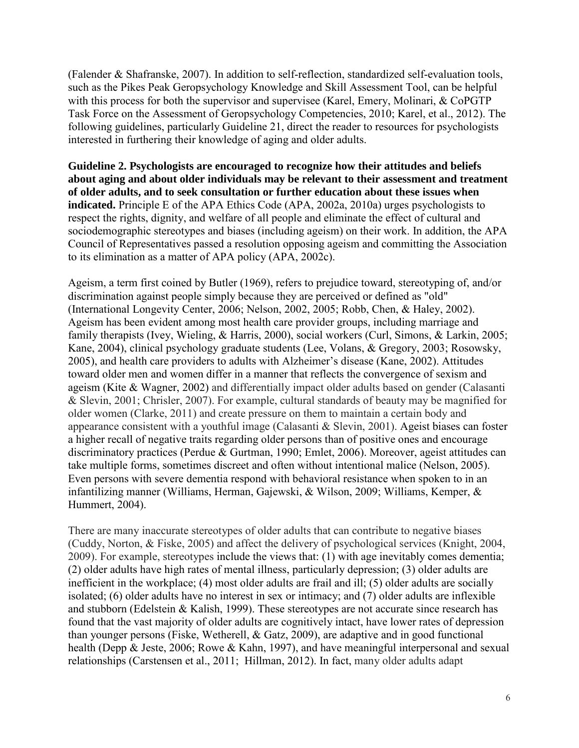(Falender & Shafranske, 2007). In addition to self-reflection, standardized self-evaluation tools, such as the Pikes Peak Geropsychology Knowledge and Skill Assessment Tool, can be helpful with this process for both the supervisor and supervisee (Karel, Emery, Molinari, & CoPGTP Task Force on the Assessment of Geropsychology Competencies, 2010; Karel, et al., 2012). The following guidelines, particularly Guideline 21, direct the reader to resources for psychologists interested in furthering their knowledge of aging and older adults.

**Guideline 2. Psychologists are encouraged to recognize how their attitudes and beliefs about aging and about older individuals may be relevant to their assessment and treatment of older adults, and to seek consultation or further education about these issues when indicated.** Principle E of the APA Ethics Code (APA, 2002a, 2010a) urges psychologists to respect the rights, dignity, and welfare of all people and eliminate the effect of cultural and sociodemographic stereotypes and biases (including ageism) on their work. In addition, the APA Council of Representatives passed a resolution opposing ageism and committing the Association to its elimination as a matter of APA policy (APA, 2002c).

Ageism, a term first coined by Butler (1969), refers to prejudice toward, stereotyping of, and/or discrimination against people simply because they are perceived or defined as "old" (International Longevity Center, 2006; Nelson, 2002, 2005; Robb, Chen, & Haley, 2002). Ageism has been evident among most health care provider groups, including marriage and family therapists (Ivey, Wieling, & Harris, 2000), social workers (Curl, Simons, & Larkin, 2005; Kane, 2004), clinical psychology graduate students (Lee, Volans, & Gregory, 2003; Rosowsky, 2005), and health care providers to adults with Alzheimer's disease (Kane, 2002). Attitudes toward older men and women differ in a manner that reflects the convergence of sexism and ageism (Kite & Wagner, 2002) and differentially impact older adults based on gender (Calasanti & Slevin, 2001; Chrisler, 2007). For example, cultural standards of beauty may be magnified for older women (Clarke, 2011) and create pressure on them to maintain a certain body and appearance consistent with a youthful image (Calasanti & Slevin, 2001). Ageist biases can foster a higher recall of negative traits regarding older persons than of positive ones and encourage discriminatory practices (Perdue & Gurtman, 1990; Emlet, 2006). Moreover, ageist attitudes can take multiple forms, sometimes discreet and often without intentional malice (Nelson, 2005). Even persons with severe dementia respond with behavioral resistance when spoken to in an infantilizing manner (Williams, Herman, Gajewski, & Wilson, 2009; Williams, Kemper, & Hummert, 2004).

There are many inaccurate stereotypes of older adults that can contribute to negative biases (Cuddy, Norton, & Fiske, 2005) and affect the delivery of psychological services (Knight, 2004, 2009). For example, stereotypes include the views that: (1) with age inevitably comes dementia; (2) older adults have high rates of mental illness, particularly depression; (3) older adults are inefficient in the workplace; (4) most older adults are frail and ill; (5) older adults are socially isolated; (6) older adults have no interest in sex or intimacy; and (7) older adults are inflexible and stubborn (Edelstein & Kalish, 1999). These stereotypes are not accurate since research has found that the vast majority of older adults are cognitively intact, have lower rates of depression than younger persons (Fiske, Wetherell, & Gatz, 2009), are adaptive and in good functional health (Depp & Jeste, 2006; Rowe & Kahn, 1997), and have meaningful interpersonal and sexual relationships (Carstensen et al., 2011; Hillman, 2012). In fact, many older adults adapt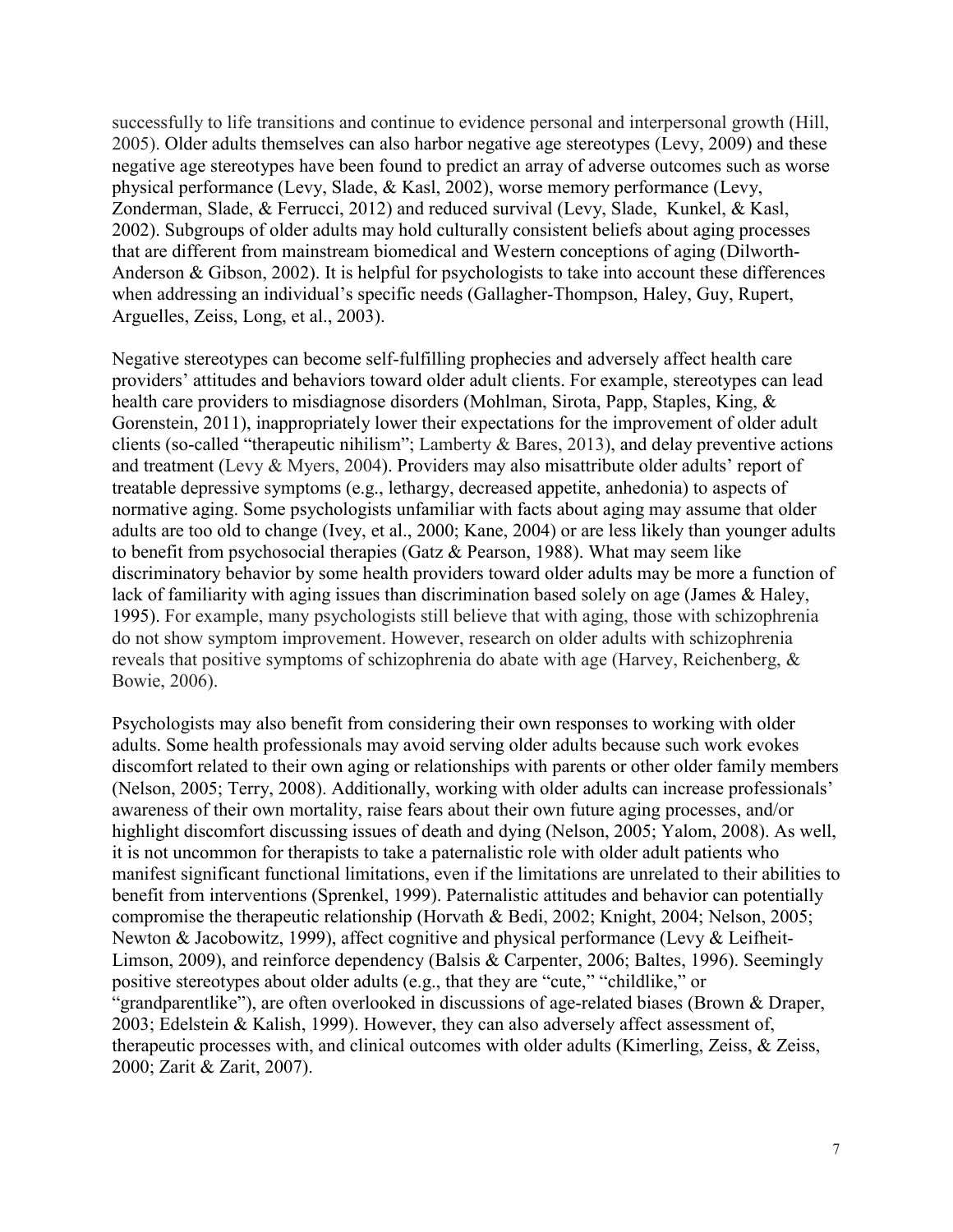successfully to life transitions and continue to evidence personal and interpersonal growth (Hill, 2005). Older adults themselves can also harbor negative age stereotypes (Levy, 2009) and these negative age stereotypes have been found to predict an array of adverse outcomes such as worse physical performance (Levy, Slade, & Kasl, 2002), worse memory performance (Levy, Zonderman, Slade, & Ferrucci, 2012) and reduced survival (Levy, Slade, Kunkel, & Kasl, 2002). Subgroups of older adults may hold culturally consistent beliefs about aging processes that are different from mainstream biomedical and Western conceptions of aging (Dilworth-Anderson & Gibson, 2002). It is helpful for psychologists to take into account these differences when addressing an individual's specific needs (Gallagher-Thompson, Haley, Guy, Rupert, Arguelles, Zeiss, Long, et al., 2003).

Negative stereotypes can become self-fulfilling prophecies and adversely affect health care providers' attitudes and behaviors toward older adult clients. For example, stereotypes can lead health care providers to misdiagnose disorders (Mohlman, Sirota, Papp, Staples, King, & Gorenstein, 2011), inappropriately lower their expectations for the improvement of older adult clients (so-called "therapeutic nihilism"; Lamberty & Bares, 2013), and delay preventive actions and treatment (Levy & Myers, 2004). Providers may also misattribute older adults' report of treatable depressive symptoms (e.g., lethargy, decreased appetite, anhedonia) to aspects of normative aging. Some psychologists unfamiliar with facts about aging may assume that older adults are too old to change (Ivey, et al., 2000; Kane, 2004) or are less likely than younger adults to benefit from psychosocial therapies (Gatz & Pearson, 1988). What may seem like discriminatory behavior by some health providers toward older adults may be more a function of lack of familiarity with aging issues than discrimination based solely on age (James & Haley, 1995). For example, many psychologists still believe that with aging, those with schizophrenia do not show symptom improvement. However, research on older adults with schizophrenia reveals that positive symptoms of schizophrenia do abate with age (Harvey, Reichenberg, & Bowie, 2006).

Psychologists may also benefit from considering their own responses to working with older adults. Some health professionals may avoid serving older adults because such work evokes discomfort related to their own aging or relationships with parents or other older family members (Nelson, 2005; Terry, 2008). Additionally, working with older adults can increase professionals' awareness of their own mortality, raise fears about their own future aging processes, and/or highlight discomfort discussing issues of death and dying (Nelson, 2005; Yalom, 2008). As well, it is not uncommon for therapists to take a paternalistic role with older adult patients who manifest significant functional limitations, even if the limitations are unrelated to their abilities to benefit from interventions (Sprenkel, 1999). Paternalistic attitudes and behavior can potentially compromise the therapeutic relationship (Horvath & Bedi, 2002; Knight, 2004; Nelson, 2005; Newton & Jacobowitz, 1999), affect cognitive and physical performance (Levy & Leifheit-Limson, 2009), and reinforce dependency (Balsis & Carpenter, 2006; Baltes, 1996). Seemingly positive stereotypes about older adults (e.g., that they are "cute," "childlike," or "grandparentlike"), are often overlooked in discussions of age-related biases (Brown & Draper, 2003; Edelstein & Kalish, 1999). However, they can also adversely affect assessment of, therapeutic processes with, and clinical outcomes with older adults (Kimerling, Zeiss, & Zeiss, 2000; Zarit & Zarit, 2007).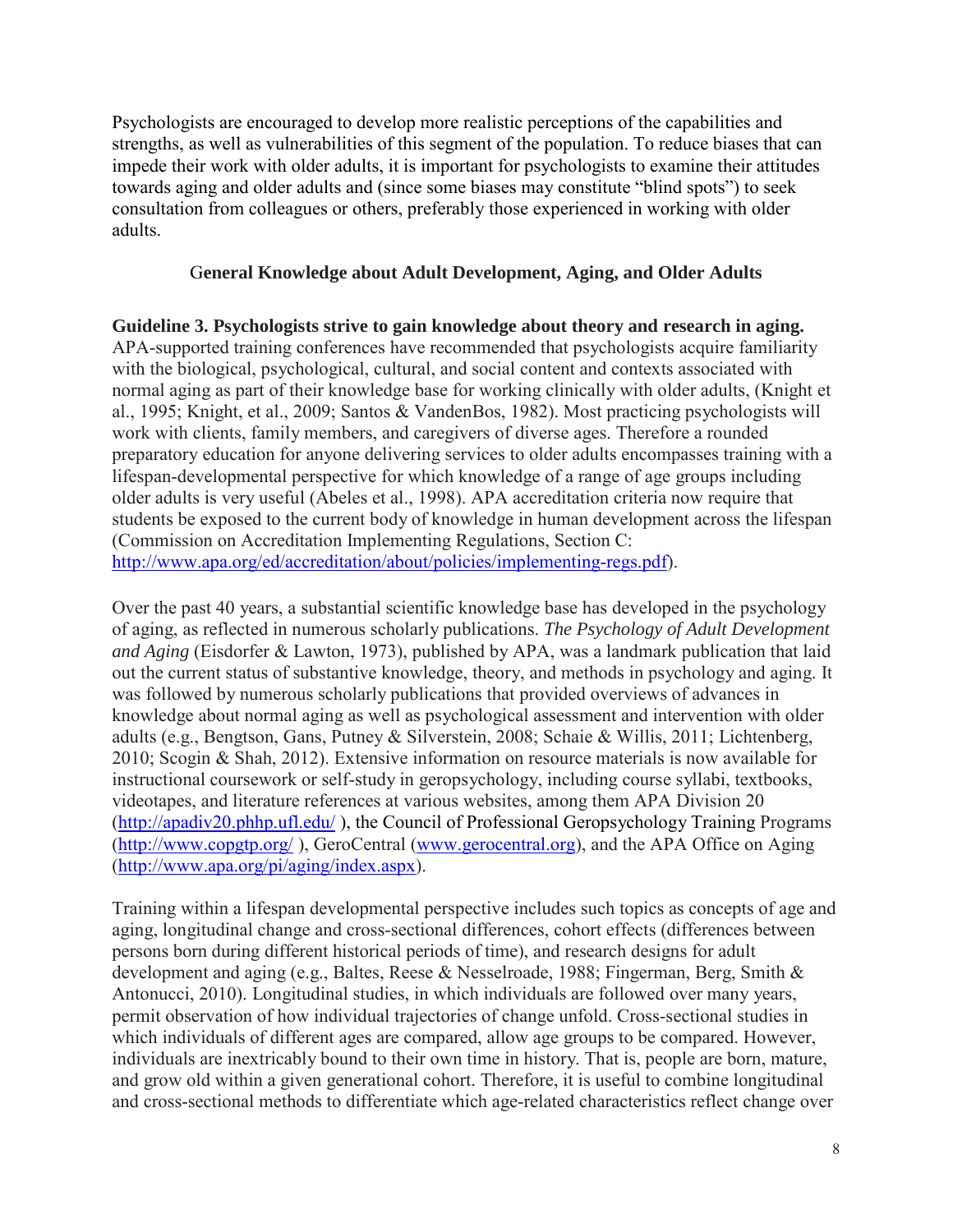Psychologists are encouraged to develop more realistic perceptions of the capabilities and strengths, as well as vulnerabilities of this segment of the population. To reduce biases that can impede their work with older adults, it is important for psychologists to examine their attitudes towards aging and older adults and (since some biases may constitute "blind spots") to seek consultation from colleagues or others, preferably those experienced in working with older adults.

## General Knowledge about Adult Development, Aging, and Older Adults

**Guideline 3. Psychologists strive to gain knowledge about theory and research in aging.** APA-supported training conferences have recommended that psychologists acquire familiarity with the biological, psychological, cultural, and social content and contexts associated with normal aging as part of their knowledge base for working clinically with older adults, (Knight et al., 1995; Knight, et al., 2009; Santos & VandenBos, 1982). Most practicing psychologists will work with clients, family members, and caregivers of diverse ages. Therefore a rounded preparatory education for anyone delivering services to older adults encompasses training with a lifespan-developmental perspective for which knowledge of a range of age groups including older adults is very useful (Abeles et al., 1998). APA accreditation criteria now require that students be exposed to the current body of knowledge in human development across the lifespan (Commission on Accreditation Implementing Regulations, Section C: http://www.apa.org/ed/accreditation/about/policies/implementing-regs.pdf).

Over the past 40 years, a substantial scientific knowledge base has developed in the psychology of aging, as reflected in numerous scholarly publications. *The Psychology of Adult Development and Aging* (Eisdorfer & Lawton, 1973), published by APA, was a landmark publication that laid out the current status of substantive knowledge, theory, and methods in psychology and aging. It was followed by numerous scholarly publications that provided overviews of advances in knowledge about normal aging as well as psychological assessment and intervention with older adults (e.g., Bengtson, Gans, Putney & Silverstein, 2008; Schaie & Willis, 2011; Lichtenberg, 2010; Scogin & Shah, 2012). Extensive information on resource materials is now available for instructional coursework or self-study in geropsychology, including course syllabi, textbooks, videotapes, and literature references at various websites, among them APA Division 20 (http://apadiv20.phhp.ufl.edu/ ), the Council of Professional Geropsychology Training Programs (http://www.copgtp.org/ ), GeroCentral (www.gerocentral.org), and the APA Office on Aging (http://www.apa.org/pi/aging/index.aspx).

Training within a lifespan developmental perspective includes such topics as concepts of age and aging, longitudinal change and cross-sectional differences, cohort effects (differences between persons born during different historical periods of time), and research designs for adult development and aging (e.g., Baltes, Reese & Nesselroade, 1988; Fingerman, Berg, Smith & Antonucci, 2010). Longitudinal studies, in which individuals are followed over many years, permit observation of how individual trajectories of change unfold. Cross-sectional studies in which individuals of different ages are compared, allow age groups to be compared. However, individuals are inextricably bound to their own time in history. That is, people are born, mature, and grow old within a given generational cohort. Therefore, it is useful to combine longitudinal and cross-sectional methods to differentiate which age-related characteristics reflect change over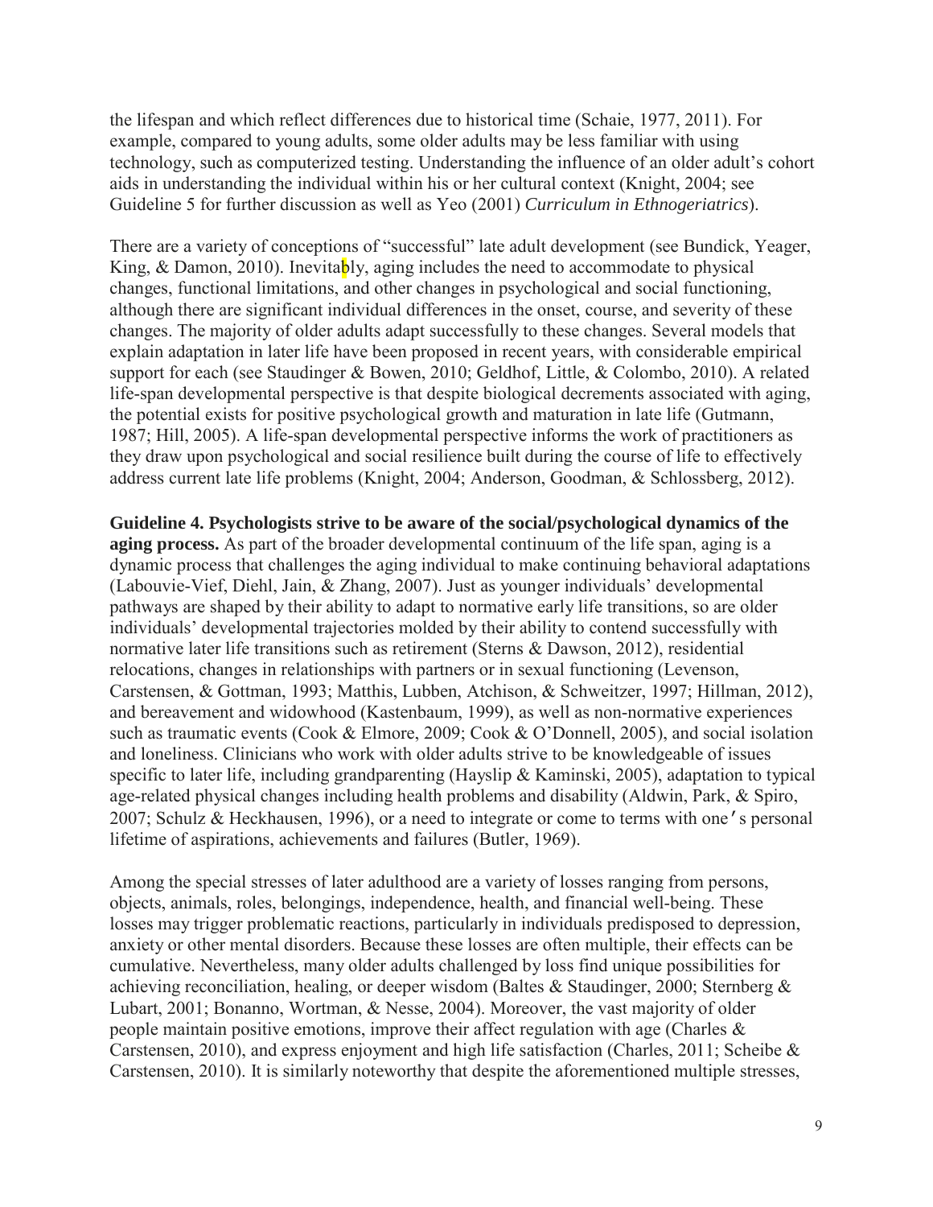the lifespan and which reflect differences due to historical time (Schaie, 1977, 2011). For example, compared to young adults, some older adults may be less familiar with using technology, such as computerized testing. Understanding the influence of an older adult's cohort aids in understanding the individual within his or her cultural context (Knight, 2004; see Guideline 5 for further discussion as well as Yeo (2001) *Curriculum in Ethnogeriatrics*).

There are a variety of conceptions of "successful" late adult development (see Bundick, Yeager, King, & Damon, 2010). Inevitably, aging includes the need to accommodate to physical changes, functional limitations, and other changes in psychological and social functioning, although there are significant individual differences in the onset, course, and severity of these changes. The majority of older adults adapt successfully to these changes. Several models that explain adaptation in later life have been proposed in recent years, with considerable empirical support for each (see Staudinger & Bowen, 2010; Geldhof, Little, & Colombo, 2010). A related life-span developmental perspective is that despite biological decrements associated with aging, the potential exists for positive psychological growth and maturation in late life (Gutmann, 1987; Hill, 2005). A life-span developmental perspective informs the work of practitioners as they draw upon psychological and social resilience built during the course of life to effectively address current late life problems (Knight, 2004; Anderson, Goodman, & Schlossberg, 2012).

**Guideline 4. Psychologists strive to be aware of the social/psychological dynamics of the aging process.** As part of the broader developmental continuum of the life span, aging is a dynamic process that challenges the aging individual to make continuing behavioral adaptations (Labouvie-Vief, Diehl, Jain, & Zhang, 2007). Just as younger individuals' developmental pathways are shaped by their ability to adapt to normative early life transitions, so are older individuals' developmental trajectories molded by their ability to contend successfully with normative later life transitions such as retirement (Sterns & Dawson, 2012), residential relocations, changes in relationships with partners or in sexual functioning (Levenson, Carstensen, & Gottman, 1993; Matthis, Lubben, Atchison, & Schweitzer, 1997; Hillman, 2012), and bereavement and widowhood (Kastenbaum, 1999), as well as non-normative experiences such as traumatic events (Cook & Elmore, 2009; Cook & O'Donnell, 2005), and social isolation and loneliness. Clinicians who work with older adults strive to be knowledgeable of issues specific to later life, including grandparenting (Hayslip & Kaminski, 2005), adaptation to typical age-related physical changes including health problems and disability (Aldwin, Park, & Spiro, 2007; Schulz & Heckhausen, 1996), or a need to integrate or come to terms with one's personal lifetime of aspirations, achievements and failures (Butler, 1969).

Among the special stresses of later adulthood are a variety of losses ranging from persons, objects, animals, roles, belongings, independence, health, and financial well-being. These losses may trigger problematic reactions, particularly in individuals predisposed to depression, anxiety or other mental disorders. Because these losses are often multiple, their effects can be cumulative. Nevertheless, many older adults challenged by loss find unique possibilities for achieving reconciliation, healing, or deeper wisdom (Baltes & Staudinger, 2000; Sternberg & Lubart, 2001; Bonanno, Wortman, & Nesse, 2004). Moreover, the vast majority of older people maintain positive emotions, improve their affect regulation with age (Charles & Carstensen, 2010), and express enjoyment and high life satisfaction (Charles, 2011; Scheibe & Carstensen, 2010). It is similarly noteworthy that despite the aforementioned multiple stresses,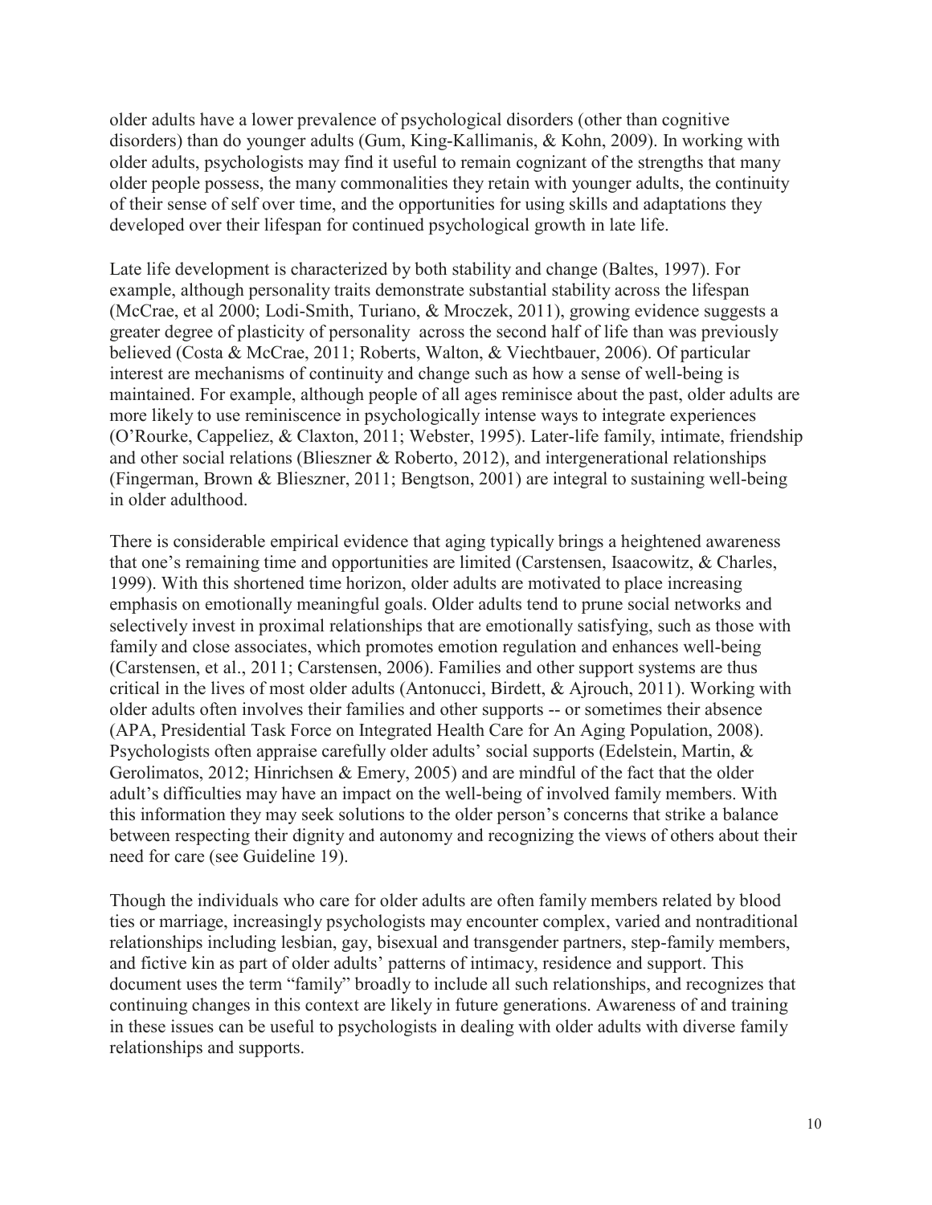older adults have a lower prevalence of psychological disorders (other than cognitive disorders) than do younger adults (Gum, King-Kallimanis, & Kohn, 2009). In working with older adults, psychologists may find it useful to remain cognizant of the strengths that many older people possess, the many commonalities they retain with younger adults, the continuity of their sense of self over time, and the opportunities for using skills and adaptations they developed over their lifespan for continued psychological growth in late life.

Late life development is characterized by both stability and change (Baltes, 1997). For example, although personality traits demonstrate substantial stability across the lifespan (McCrae, et al 2000; Lodi-Smith, Turiano, & Mroczek, 2011), growing evidence suggests a greater degree of plasticity of personality across the second half of life than was previously believed (Costa & McCrae, 2011; Roberts, Walton, & Viechtbauer, 2006). Of particular interest are mechanisms of continuity and change such as how a sense of well-being is maintained. For example, although people of all ages reminisce about the past, older adults are more likely to use reminiscence in psychologically intense ways to integrate experiences (O'Rourke, Cappeliez, & Claxton, 2011; Webster, 1995). Later-life family, intimate, friendship and other social relations (Blieszner & Roberto, 2012), and intergenerational relationships (Fingerman, Brown & Blieszner, 2011; Bengtson, 2001) are integral to sustaining well-being in older adulthood.

There is considerable empirical evidence that aging typically brings a heightened awareness that one's remaining time and opportunities are limited (Carstensen, Isaacowitz, & Charles, 1999). With this shortened time horizon, older adults are motivated to place increasing emphasis on emotionally meaningful goals. Older adults tend to prune social networks and selectively invest in proximal relationships that are emotionally satisfying, such as those with family and close associates, which promotes emotion regulation and enhances well-being (Carstensen, et al., 2011; Carstensen, 2006). Families and other support systems are thus critical in the lives of most older adults (Antonucci, Birdett, & Ajrouch, 2011). Working with older adults often involves their families and other supports -- or sometimes their absence (APA, Presidential Task Force on Integrated Health Care for An Aging Population, 2008). Psychologists often appraise carefully older adults' social supports (Edelstein, Martin, & Gerolimatos, 2012; Hinrichsen & Emery, 2005) and are mindful of the fact that the older adult's difficulties may have an impact on the well-being of involved family members. With this information they may seek solutions to the older person's concerns that strike a balance between respecting their dignity and autonomy and recognizing the views of others about their need for care (see Guideline 19).

Though the individuals who care for older adults are often family members related by blood ties or marriage, increasingly psychologists may encounter complex, varied and nontraditional relationships including lesbian, gay, bisexual and transgender partners, step-family members, and fictive kin as part of older adults' patterns of intimacy, residence and support. This document uses the term "family" broadly to include all such relationships, and recognizes that continuing changes in this context are likely in future generations. Awareness of and training in these issues can be useful to psychologists in dealing with older adults with diverse family relationships and supports.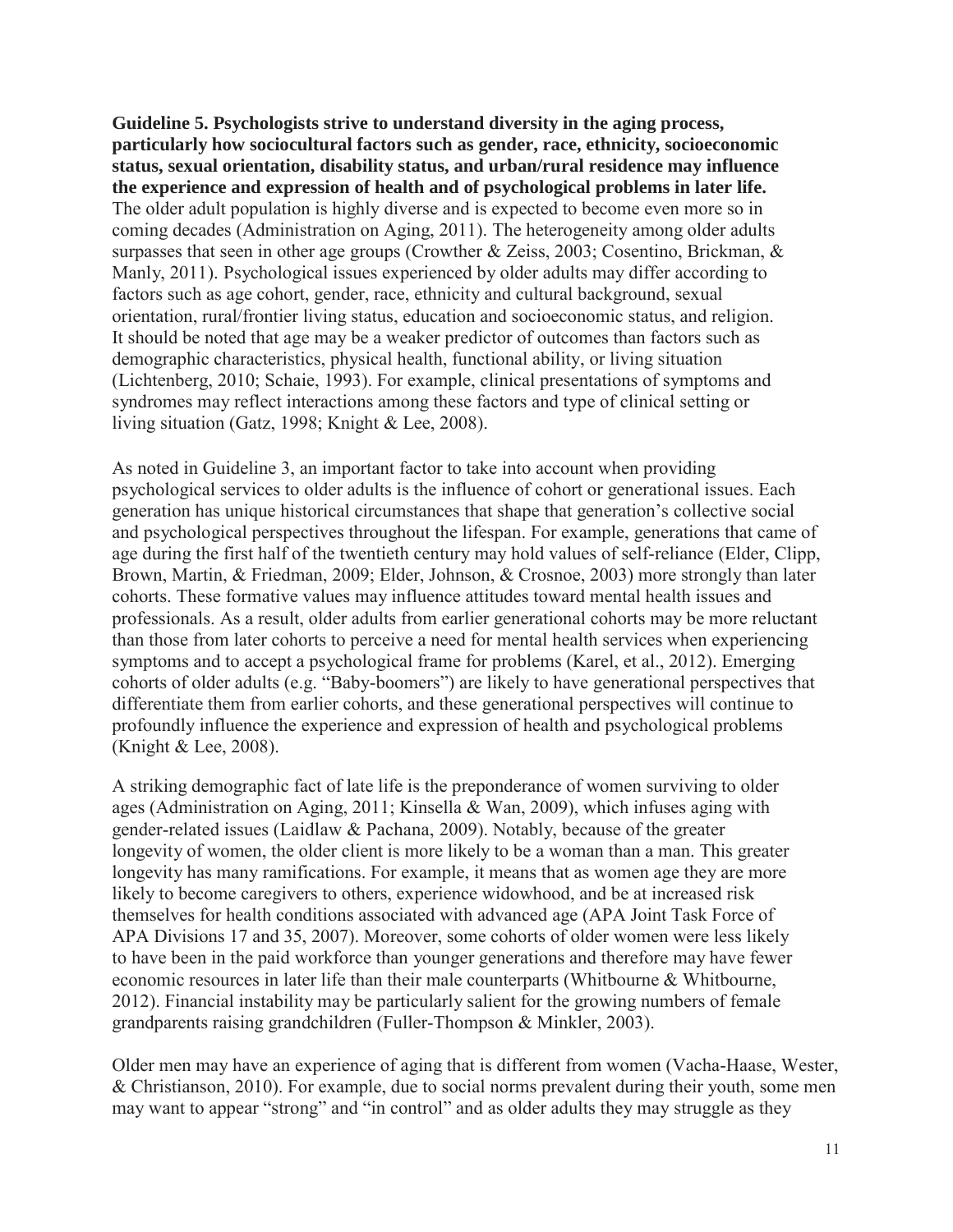**Guideline 5. Psychologists strive to understand diversity in the aging process, particularly how sociocultural factors such as gender, race, ethnicity, socioeconomic status, sexual orientation, disability status, and urban/rural residence may influence the experience and expression of health and of psychological problems in later life.** The older adult population is highly diverse and is expected to become even more so in coming decades (Administration on Aging, 2011). The heterogeneity among older adults surpasses that seen in other age groups (Crowther & Zeiss, 2003; Cosentino, Brickman, & Manly, 2011). Psychological issues experienced by older adults may differ according to factors such as age cohort, gender, race, ethnicity and cultural background, sexual orientation, rural/frontier living status, education and socioeconomic status, and religion. It should be noted that age may be a weaker predictor of outcomes than factors such as demographic characteristics, physical health, functional ability, or living situation (Lichtenberg, 2010; Schaie, 1993). For example, clinical presentations of symptoms and syndromes may reflect interactions among these factors and type of clinical setting or living situation (Gatz, 1998; Knight & Lee, 2008).

As noted in Guideline 3, an important factor to take into account when providing psychological services to older adults is the influence of cohort or generational issues. Each generation has unique historical circumstances that shape that generation's collective social and psychological perspectives throughout the lifespan. For example, generations that came of age during the first half of the twentieth century may hold values of self-reliance (Elder, Clipp, Brown, Martin, & Friedman, 2009; Elder, Johnson, & Crosnoe, 2003) more strongly than later cohorts. These formative values may influence attitudes toward mental health issues and professionals. As a result, older adults from earlier generational cohorts may be more reluctant than those from later cohorts to perceive a need for mental health services when experiencing symptoms and to accept a psychological frame for problems (Karel, et al., 2012). Emerging cohorts of older adults (e.g. "Baby-boomers") are likely to have generational perspectives that differentiate them from earlier cohorts, and these generational perspectives will continue to profoundly influence the experience and expression of health and psychological problems (Knight & Lee, 2008).

A striking demographic fact of late life is the preponderance of women surviving to older ages (Administration on Aging, 2011; Kinsella & Wan, 2009), which infuses aging with gender-related issues (Laidlaw & Pachana, 2009). Notably, because of the greater longevity of women, the older client is more likely to be a woman than a man. This greater longevity has many ramifications. For example, it means that as women age they are more likely to become caregivers to others, experience widowhood, and be at increased risk themselves for health conditions associated with advanced age (APA Joint Task Force of APA Divisions 17 and 35, 2007). Moreover, some cohorts of older women were less likely to have been in the paid workforce than younger generations and therefore may have fewer economic resources in later life than their male counterparts (Whitbourne & Whitbourne, 2012). Financial instability may be particularly salient for the growing numbers of female grandparents raising grandchildren (Fuller-Thompson & Minkler, 2003).

Older men may have an experience of aging that is different from women (Vacha-Haase, Wester, & Christianson, 2010). For example, due to social norms prevalent during their youth, some men may want to appear "strong" and "in control" and as older adults they may struggle as they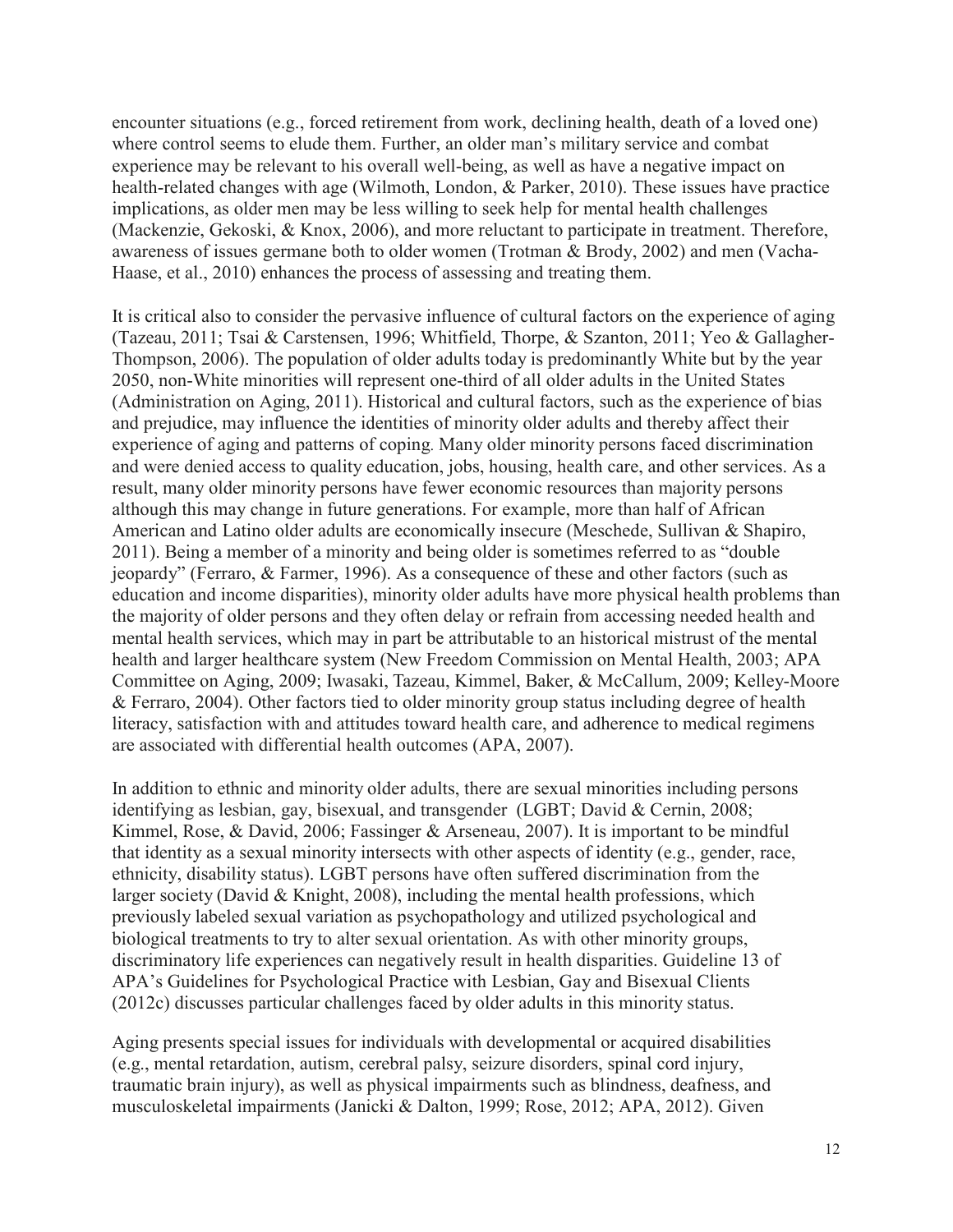encounter situations (e.g., forced retirement from work, declining health, death of a loved one) where control seems to elude them. Further, an older man's military service and combat experience may be relevant to his overall well-being, as well as have a negative impact on health-related changes with age (Wilmoth, London, & Parker, 2010). These issues have practice implications, as older men may be less willing to seek help for mental health challenges (Mackenzie, Gekoski, & Knox, 2006), and more reluctant to participate in treatment. Therefore, awareness of issues germane both to older women (Trotman & Brody, 2002) and men (Vacha-Haase, et al., 2010) enhances the process of assessing and treating them.

It is critical also to consider the pervasive influence of cultural factors on the experience of aging (Tazeau, 2011; Tsai & Carstensen, 1996; Whitfield, Thorpe, & Szanton, 2011; Yeo & Gallagher-Thompson, 2006). The population of older adults today is predominantly White but by the year 2050, non-White minorities will represent one-third of all older adults in the United States (Administration on Aging, 2011). Historical and cultural factors, such as the experience of bias and prejudice, may influence the identities of minority older adults and thereby affect their experience of aging and patterns of coping. Many older minority persons faced discrimination and were denied access to quality education, jobs, housing, health care, and other services. As a result, many older minority persons have fewer economic resources than majority persons although this may change in future generations. For example, more than half of African American and Latino older adults are economically insecure (Meschede, Sullivan & Shapiro, 2011). Being a member of a minority and being older is sometimes referred to as "double jeopardy" (Ferraro, & Farmer, 1996). As a consequence of these and other factors (such as education and income disparities), minority older adults have more physical health problems than the majority of older persons and they often delay or refrain from accessing needed health and mental health services, which may in part be attributable to an historical mistrust of the mental health and larger healthcare system (New Freedom Commission on Mental Health, 2003; APA Committee on Aging, 2009; Iwasaki, Tazeau, Kimmel, Baker, & McCallum, 2009; Kelley-Moore & Ferraro, 2004). Other factors tied to older minority group status including degree of health literacy, satisfaction with and attitudes toward health care, and adherence to medical regimens are associated with differential health outcomes (APA, 2007).

In addition to ethnic and minority older adults, there are sexual minorities including persons identifying as lesbian, gay, bisexual, and transgender (LGBT; David & Cernin, 2008; Kimmel, Rose, & David, 2006; Fassinger & Arseneau, 2007). It is important to be mindful that identity as a sexual minority intersects with other aspects of identity (e.g., gender, race, ethnicity, disability status). LGBT persons have often suffered discrimination from the larger society (David & Knight, 2008), including the mental health professions, which previously labeled sexual variation as psychopathology and utilized psychological and biological treatments to try to alter sexual orientation. As with other minority groups, discriminatory life experiences can negatively result in health disparities. Guideline 13 of APA's Guidelines for Psychological Practice with Lesbian, Gay and Bisexual Clients (2012c) discusses particular challenges faced by older adults in this minority status.

Aging presents special issues for individuals with developmental or acquired disabilities (e.g., mental retardation, autism, cerebral palsy, seizure disorders, spinal cord injury, traumatic brain injury), as well as physical impairments such as blindness, deafness, and musculoskeletal impairments (Janicki & Dalton, 1999; Rose, 2012; APA, 2012). Given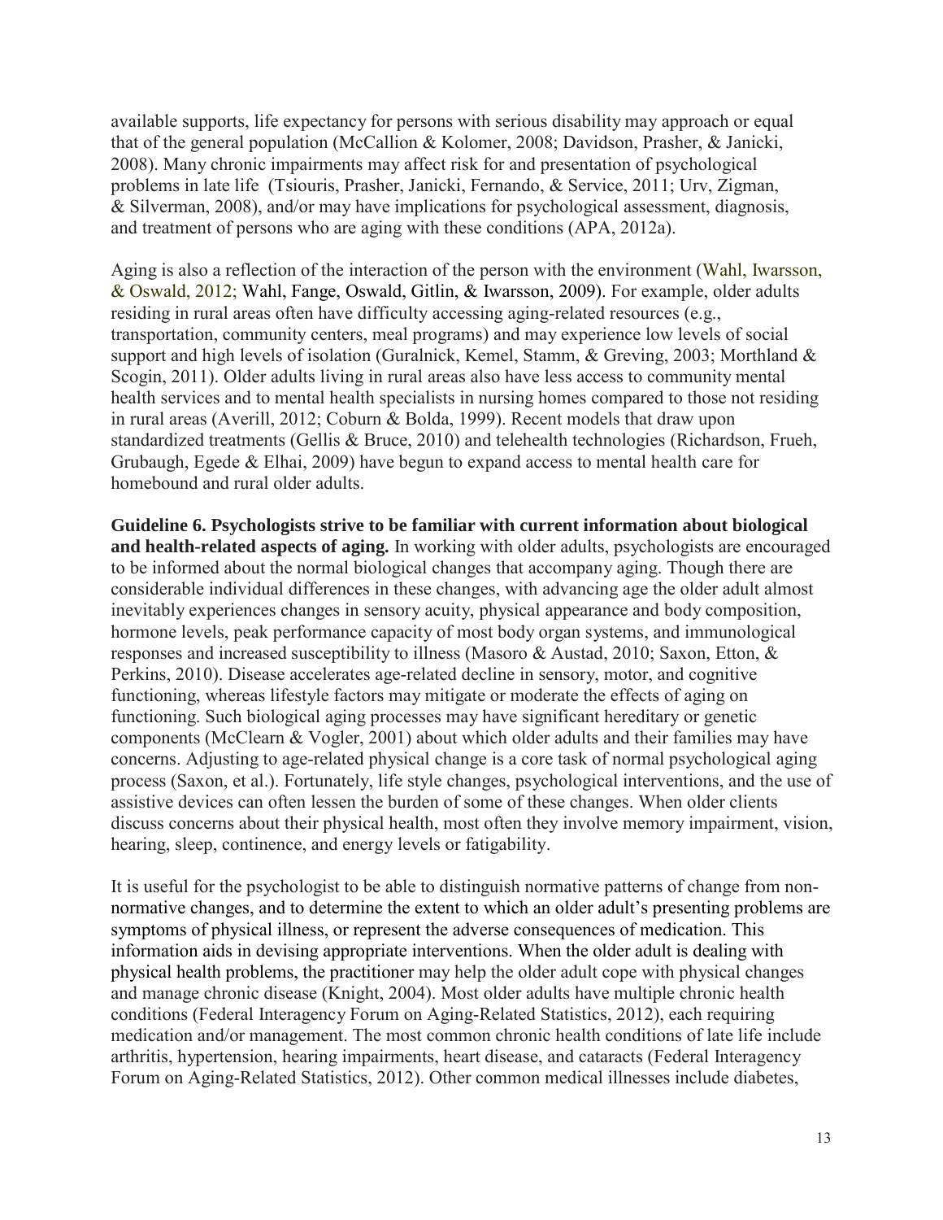available supports, life expectancy for persons with serious disability may approach or equal that of the general population (McCallion & Kolomer, 2008; Davidson, Prasher, & Janicki, 2008). Many chronic impairments may affect risk for and presentation of psychological problems in late life (Tsiouris, Prasher, Janicki, Fernando, & Service, 2011; Urv, Zigman, & Silverman, 2008), and/or may have implications for psychological assessment, diagnosis, and treatment of persons who are aging with these conditions (APA, 2012a).

Aging is also a reflection of the interaction of the person with the environment (Wahl, Iwarsson, & Oswald, 2012; Wahl, Fange, Oswald, Gitlin, & Iwarsson, 2009). For example, older adults residing in rural areas often have difficulty accessing aging-related resources (e.g., transportation, community centers, meal programs) and may experience low levels of social support and high levels of isolation (Guralnick, Kemel, Stamm, & Greving, 2003; Morthland & Scogin, 2011). Older adults living in rural areas also have less access to community mental health services and to mental health specialists in nursing homes compared to those not residing in rural areas (Averill, 2012; Coburn & Bolda, 1999). Recent models that draw upon standardized treatments (Gellis & Bruce, 2010) and telehealth technologies (Richardson, Frueh, Grubaugh, Egede & Elhai, 2009) have begun to expand access to mental health care for homebound and rural older adults.

**Guideline 6. Psychologists strive to be familiar with current information about biological and health-related aspects of aging.** In working with older adults, psychologists are encouraged to be informed about the normal biological changes that accompany aging. Though there are considerable individual differences in these changes, with advancing age the older adult almost inevitably experiences changes in sensory acuity, physical appearance and body composition, hormone levels, peak performance capacity of most body organ systems, and immunological responses and increased susceptibility to illness (Masoro & Austad, 2010; Saxon, Etton, & Perkins, 2010). Disease accelerates age-related decline in sensory, motor, and cognitive functioning, whereas lifestyle factors may mitigate or moderate the effects of aging on functioning. Such biological aging processes may have significant hereditary or genetic components (McClearn & Vogler, 2001) about which older adults and their families may have concerns. Adjusting to age-related physical change is a core task of normal psychological aging process (Saxon, et al.). Fortunately, life style changes, psychological interventions, and the use of assistive devices can often lessen the burden of some of these changes. When older clients discuss concerns about their physical health, most often they involve memory impairment, vision, hearing, sleep, continence, and energy levels or fatigability.

It is useful for the psychologist to be able to distinguish normative patterns of change from non-normative changes, and to determine the extent to which an older adult's presenting problems are symptoms of physical illness, or represent the adverse consequences of medication. This information aids in devising appropriate interventions. When the older adult is dealing with physical health problems, the practitioner may help the older adult cope with physical changes and manage chronic disease (Knight, 2004). Most older adults have multiple chronic health conditions (Federal Interagency Forum on Aging-Related Statistics, 2012), each requiring medication and/or management. The most common chronic health conditions of late life include arthritis, hypertension, hearing impairments, heart disease, and cataracts (Federal Interagency Forum on Aging-Related Statistics, 2012). Other common medical illnesses include diabetes,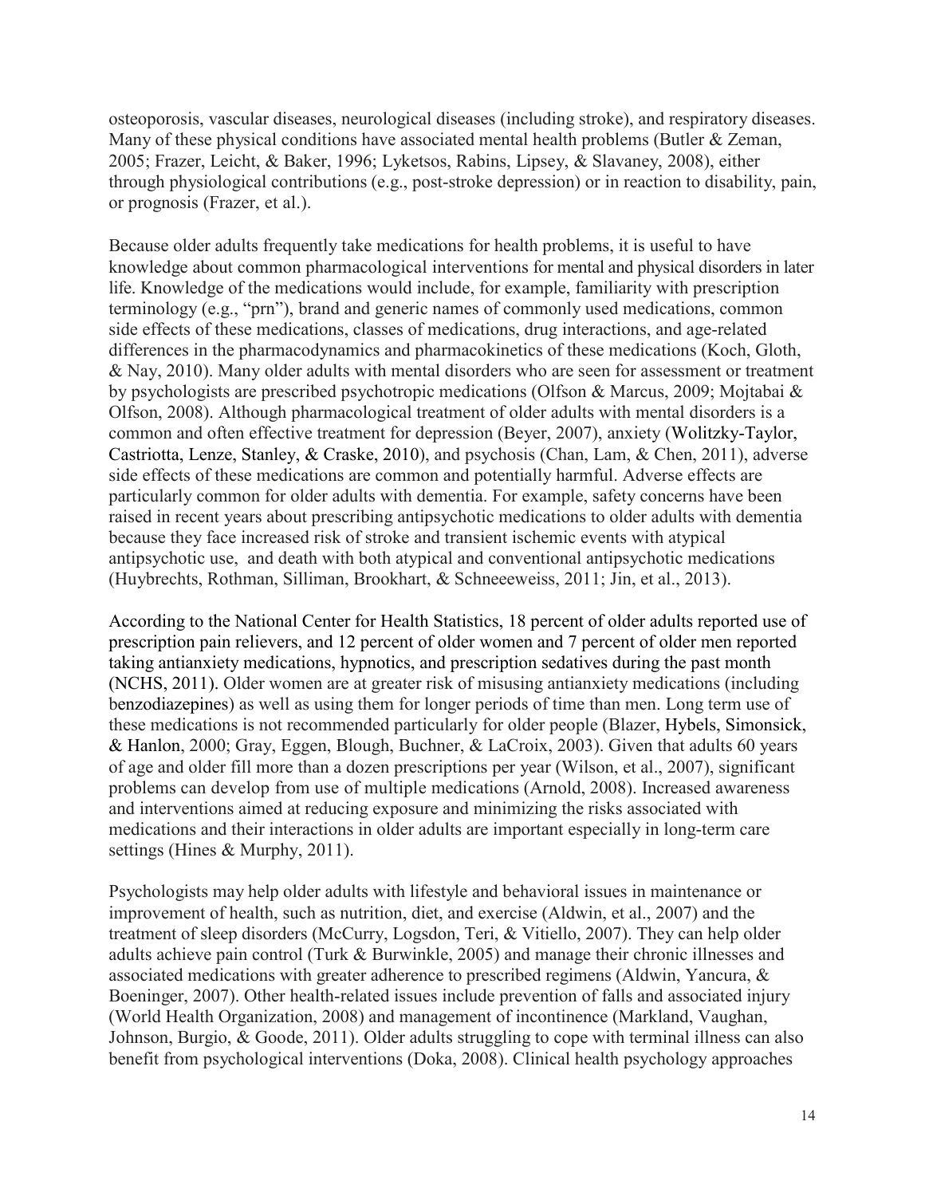osteoporosis, vascular diseases, neurological diseases (including stroke), and respiratory diseases. Many of these physical conditions have associated mental health problems (Butler & Zeman, 2005; Frazer, Leicht, & Baker, 1996; Lyketsos, Rabins, Lipsey, & Slavaney, 2008), either through physiological contributions (e.g., post-stroke depression) or in reaction to disability, pain, or prognosis (Frazer, et al.).

Because older adults frequently take medications for health problems, it is useful to have knowledge about common pharmacological interventions for mental and physical disorders in later life. Knowledge of the medications would include, for example, familiarity with prescription terminology (e.g., "prn"), brand and generic names of commonly used medications, common side effects of these medications, classes of medications, drug interactions, and age-related differences in the pharmacodynamics and pharmacokinetics of these medications (Koch, Gloth, & Nay, 2010). Many older adults with mental disorders who are seen for assessment or treatment by psychologists are prescribed psychotropic medications (Olfson & Marcus, 2009; Mojtabai & Olfson, 2008). Although pharmacological treatment of older adults with mental disorders is a common and often effective treatment for depression (Beyer, 2007), anxiety (Wolitzky-Taylor, Castriotta, Lenze, Stanley, & Craske, 2010), and psychosis (Chan, Lam, & Chen, 2011), adverse side effects of these medications are common and potentially harmful. Adverse effects are particularly common for older adults with dementia. For example, safety concerns have been raised in recent years about prescribing antipsychotic medications to older adults with dementia because they face increased risk of stroke and transient ischemic events with atypical antipsychotic use, and death with both atypical and conventional antipsychotic medications (Huybrechts, Rothman, Silliman, Brookhart, & Schneeeweiss, 2011; Jin, et al., 2013).

According to the National Center for Health Statistics, 18 percent of older adults reported use of prescription pain relievers, and 12 percent of older women and 7 percent of older men reported taking antianxiety medications, hypnotics, and prescription sedatives during the past month (NCHS, 2011). Older women are at greater risk of misusing antianxiety medications (including benzodiazepines) as well as using them for longer periods of time than men. Long term use of these medications is not recommended particularly for older people (Blazer, Hybels, Simonsick, & Hanlon, 2000; Gray, Eggen, Blough, Buchner, & LaCroix, 2003). Given that adults 60 years of age and older fill more than a dozen prescriptions per year (Wilson, et al., 2007), significant problems can develop from use of multiple medications (Arnold, 2008). Increased awareness and interventions aimed at reducing exposure and minimizing the risks associated with medications and their interactions in older adults are important especially in long-term care settings (Hines & Murphy, 2011).

Psychologists may help older adults with lifestyle and behavioral issues in maintenance or improvement of health, such as nutrition, diet, and exercise (Aldwin, et al., 2007) and the treatment of sleep disorders (McCurry, Logsdon, Teri, & Vitiello, 2007). They can help older adults achieve pain control (Turk & Burwinkle, 2005) and manage their chronic illnesses and associated medications with greater adherence to prescribed regimens (Aldwin, Yancura, & Boeninger, 2007). Other health-related issues include prevention of falls and associated injury (World Health Organization, 2008) and management of incontinence (Markland, Vaughan, Johnson, Burgio, & Goode, 2011). Older adults struggling to cope with terminal illness can also benefit from psychological interventions (Doka, 2008). Clinical health psychology approaches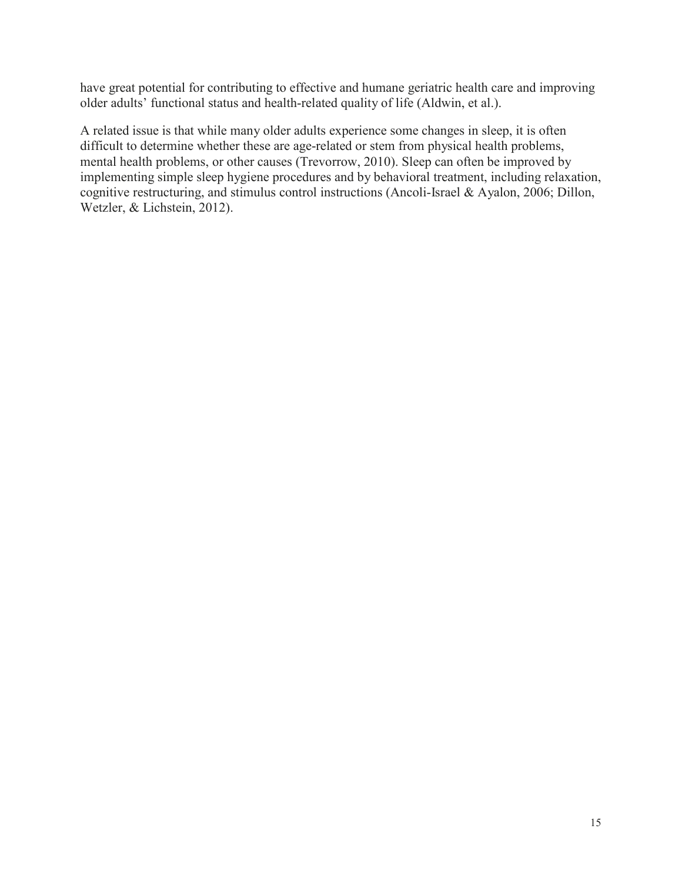have great potential for contributing to effective and humane geriatric health care and improving older adults' functional status and health-related quality of life (Aldwin, et al.).

A related issue is that while many older adults experience some changes in sleep, it is often difficult to determine whether these are age-related or stem from physical health problems, mental health problems, or other causes (Trevorrow, 2010). Sleep can often be improved by implementing simple sleep hygiene procedures and by behavioral treatment, including relaxation, cognitive restructuring, and stimulus control instructions (Ancoli-Israel & Ayalon, 2006; Dillon, Wetzler, & Lichstein, 2012).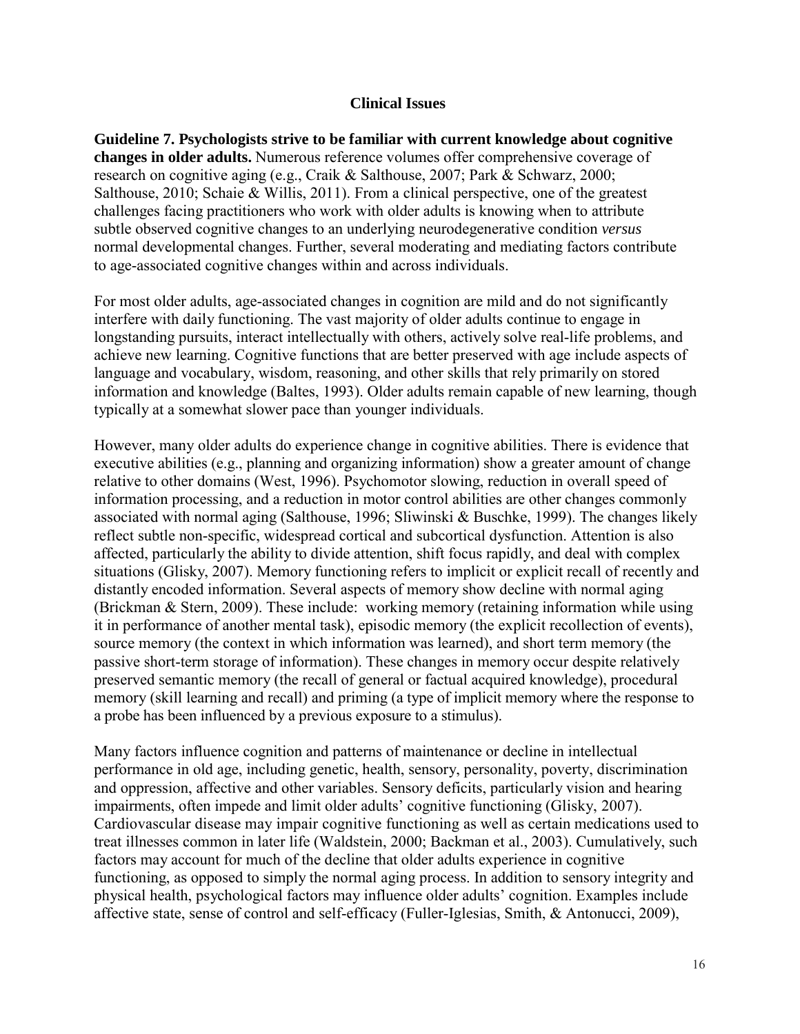## Clinical Issues

**Guideline 7. Psychologists strive to be familiar with current knowledge about cognitive changes in older adults.** Numerous reference volumes offer comprehensive coverage of research on cognitive aging (e.g., Craik & Salthouse, 2007; Park & Schwarz, 2000; Salthouse, 2010; Schaie & Willis, 2011). From a clinical perspective, one of the greatest challenges facing practitioners who work with older adults is knowing when to attribute subtle observed cognitive changes to an underlying neurodegenerative condition *versus* normal developmental changes. Further, several moderating and mediating factors contribute to age-associated cognitive changes within and across individuals.

For most older adults, age-associated changes in cognition are mild and do not significantly interfere with daily functioning. The vast majority of older adults continue to engage in longstanding pursuits, interact intellectually with others, actively solve real-life problems, and achieve new learning. Cognitive functions that are better preserved with age include aspects of language and vocabulary, wisdom, reasoning, and other skills that rely primarily on stored information and knowledge (Baltes, 1993). Older adults remain capable of new learning, though typically at a somewhat slower pace than younger individuals.

However, many older adults do experience change in cognitive abilities. There is evidence that executive abilities (e.g., planning and organizing information) show a greater amount of change relative to other domains (West, 1996). Psychomotor slowing, reduction in overall speed of information processing, and a reduction in motor control abilities are other changes commonly associated with normal aging (Salthouse, 1996; Sliwinski & Buschke, 1999). The changes likely reflect subtle non-specific, widespread cortical and subcortical dysfunction. Attention is also affected, particularly the ability to divide attention, shift focus rapidly, and deal with complex situations (Glisky, 2007). Memory functioning refers to implicit or explicit recall of recently and distantly encoded information. Several aspects of memory show decline with normal aging (Brickman & Stern, 2009). These include: working memory (retaining information while using it in performance of another mental task), episodic memory (the explicit recollection of events), source memory (the context in which information was learned), and short term memory (the passive short-term storage of information). These changes in memory occur despite relatively preserved semantic memory (the recall of general or factual acquired knowledge), procedural memory (skill learning and recall) and priming (a type of implicit memory where the response to a probe has been influenced by a previous exposure to a stimulus).

Many factors influence cognition and patterns of maintenance or decline in intellectual performance in old age, including genetic, health, sensory, personality, poverty, discrimination and oppression, affective and other variables. Sensory deficits, particularly vision and hearing impairments, often impede and limit older adults' cognitive functioning (Glisky, 2007). Cardiovascular disease may impair cognitive functioning as well as certain medications used to treat illnesses common in later life (Waldstein, 2000; Backman et al., 2003). Cumulatively, such factors may account for much of the decline that older adults experience in cognitive functioning, as opposed to simply the normal aging process. In addition to sensory integrity and physical health, psychological factors may influence older adults' cognition. Examples include affective state, sense of control and self-efficacy (Fuller-Iglesias, Smith, & Antonucci, 2009),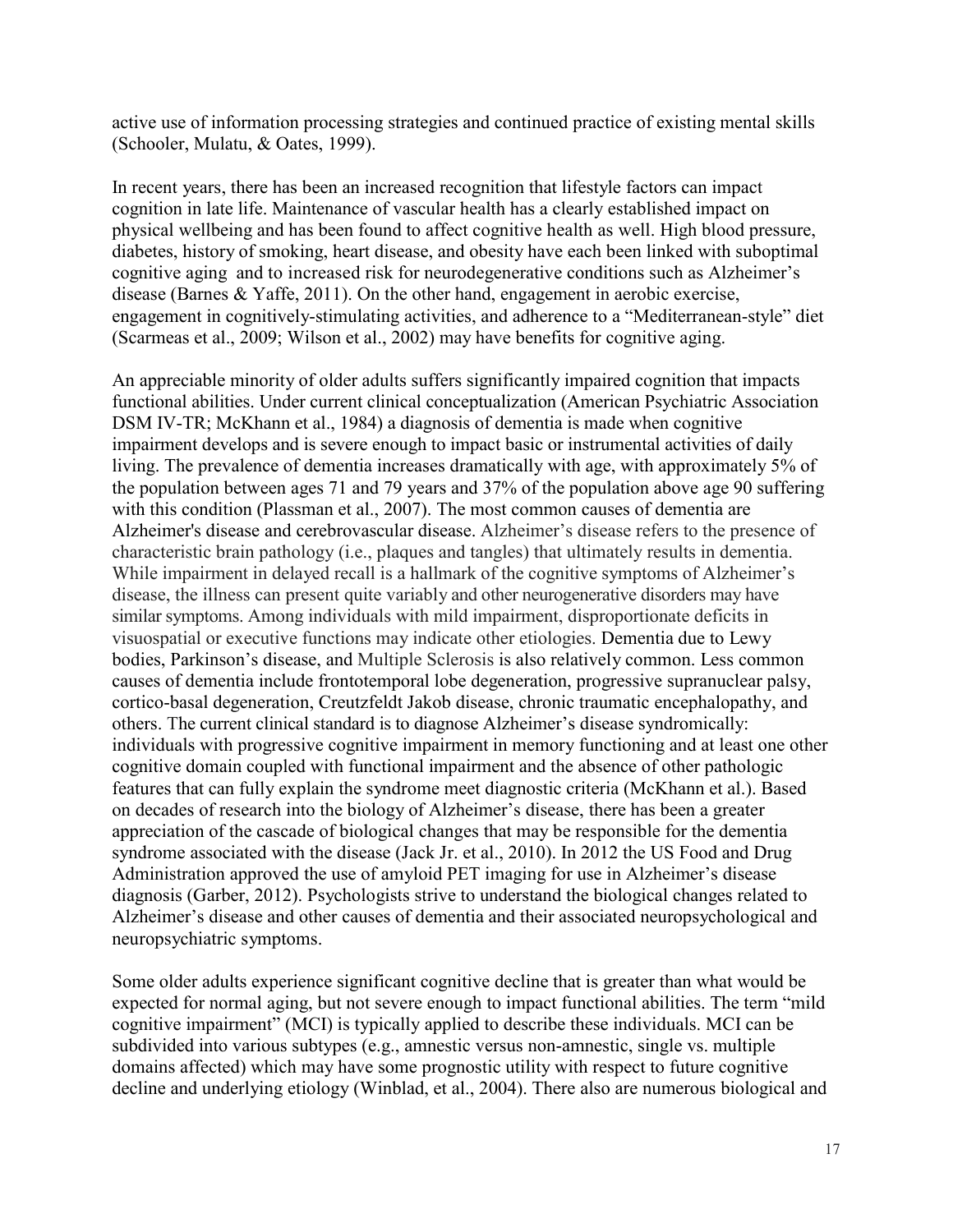active use of information processing strategies and continued practice of existing mental skills (Schooler, Mulatu, & Oates, 1999).

In recent years, there has been an increased recognition that lifestyle factors can impact cognition in late life. Maintenance of vascular health has a clearly established impact on physical wellbeing and has been found to affect cognitive health as well. High blood pressure, diabetes, history of smoking, heart disease, and obesity have each been linked with suboptimal cognitive aging and to increased risk for neurodegenerative conditions such as Alzheimer's disease (Barnes & Yaffe, 2011). On the other hand, engagement in aerobic exercise, engagement in cognitively-stimulating activities, and adherence to a "Mediterranean-style" diet (Scarmeas et al., 2009; Wilson et al., 2002) may have benefits for cognitive aging.

An appreciable minority of older adults suffers significantly impaired cognition that impacts functional abilities. Under current clinical conceptualization (American Psychiatric Association DSM IV-TR; McKhann et al., 1984) a diagnosis of dementia is made when cognitive impairment develops and is severe enough to impact basic or instrumental activities of daily living. The prevalence of dementia increases dramatically with age, with approximately 5% of the population between ages 71 and 79 years and 37% of the population above age 90 suffering with this condition (Plassman et al., 2007). The most common causes of dementia are Alzheimer's disease and cerebrovascular disease. Alzheimer's disease refers to the presence of characteristic brain pathology (i.e., plaques and tangles) that ultimately results in dementia. While impairment in delayed recall is a hallmark of the cognitive symptoms of Alzheimer's disease, the illness can present quite variably and other neurogenerative disorders may have similar symptoms. Among individuals with mild impairment, disproportionate deficits in visuospatial or executive functions may indicate other etiologies. Dementia due to Lewy bodies, Parkinson's disease, and Multiple Sclerosis is also relatively common. Less common causes of dementia include frontotemporal lobe degeneration, progressive supranuclear palsy, cortico-basal degeneration, Creutzfeldt Jakob disease, chronic traumatic encephalopathy, and others. The current clinical standard is to diagnose Alzheimer's disease syndromically: individuals with progressive cognitive impairment in memory functioning and at least one other cognitive domain coupled with functional impairment and the absence of other pathologic features that can fully explain the syndrome meet diagnostic criteria (McKhann et al.). Based on decades of research into the biology of Alzheimer's disease, there has been a greater appreciation of the cascade of biological changes that may be responsible for the dementia syndrome associated with the disease (Jack Jr. et al., 2010). In 2012 the US Food and Drug Administration approved the use of amyloid PET imaging for use in Alzheimer's disease diagnosis (Garber, 2012). Psychologists strive to understand the biological changes related to Alzheimer's disease and other causes of dementia and their associated neuropsychological and neuropsychiatric symptoms.

Some older adults experience significant cognitive decline that is greater than what would be expected for normal aging, but not severe enough to impact functional abilities. The term "mild cognitive impairment" (MCI) is typically applied to describe these individuals. MCI can be subdivided into various subtypes (e.g., amnestic versus non-amnestic, single vs. multiple domains affected) which may have some prognostic utility with respect to future cognitive decline and underlying etiology (Winblad, et al., 2004). There also are numerous biological and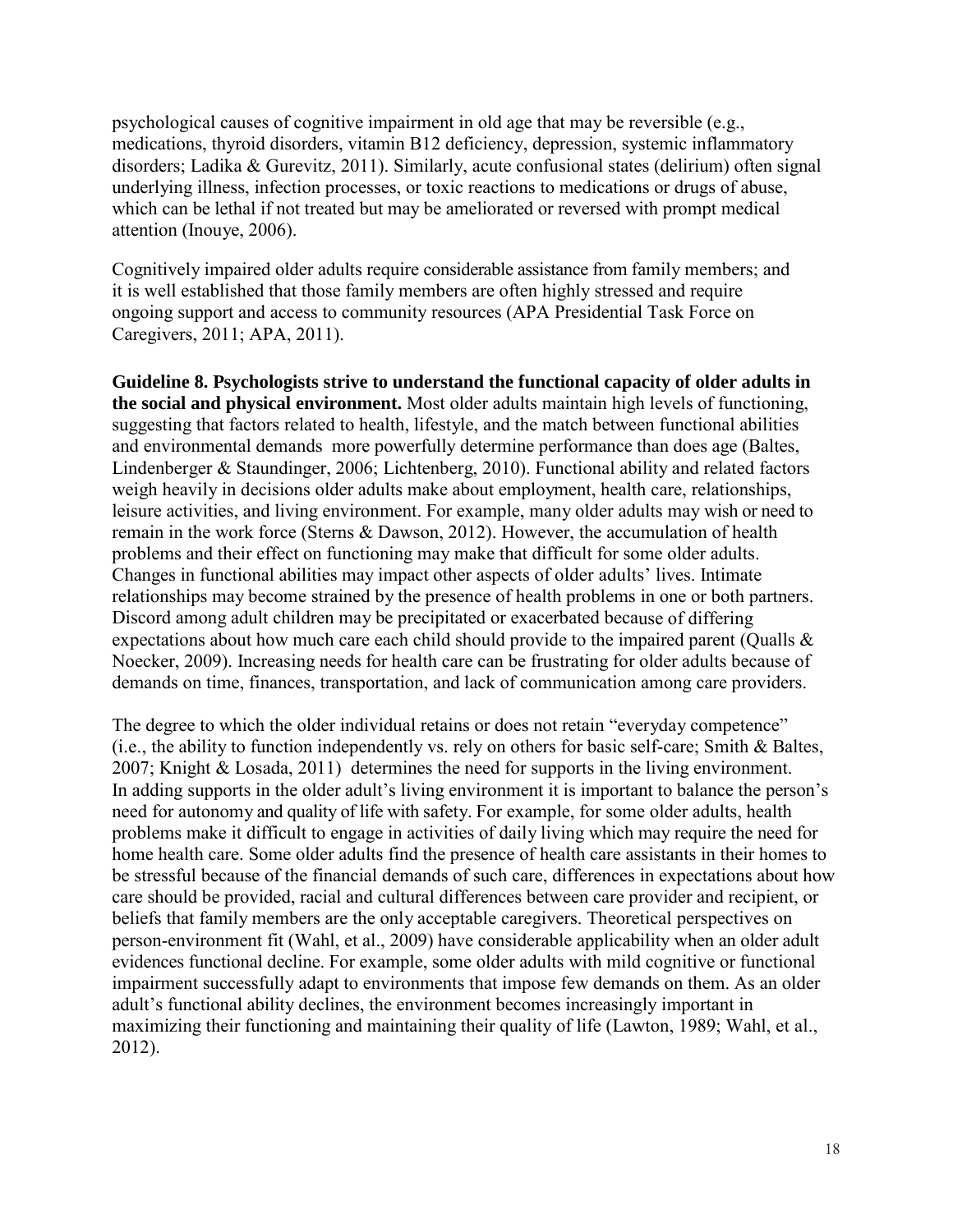psychological causes of cognitive impairment in old age that may be reversible (e.g., medications, thyroid disorders, vitamin B12 deficiency, depression, systemic inflammatory disorders; Ladika & Gurevitz, 2011). Similarly, acute confusional states (delirium) often signal underlying illness, infection processes, or toxic reactions to medications or drugs of abuse, which can be lethal if not treated but may be ameliorated or reversed with prompt medical attention (Inouye, 2006).

Cognitively impaired older adults require considerable assistance from family members; and it is well established that those family members are often highly stressed and require ongoing support and access to community resources (APA Presidential Task Force on Caregivers, 2011; APA, 2011).

**Guideline 8. Psychologists strive to understand the functional capacity of older adults in the social and physical environment.** Most older adults maintain high levels of functioning, suggesting that factors related to health, lifestyle, and the match between functional abilities and environmental demands more powerfully determine performance than does age (Baltes, Lindenberger & Staundinger, 2006; Lichtenberg, 2010). Functional ability and related factors weigh heavily in decisions older adults make about employment, health care, relationships, leisure activities, and living environment. For example, many older adults may wish or need to remain in the work force (Sterns & Dawson, 2012). However, the accumulation of health problems and their effect on functioning may make that difficult for some older adults. Changes in functional abilities may impact other aspects of older adults' lives. Intimate relationships may become strained by the presence of health problems in one or both partners. Discord among adult children may be precipitated or exacerbated because of differing expectations about how much care each child should provide to the impaired parent (Qualls & Noecker, 2009). Increasing needs for health care can be frustrating for older adults because of demands on time, finances, transportation, and lack of communication among care providers.

The degree to which the older individual retains or does not retain "everyday competence" (i.e., the ability to function independently vs. rely on others for basic self-care; Smith & Baltes, 2007; Knight & Losada, 2011) determines the need for supports in the living environment. In adding supports in the older adult's living environment it is important to balance the person's need for autonomy and quality of life with safety. For example, for some older adults, health problems make it difficult to engage in activities of daily living which may require the need for home health care. Some older adults find the presence of health care assistants in their homes to be stressful because of the financial demands of such care, differences in expectations about how care should be provided, racial and cultural differences between care provider and recipient, or beliefs that family members are the only acceptable caregivers. Theoretical perspectives on person-environment fit (Wahl, et al., 2009) have considerable applicability when an older adult evidences functional decline. For example, some older adults with mild cognitive or functional impairment successfully adapt to environments that impose few demands on them. As an older adult's functional ability declines, the environment becomes increasingly important in maximizing their functioning and maintaining their quality of life (Lawton, 1989; Wahl, et al., 2012).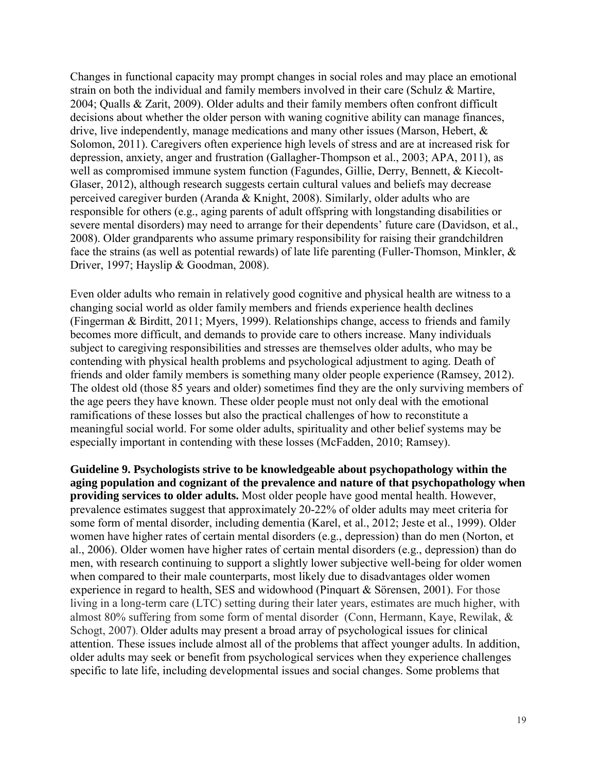Changes in functional capacity may prompt changes in social roles and may place an emotional strain on both the individual and family members involved in their care (Schulz & Martire, 2004; Qualls & Zarit, 2009). Older adults and their family members often confront difficult decisions about whether the older person with waning cognitive ability can manage finances, drive, live independently, manage medications and many other issues (Marson, Hebert, & Solomon, 2011). Caregivers often experience high levels of stress and are at increased risk for depression, anxiety, anger and frustration (Gallagher-Thompson et al., 2003; APA, 2011), as well as compromised immune system function (Fagundes, Gillie, Derry, Bennett, & Kiecolt-Glaser, 2012), although research suggests certain cultural values and beliefs may decrease perceived caregiver burden (Aranda & Knight, 2008). Similarly, older adults who are responsible for others (e.g., aging parents of adult offspring with longstanding disabilities or severe mental disorders) may need to arrange for their dependents' future care (Davidson, et al., 2008). Older grandparents who assume primary responsibility for raising their grandchildren face the strains (as well as potential rewards) of late life parenting (Fuller-Thomson, Minkler, & Driver, 1997; Hayslip & Goodman, 2008).

Even older adults who remain in relatively good cognitive and physical health are witness to a changing social world as older family members and friends experience health declines (Fingerman & Birditt, 2011; Myers, 1999). Relationships change, access to friends and family becomes more difficult, and demands to provide care to others increase. Many individuals subject to caregiving responsibilities and stresses are themselves older adults, who may be contending with physical health problems and psychological adjustment to aging. Death of friends and older family members is something many older people experience (Ramsey, 2012). The oldest old (those 85 years and older) sometimes find they are the only surviving members of the age peers they have known. These older people must not only deal with the emotional ramifications of these losses but also the practical challenges of how to reconstitute a meaningful social world. For some older adults, spirituality and other belief systems may be especially important in contending with these losses (McFadden, 2010; Ramsey).

**Guideline 9. Psychologists strive to be knowledgeable about psychopathology within the aging population and cognizant of the prevalence and nature of that psychopathology when providing services to older adults.** Most older people have good mental health. However, prevalence estimates suggest that approximately 20-22% of older adults may meet criteria for some form of mental disorder, including dementia (Karel, et al., 2012; Jeste et al., 1999). Older women have higher rates of certain mental disorders (e.g., depression) than do men (Norton, et al., 2006). Older women have higher rates of certain mental disorders (e.g., depression) than do men, with research continuing to support a slightly lower subjective well-being for older women when compared to their male counterparts, most likely due to disadvantages older women experience in regard to health, SES and widowhood (Pinquart & Sörensen, 2001). For those living in a long-term care (LTC) setting during their later years, estimates are much higher, with almost 80% suffering from some form of mental disorder (Conn, Hermann, Kaye, Rewilak, & Schogt, 2007). Older adults may present a broad array of psychological issues for clinical attention. These issues include almost all of the problems that affect younger adults. In addition, older adults may seek or benefit from psychological services when they experience challenges specific to late life, including developmental issues and social changes. Some problems that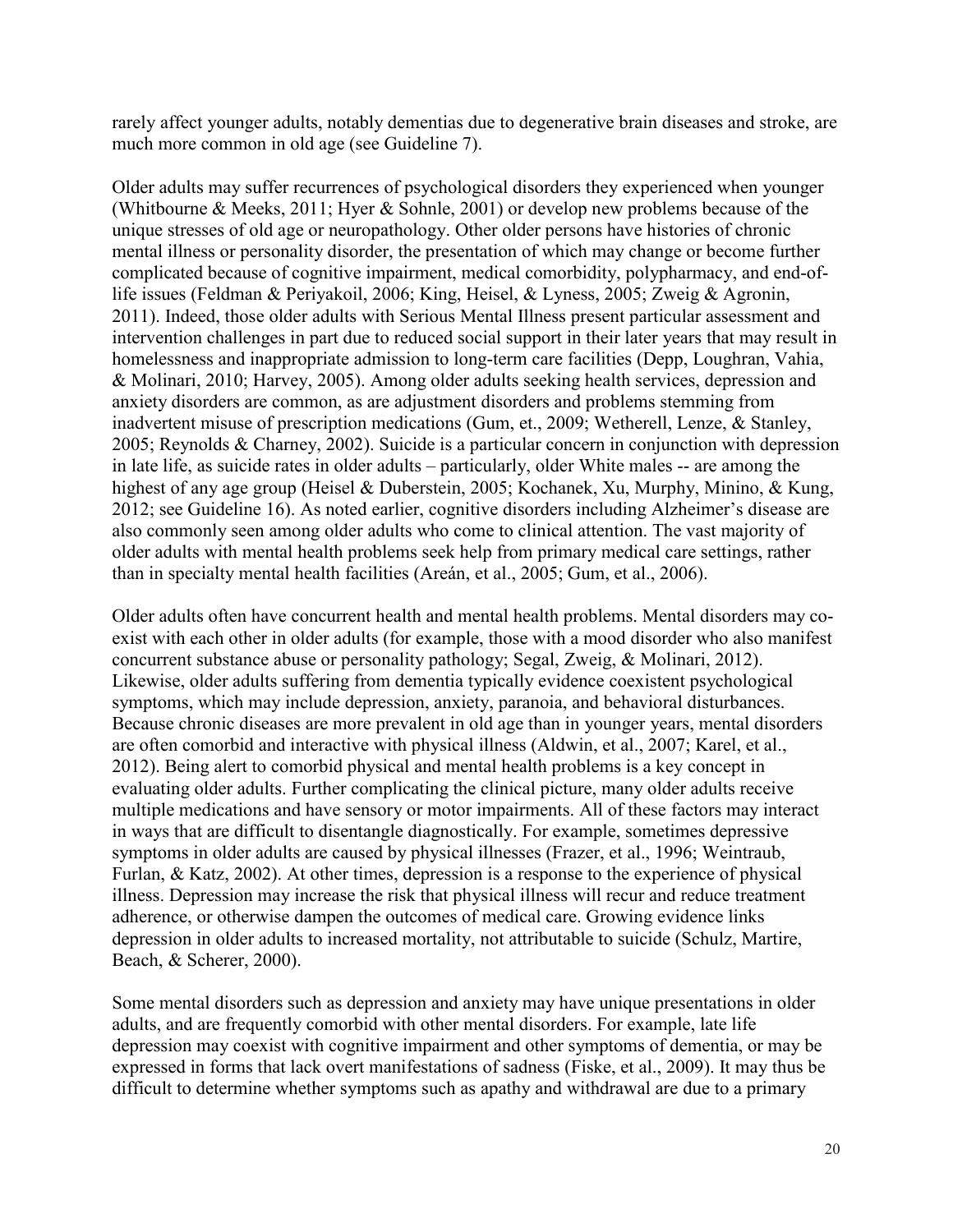rarely affect younger adults, notably dementias due to degenerative brain diseases and stroke, are much more common in old age (see Guideline 7).

Older adults may suffer recurrences of psychological disorders they experienced when younger (Whitbourne & Meeks, 2011; Hyer & Sohnle, 2001) or develop new problems because of the unique stresses of old age or neuropathology. Other older persons have histories of chronic mental illness or personality disorder, the presentation of which may change or become further complicated because of cognitive impairment, medical comorbidity, polypharmacy, and end-of-life issues (Feldman & Periyakoil, 2006; King, Heisel, & Lyness, 2005; Zweig & Agronin, 2011). Indeed, those older adults with Serious Mental Illness present particular assessment and intervention challenges in part due to reduced social support in their later years that may result in homelessness and inappropriate admission to long-term care facilities (Depp, Loughran, Vahia, & Molinari, 2010; Harvey, 2005). Among older adults seeking health services, depression and anxiety disorders are common, as are adjustment disorders and problems stemming from inadvertent misuse of prescription medications (Gum, et., 2009; Wetherell, Lenze, & Stanley, 2005; Reynolds & Charney, 2002). Suicide is a particular concern in conjunction with depression in late life, as suicide rates in older adults – particularly, older White males -- are among the highest of any age group (Heisel & Duberstein, 2005; Kochanek, Xu, Murphy, Minino, & Kung, 2012; see Guideline 16). As noted earlier, cognitive disorders including Alzheimer's disease are also commonly seen among older adults who come to clinical attention. The vast majority of older adults with mental health problems seek help from primary medical care settings, rather than in specialty mental health facilities (Areán, et al., 2005; Gum, et al., 2006).

Older adults often have concurrent health and mental health problems. Mental disorders may co-exist with each other in older adults (for example, those with a mood disorder who also manifest concurrent substance abuse or personality pathology; Segal, Zweig, & Molinari, 2012). Likewise, older adults suffering from dementia typically evidence coexistent psychological symptoms, which may include depression, anxiety, paranoia, and behavioral disturbances. Because chronic diseases are more prevalent in old age than in younger years, mental disorders are often comorbid and interactive with physical illness (Aldwin, et al., 2007; Karel, et al., 2012). Being alert to comorbid physical and mental health problems is a key concept in evaluating older adults. Further complicating the clinical picture, many older adults receive multiple medications and have sensory or motor impairments. All of these factors may interact in ways that are difficult to disentangle diagnostically. For example, sometimes depressive symptoms in older adults are caused by physical illnesses (Frazer, et al., 1996; Weintraub, Furlan, & Katz, 2002). At other times, depression is a response to the experience of physical illness. Depression may increase the risk that physical illness will recur and reduce treatment adherence, or otherwise dampen the outcomes of medical care. Growing evidence links depression in older adults to increased mortality, not attributable to suicide (Schulz, Martire, Beach, & Scherer, 2000).

Some mental disorders such as depression and anxiety may have unique presentations in older adults, and are frequently comorbid with other mental disorders. For example, late life depression may coexist with cognitive impairment and other symptoms of dementia, or may be expressed in forms that lack overt manifestations of sadness (Fiske, et al., 2009). It may thus be difficult to determine whether symptoms such as apathy and withdrawal are due to a primary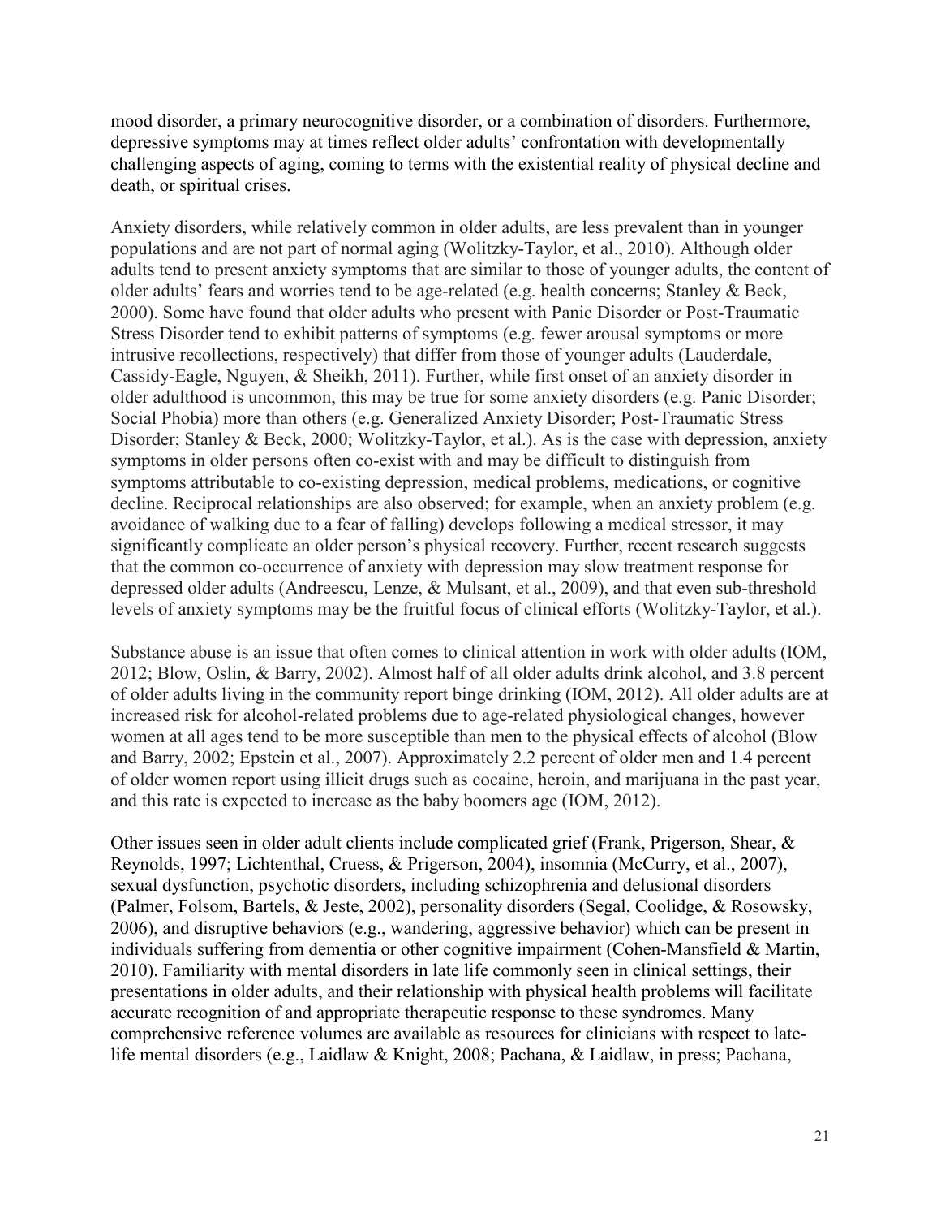mood disorder, a primary neurocognitive disorder, or a combination of disorders. Furthermore, depressive symptoms may at times reflect older adults' confrontation with developmentally challenging aspects of aging, coming to terms with the existential reality of physical decline and death, or spiritual crises.

Anxiety disorders, while relatively common in older adults, are less prevalent than in younger populations and are not part of normal aging (Wolitzky-Taylor, et al., 2010). Although older adults tend to present anxiety symptoms that are similar to those of younger adults, the content of older adults' fears and worries tend to be age-related (e.g. health concerns; Stanley & Beck, 2000). Some have found that older adults who present with Panic Disorder or Post-Traumatic Stress Disorder tend to exhibit patterns of symptoms (e.g. fewer arousal symptoms or more intrusive recollections, respectively) that differ from those of younger adults (Lauderdale, Cassidy-Eagle, Nguyen, & Sheikh, 2011). Further, while first onset of an anxiety disorder in older adulthood is uncommon, this may be true for some anxiety disorders (e.g. Panic Disorder; Social Phobia) more than others (e.g. Generalized Anxiety Disorder; Post-Traumatic Stress Disorder; Stanley & Beck, 2000; Wolitzky-Taylor, et al.). As is the case with depression, anxiety symptoms in older persons often co-exist with and may be difficult to distinguish from symptoms attributable to co-existing depression, medical problems, medications, or cognitive decline. Reciprocal relationships are also observed; for example, when an anxiety problem (e.g. avoidance of walking due to a fear of falling) develops following a medical stressor, it may significantly complicate an older person's physical recovery. Further, recent research suggests that the common co-occurrence of anxiety with depression may slow treatment response for depressed older adults (Andreescu, Lenze, & Mulsant, et al., 2009), and that even sub-threshold levels of anxiety symptoms may be the fruitful focus of clinical efforts (Wolitzky-Taylor, et al.).

Substance abuse is an issue that often comes to clinical attention in work with older adults (IOM, 2012; Blow, Oslin, & Barry, 2002). Almost half of all older adults drink alcohol, and 3.8 percent of older adults living in the community report binge drinking (IOM, 2012). All older adults are at increased risk for alcohol-related problems due to age-related physiological changes, however women at all ages tend to be more susceptible than men to the physical effects of alcohol (Blow and Barry, 2002; Epstein et al., 2007). Approximately 2.2 percent of older men and 1.4 percent of older women report using illicit drugs such as cocaine, heroin, and marijuana in the past year, and this rate is expected to increase as the baby boomers age (IOM, 2012).

Other issues seen in older adult clients include complicated grief (Frank, Prigerson, Shear, & Reynolds, 1997; Lichtenthal, Cruess, & Prigerson, 2004), insomnia (McCurry, et al., 2007), sexual dysfunction, psychotic disorders, including schizophrenia and delusional disorders (Palmer, Folsom, Bartels, & Jeste, 2002), personality disorders (Segal, Coolidge, & Rosowsky, 2006), and disruptive behaviors (e.g., wandering, aggressive behavior) which can be present in individuals suffering from dementia or other cognitive impairment (Cohen-Mansfield & Martin, 2010). Familiarity with mental disorders in late life commonly seen in clinical settings, their presentations in older adults, and their relationship with physical health problems will facilitate accurate recognition of and appropriate therapeutic response to these syndromes. Many comprehensive reference volumes are available as resources for clinicians with respect to late-life mental disorders (e.g., Laidlaw & Knight, 2008; Pachana, & Laidlaw, in press; Pachana,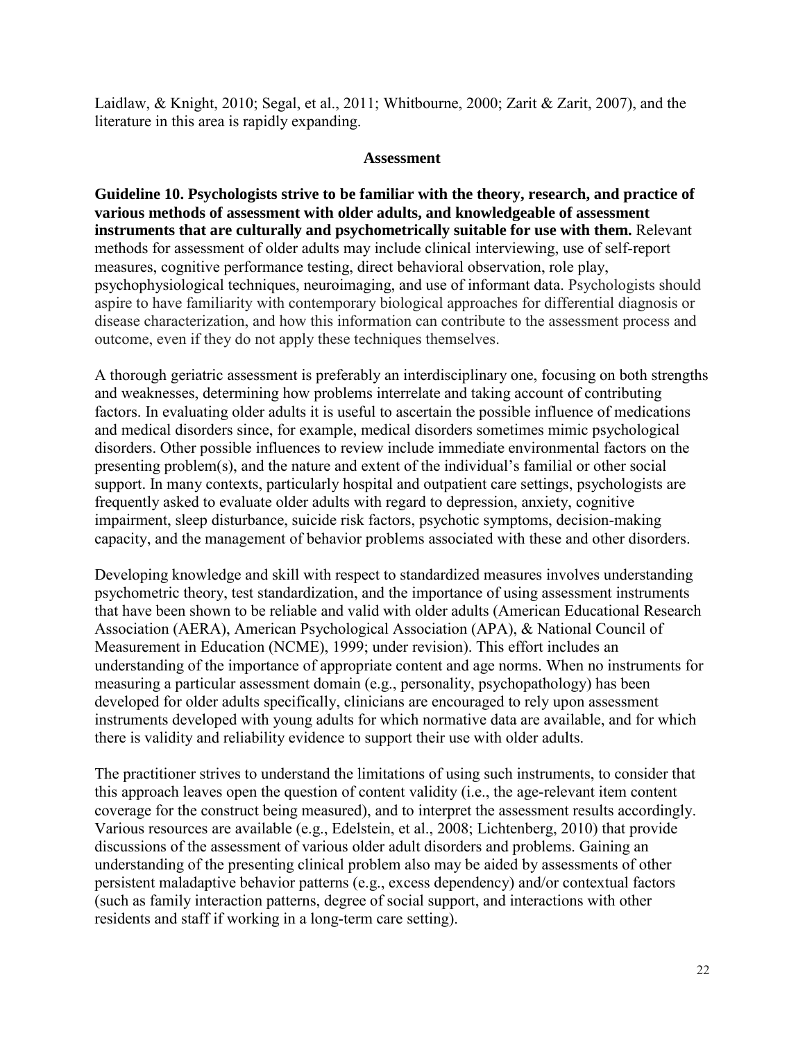Laidlaw, & Knight, 2010; Segal, et al., 2011; Whitbourne, 2000; Zarit & Zarit, 2007), and the literature in this area is rapidly expanding.

## Assessment

**Guideline 10. Psychologists strive to be familiar with the theory, research, and practice of various methods of assessment with older adults, and knowledgeable of assessment instruments that are culturally and psychometrically suitable for use with them.** Relevant methods for assessment of older adults may include clinical interviewing, use of self-report measures, cognitive performance testing, direct behavioral observation, role play, psychophysiological techniques, neuroimaging, and use of informant data. Psychologists should aspire to have familiarity with contemporary biological approaches for differential diagnosis or disease characterization, and how this information can contribute to the assessment process and outcome, even if they do not apply these techniques themselves.

A thorough geriatric assessment is preferably an interdisciplinary one, focusing on both strengths and weaknesses, determining how problems interrelate and taking account of contributing factors. In evaluating older adults it is useful to ascertain the possible influence of medications and medical disorders since, for example, medical disorders sometimes mimic psychological disorders. Other possible influences to review include immediate environmental factors on the presenting problem(s), and the nature and extent of the individual's familial or other social support. In many contexts, particularly hospital and outpatient care settings, psychologists are frequently asked to evaluate older adults with regard to depression, anxiety, cognitive impairment, sleep disturbance, suicide risk factors, psychotic symptoms, decision-making capacity, and the management of behavior problems associated with these and other disorders.

Developing knowledge and skill with respect to standardized measures involves understanding psychometric theory, test standardization, and the importance of using assessment instruments that have been shown to be reliable and valid with older adults (American Educational Research Association (AERA), American Psychological Association (APA), & National Council of Measurement in Education (NCME), 1999; under revision). This effort includes an understanding of the importance of appropriate content and age norms. When no instruments for measuring a particular assessment domain (e.g., personality, psychopathology) has been developed for older adults specifically, clinicians are encouraged to rely upon assessment instruments developed with young adults for which normative data are available, and for which there is validity and reliability evidence to support their use with older adults.

The practitioner strives to understand the limitations of using such instruments, to consider that this approach leaves open the question of content validity (i.e., the age-relevant item content coverage for the construct being measured), and to interpret the assessment results accordingly. Various resources are available (e.g., Edelstein, et al., 2008; Lichtenberg, 2010) that provide discussions of the assessment of various older adult disorders and problems. Gaining an understanding of the presenting clinical problem also may be aided by assessments of other persistent maladaptive behavior patterns (e.g., excess dependency) and/or contextual factors (such as family interaction patterns, degree of social support, and interactions with other residents and staff if working in a long-term care setting).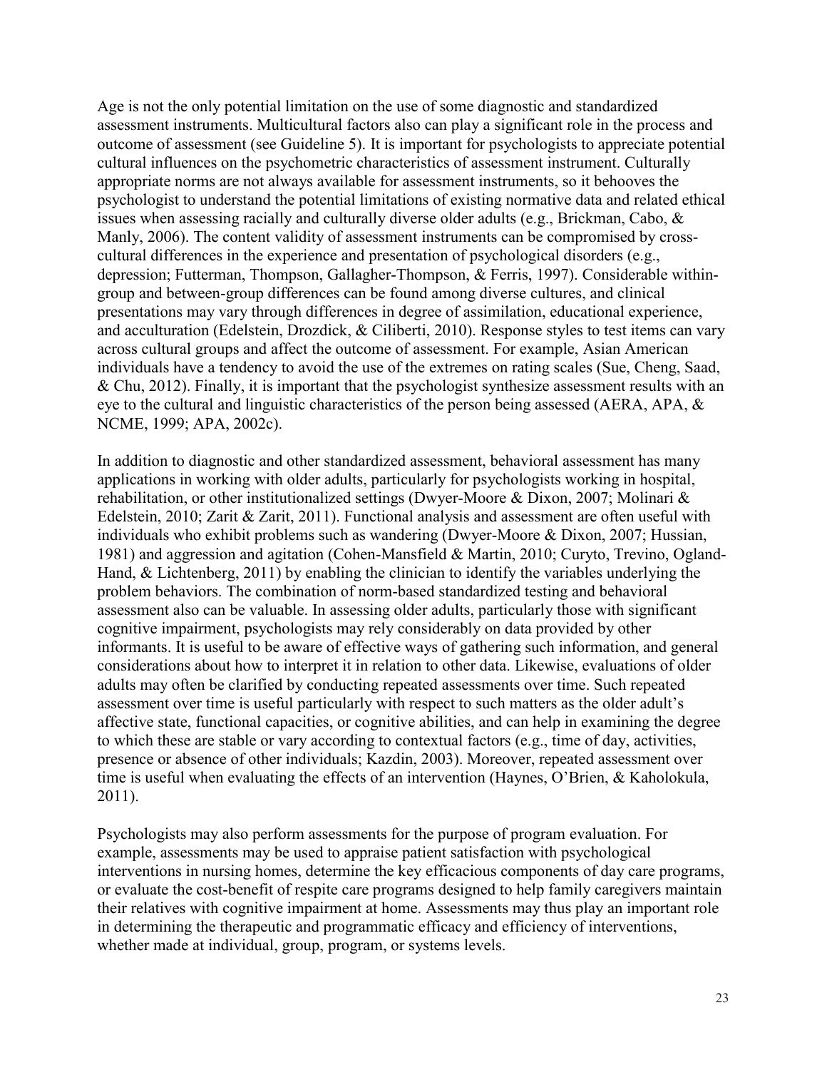Age is not the only potential limitation on the use of some diagnostic and standardized assessment instruments. Multicultural factors also can play a significant role in the process and outcome of assessment (see Guideline 5). It is important for psychologists to appreciate potential cultural influences on the psychometric characteristics of assessment instrument. Culturally appropriate norms are not always available for assessment instruments, so it behooves the psychologist to understand the potential limitations of existing normative data and related ethical issues when assessing racially and culturally diverse older adults (e.g., Brickman, Cabo, & Manly, 2006). The content validity of assessment instruments can be compromised by cross-cultural differences in the experience and presentation of psychological disorders (e.g., depression; Futterman, Thompson, Gallagher-Thompson, & Ferris, 1997). Considerable within-group and between-group differences can be found among diverse cultures, and clinical presentations may vary through differences in degree of assimilation, educational experience, and acculturation (Edelstein, Drozdick, & Ciliberti, 2010). Response styles to test items can vary across cultural groups and affect the outcome of assessment. For example, Asian American individuals have a tendency to avoid the use of the extremes on rating scales (Sue, Cheng, Saad, & Chu, 2012). Finally, it is important that the psychologist synthesize assessment results with an eye to the cultural and linguistic characteristics of the person being assessed (AERA, APA, & NCME, 1999; APA, 2002c).

In addition to diagnostic and other standardized assessment, behavioral assessment has many applications in working with older adults, particularly for psychologists working in hospital, rehabilitation, or other institutionalized settings (Dwyer-Moore & Dixon, 2007; Molinari & Edelstein, 2010; Zarit & Zarit, 2011). Functional analysis and assessment are often useful with individuals who exhibit problems such as wandering (Dwyer-Moore & Dixon, 2007; Hussian, 1981) and aggression and agitation (Cohen-Mansfield & Martin, 2010; Curyto, Trevino, Ogland-Hand, & Lichtenberg, 2011) by enabling the clinician to identify the variables underlying the problem behaviors. The combination of norm-based standardized testing and behavioral assessment also can be valuable. In assessing older adults, particularly those with significant cognitive impairment, psychologists may rely considerably on data provided by other informants. It is useful to be aware of effective ways of gathering such information, and general considerations about how to interpret it in relation to other data. Likewise, evaluations of older adults may often be clarified by conducting repeated assessments over time. Such repeated assessment over time is useful particularly with respect to such matters as the older adult's affective state, functional capacities, or cognitive abilities, and can help in examining the degree to which these are stable or vary according to contextual factors (e.g., time of day, activities, presence or absence of other individuals; Kazdin, 2003). Moreover, repeated assessment over time is useful when evaluating the effects of an intervention (Haynes, O'Brien, & Kaholokula, 2011).

Psychologists may also perform assessments for the purpose of program evaluation. For example, assessments may be used to appraise patient satisfaction with psychological interventions in nursing homes, determine the key efficacious components of day care programs, or evaluate the cost-benefit of respite care programs designed to help family caregivers maintain their relatives with cognitive impairment at home. Assessments may thus play an important role in determining the therapeutic and programmatic efficacy and efficiency of interventions, whether made at individual, group, program, or systems levels.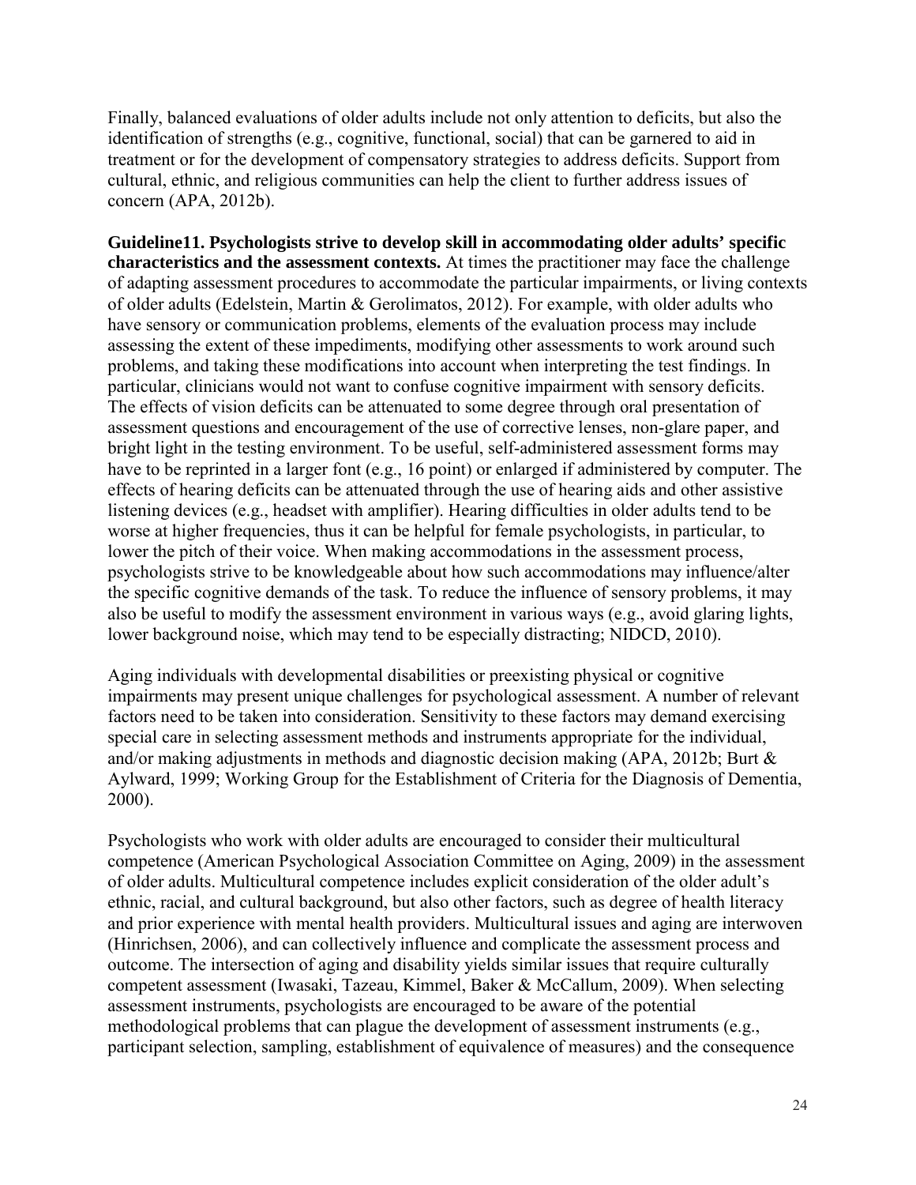Finally, balanced evaluations of older adults include not only attention to deficits, but also the identification of strengths (e.g., cognitive, functional, social) that can be garnered to aid in treatment or for the development of compensatory strategies to address deficits. Support from cultural, ethnic, and religious communities can help the client to further address issues of concern (APA, 2012b).

**Guideline11. Psychologists strive to develop skill in accommodating older adults' specific characteristics and the assessment contexts.** At times the practitioner may face the challenge of adapting assessment procedures to accommodate the particular impairments, or living contexts of older adults (Edelstein, Martin & Gerolimatos, 2012). For example, with older adults who have sensory or communication problems, elements of the evaluation process may include assessing the extent of these impediments, modifying other assessments to work around such problems, and taking these modifications into account when interpreting the test findings. In particular, clinicians would not want to confuse cognitive impairment with sensory deficits. The effects of vision deficits can be attenuated to some degree through oral presentation of assessment questions and encouragement of the use of corrective lenses, non-glare paper, and bright light in the testing environment. To be useful, self-administered assessment forms may have to be reprinted in a larger font (e.g., 16 point) or enlarged if administered by computer. The effects of hearing deficits can be attenuated through the use of hearing aids and other assistive listening devices (e.g., headset with amplifier). Hearing difficulties in older adults tend to be worse at higher frequencies, thus it can be helpful for female psychologists, in particular, to lower the pitch of their voice. When making accommodations in the assessment process, psychologists strive to be knowledgeable about how such accommodations may influence/alter the specific cognitive demands of the task. To reduce the influence of sensory problems, it may also be useful to modify the assessment environment in various ways (e.g., avoid glaring lights, lower background noise, which may tend to be especially distracting; NIDCD, 2010).

Aging individuals with developmental disabilities or preexisting physical or cognitive impairments may present unique challenges for psychological assessment. A number of relevant factors need to be taken into consideration. Sensitivity to these factors may demand exercising special care in selecting assessment methods and instruments appropriate for the individual, and/or making adjustments in methods and diagnostic decision making (APA, 2012b; Burt & Aylward, 1999; Working Group for the Establishment of Criteria for the Diagnosis of Dementia, 2000).

Psychologists who work with older adults are encouraged to consider their multicultural competence (American Psychological Association Committee on Aging, 2009) in the assessment of older adults. Multicultural competence includes explicit consideration of the older adult's ethnic, racial, and cultural background, but also other factors, such as degree of health literacy and prior experience with mental health providers. Multicultural issues and aging are interwoven (Hinrichsen, 2006), and can collectively influence and complicate the assessment process and outcome. The intersection of aging and disability yields similar issues that require culturally competent assessment (Iwasaki, Tazeau, Kimmel, Baker & McCallum, 2009). When selecting assessment instruments, psychologists are encouraged to be aware of the potential methodological problems that can plague the development of assessment instruments (e.g., participant selection, sampling, establishment of equivalence of measures) and the consequence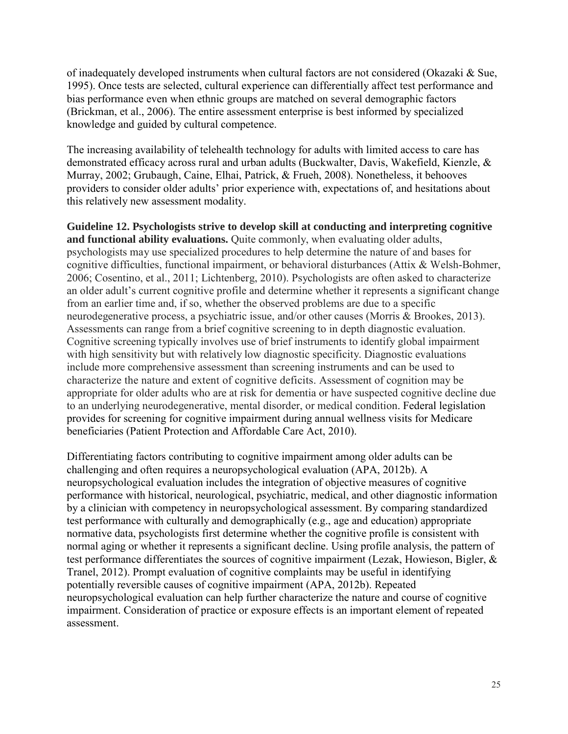of inadequately developed instruments when cultural factors are not considered (Okazaki & Sue, 1995). Once tests are selected, cultural experience can differentially affect test performance and bias performance even when ethnic groups are matched on several demographic factors (Brickman, et al., 2006). The entire assessment enterprise is best informed by specialized knowledge and guided by cultural competence.

The increasing availability of telehealth technology for adults with limited access to care has demonstrated efficacy across rural and urban adults (Buckwalter, Davis, Wakefield, Kienzle, & Murray, 2002; Grubaugh, Caine, Elhai, Patrick, & Frueh, 2008). Nonetheless, it behooves providers to consider older adults' prior experience with, expectations of, and hesitations about this relatively new assessment modality.

**Guideline 12. Psychologists strive to develop skill at conducting and interpreting cognitive and functional ability evaluations.** Quite commonly, when evaluating older adults, psychologists may use specialized procedures to help determine the nature of and bases for cognitive difficulties, functional impairment, or behavioral disturbances (Attix & Welsh-Bohmer, 2006; Cosentino, et al., 2011; Lichtenberg, 2010). Psychologists are often asked to characterize an older adult's current cognitive profile and determine whether it represents a significant change from an earlier time and, if so, whether the observed problems are due to a specific neurodegenerative process, a psychiatric issue, and/or other causes (Morris & Brookes, 2013). Assessments can range from a brief cognitive screening to in depth diagnostic evaluation. Cognitive screening typically involves use of brief instruments to identify global impairment with high sensitivity but with relatively low diagnostic specificity. Diagnostic evaluations include more comprehensive assessment than screening instruments and can be used to characterize the nature and extent of cognitive deficits. Assessment of cognition may be appropriate for older adults who are at risk for dementia or have suspected cognitive decline due to an underlying neurodegenerative, mental disorder, or medical condition. Federal legislation provides for screening for cognitive impairment during annual wellness visits for Medicare beneficiaries (Patient Protection and Affordable Care Act, 2010).

Differentiating factors contributing to cognitive impairment among older adults can be challenging and often requires a neuropsychological evaluation (APA, 2012b). A neuropsychological evaluation includes the integration of objective measures of cognitive performance with historical, neurological, psychiatric, medical, and other diagnostic information by a clinician with competency in neuropsychological assessment. By comparing standardized test performance with culturally and demographically (e.g., age and education) appropriate normative data, psychologists first determine whether the cognitive profile is consistent with normal aging or whether it represents a significant decline. Using profile analysis, the pattern of test performance differentiates the sources of cognitive impairment (Lezak, Howieson, Bigler, & Tranel, 2012). Prompt evaluation of cognitive complaints may be useful in identifying potentially reversible causes of cognitive impairment (APA, 2012b). Repeated neuropsychological evaluation can help further characterize the nature and course of cognitive impairment. Consideration of practice or exposure effects is an important element of repeated assessment.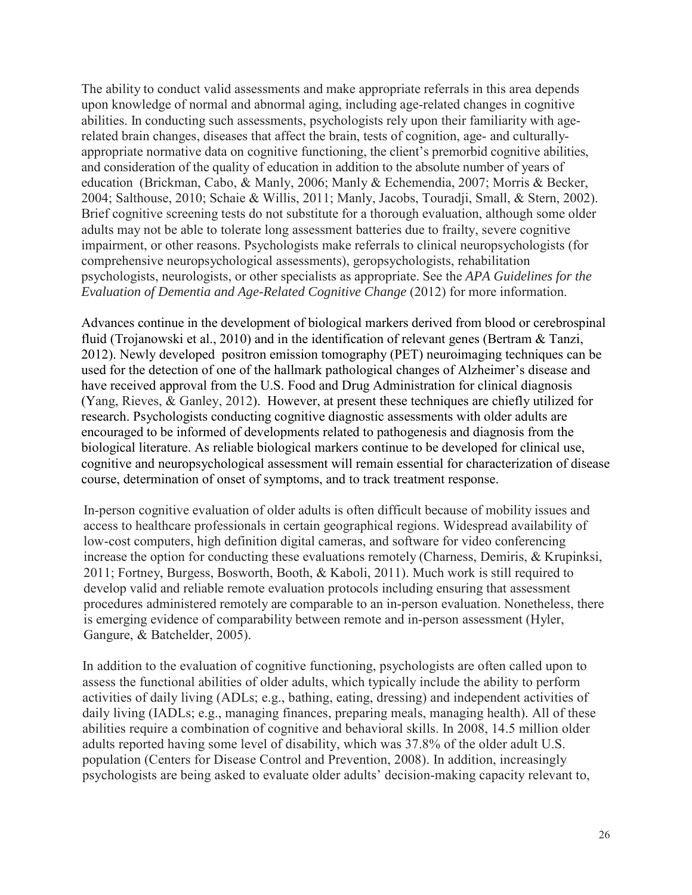The ability to conduct valid assessments and make appropriate referrals in this area depends upon knowledge of normal and abnormal aging, including age-related changes in cognitive abilities. In conducting such assessments, psychologists rely upon their familiarity with age-related brain changes, diseases that affect the brain, tests of cognition, age- and culturally-appropriate normative data on cognitive functioning, the client's premorbid cognitive abilities, and consideration of the quality of education in addition to the absolute number of years of education (Brickman, Cabo, & Manly, 2006; Manly & Echemendia, 2007; Morris & Becker, 2004; Salthouse, 2010; Schaie & Willis, 2011; Manly, Jacobs, Touradji, Small, & Stern, 2002). Brief cognitive screening tests do not substitute for a thorough evaluation, although some older adults may not be able to tolerate long assessment batteries due to frailty, severe cognitive impairment, or other reasons. Psychologists make referrals to clinical neuropsychologists (for comprehensive neuropsychological assessments), geropsychologists, rehabilitation psychologists, neurologists, or other specialists as appropriate. See the *APA Guidelines for the Evaluation of Dementia and Age-Related Cognitive Change* (2012) for more information.

Advances continue in the development of biological markers derived from blood or cerebrospinal fluid (Trojanowski et al., 2010) and in the identification of relevant genes (Bertram & Tanzi, 2012). Newly developed positron emission tomography (PET) neuroimaging techniques can be used for the detection of one of the hallmark pathological changes of Alzheimer's disease and have received approval from the U.S. Food and Drug Administration for clinical diagnosis (Yang, Rieves, & Ganley, 2012). However, at present these techniques are chiefly utilized for research. Psychologists conducting cognitive diagnostic assessments with older adults are encouraged to be informed of developments related to pathogenesis and diagnosis from the biological literature. As reliable biological markers continue to be developed for clinical use, cognitive and neuropsychological assessment will remain essential for characterization of disease course, determination of onset of symptoms, and to track treatment response.

In-person cognitive evaluation of older adults is often difficult because of mobility issues and access to healthcare professionals in certain geographical regions. Widespread availability of low-cost computers, high definition digital cameras, and software for video conferencing increase the option for conducting these evaluations remotely (Charness, Demiris, & Krupinksi, 2011; Fortney, Burgess, Bosworth, Booth, & Kaboli, 2011). Much work is still required to develop valid and reliable remote evaluation protocols including ensuring that assessment procedures administered remotely are comparable to an in-person evaluation. Nonetheless, there is emerging evidence of comparability between remote and in-person assessment (Hyler, Gangure, & Batchelder, 2005).

In addition to the evaluation of cognitive functioning, psychologists are often called upon to assess the functional abilities of older adults, which typically include the ability to perform activities of daily living (ADLs; e.g., bathing, eating, dressing) and independent activities of daily living (IADLs; e.g., managing finances, preparing meals, managing health). All of these abilities require a combination of cognitive and behavioral skills. In 2008, 14.5 million older adults reported having some level of disability, which was 37.8% of the older adult U.S. population (Centers for Disease Control and Prevention, 2008). In addition, increasingly psychologists are being asked to evaluate older adults' decision-making capacity relevant to,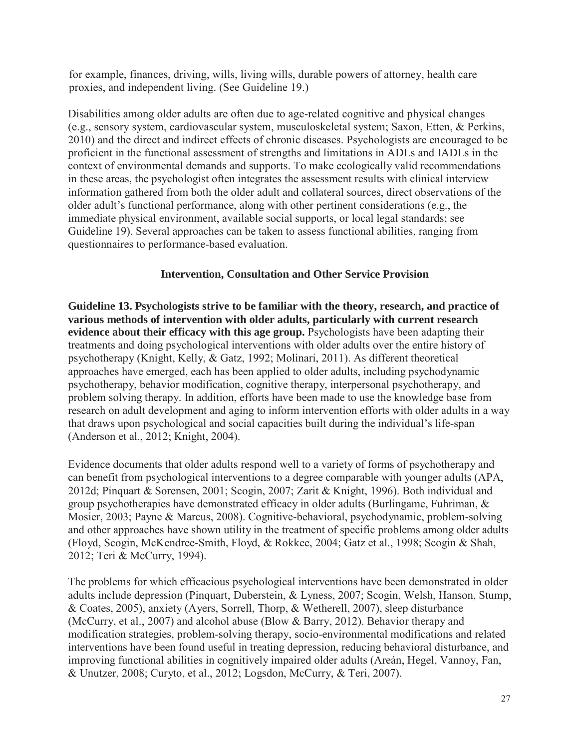for example, finances, driving, wills, living wills, durable powers of attorney, health care proxies, and independent living. (See Guideline 19.)

Disabilities among older adults are often due to age-related cognitive and physical changes (e.g., sensory system, cardiovascular system, musculoskeletal system; Saxon, Etten, & Perkins, 2010) and the direct and indirect effects of chronic diseases. Psychologists are encouraged to be proficient in the functional assessment of strengths and limitations in ADLs and IADLs in the context of environmental demands and supports. To make ecologically valid recommendations in these areas, the psychologist often integrates the assessment results with clinical interview information gathered from both the older adult and collateral sources, direct observations of the older adult's functional performance, along with other pertinent considerations (e.g., the immediate physical environment, available social supports, or local legal standards; see Guideline 19). Several approaches can be taken to assess functional abilities, ranging from questionnaires to performance-based evaluation.

## Intervention, Consultation and Other Service Provision

**Guideline 13. Psychologists strive to be familiar with the theory, research, and practice of various methods of intervention with older adults, particularly with current research evidence about their efficacy with this age group.** Psychologists have been adapting their treatments and doing psychological interventions with older adults over the entire history of psychotherapy (Knight, Kelly, & Gatz, 1992; Molinari, 2011). As different theoretical approaches have emerged, each has been applied to older adults, including psychodynamic psychotherapy, behavior modification, cognitive therapy, interpersonal psychotherapy, and problem solving therapy. In addition, efforts have been made to use the knowledge base from research on adult development and aging to inform intervention efforts with older adults in a way that draws upon psychological and social capacities built during the individual's life-span (Anderson et al., 2012; Knight, 2004).

Evidence documents that older adults respond well to a variety of forms of psychotherapy and can benefit from psychological interventions to a degree comparable with younger adults (APA, 2012d; Pinquart & Sorensen, 2001; Scogin, 2007; Zarit & Knight, 1996). Both individual and group psychotherapies have demonstrated efficacy in older adults (Burlingame, Fuhriman, & Mosier, 2003; Payne & Marcus, 2008). Cognitive-behavioral, psychodynamic, problem-solving and other approaches have shown utility in the treatment of specific problems among older adults (Floyd, Scogin, McKendree-Smith, Floyd, & Rokkee, 2004; Gatz et al., 1998; Scogin & Shah, 2012; Teri & McCurry, 1994).

The problems for which efficacious psychological interventions have been demonstrated in older adults include depression (Pinquart, Duberstein, & Lyness, 2007; Scogin, Welsh, Hanson, Stump, & Coates, 2005), anxiety (Ayers, Sorrell, Thorp, & Wetherell, 2007), sleep disturbance (McCurry, et al., 2007) and alcohol abuse (Blow & Barry, 2012). Behavior therapy and modification strategies, problem-solving therapy, socio-environmental modifications and related interventions have been found useful in treating depression, reducing behavioral disturbance, and improving functional abilities in cognitively impaired older adults (Areán, Hegel, Vannoy, Fan, & Unutzer, 2008; Curyto, et al., 2012; Logsdon, McCurry, & Teri, 2007).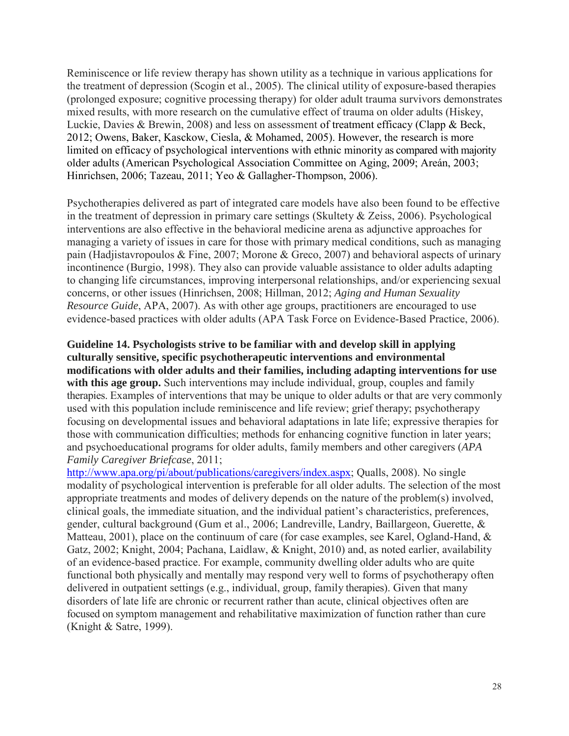Reminiscence or life review therapy has shown utility as a technique in various applications for the treatment of depression (Scogin et al., 2005). The clinical utility of exposure-based therapies (prolonged exposure; cognitive processing therapy) for older adult trauma survivors demonstrates mixed results, with more research on the cumulative effect of trauma on older adults (Hiskey, Luckie, Davies & Brewin, 2008) and less on assessment of treatment efficacy (Clapp & Beck, 2012; Owens, Baker, Kasckow, Ciesla, & Mohamed, 2005). However, the research is more limited on efficacy of psychological interventions with ethnic minority as compared with majority older adults (American Psychological Association Committee on Aging, 2009; Areán, 2003; Hinrichsen, 2006; Tazeau, 2011; Yeo & Gallagher-Thompson, 2006).

Psychotherapies delivered as part of integrated care models have also been found to be effective in the treatment of depression in primary care settings (Skultety & Zeiss, 2006). Psychological interventions are also effective in the behavioral medicine arena as adjunctive approaches for managing a variety of issues in care for those with primary medical conditions, such as managing pain (Hadjistavropoulos & Fine, 2007; Morone & Greco, 2007) and behavioral aspects of urinary incontinence (Burgio, 1998). They also can provide valuable assistance to older adults adapting to changing life circumstances, improving interpersonal relationships, and/or experiencing sexual concerns, or other issues (Hinrichsen, 2008; Hillman, 2012; *Aging and Human Sexuality Resource Guide*, APA, 2007). As with other age groups, practitioners are encouraged to use evidence-based practices with older adults (APA Task Force on Evidence-Based Practice, 2006).

**Guideline 14. Psychologists strive to be familiar with and develop skill in applying culturally sensitive, specific psychotherapeutic interventions and environmental modifications with older adults and their families, including adapting interventions for use with this age group.** Such interventions may include individual, group, couples and family therapies. Examples of interventions that may be unique to older adults or that are very commonly used with this population include reminiscence and life review; grief therapy; psychotherapy focusing on developmental issues and behavioral adaptations in late life; expressive therapies for those with communication difficulties; methods for enhancing cognitive function in later years; and psychoeducational programs for older adults, family members and other caregivers (*APA Family Caregiver Briefcase*, 2011; http://www.apa.org/pi/about/publications/caregivers/index.aspx; Qualls, 2008). No single modality of psychological intervention is preferable for all older adults. The selection of the most appropriate treatments and modes of delivery depends on the nature of the problem(s) involved, clinical goals, the immediate situation, and the individual patient's characteristics, preferences, gender, cultural background (Gum et al., 2006; Landreville, Landry, Baillargeon, Guerette, & Matteau, 2001), place on the continuum of care (for case examples, see Karel, Ogland-Hand, & Gatz, 2002; Knight, 2004; Pachana, Laidlaw, & Knight, 2010) and, as noted earlier, availability of an evidence-based practice. For example, community dwelling older adults who are quite functional both physically and mentally may respond very well to forms of psychotherapy often delivered in outpatient settings (e.g., individual, group, family therapies). Given that many disorders of late life are chronic or recurrent rather than acute, clinical objectives often are focused on symptom management and rehabilitative maximization of function rather than cure (Knight & Satre, 1999).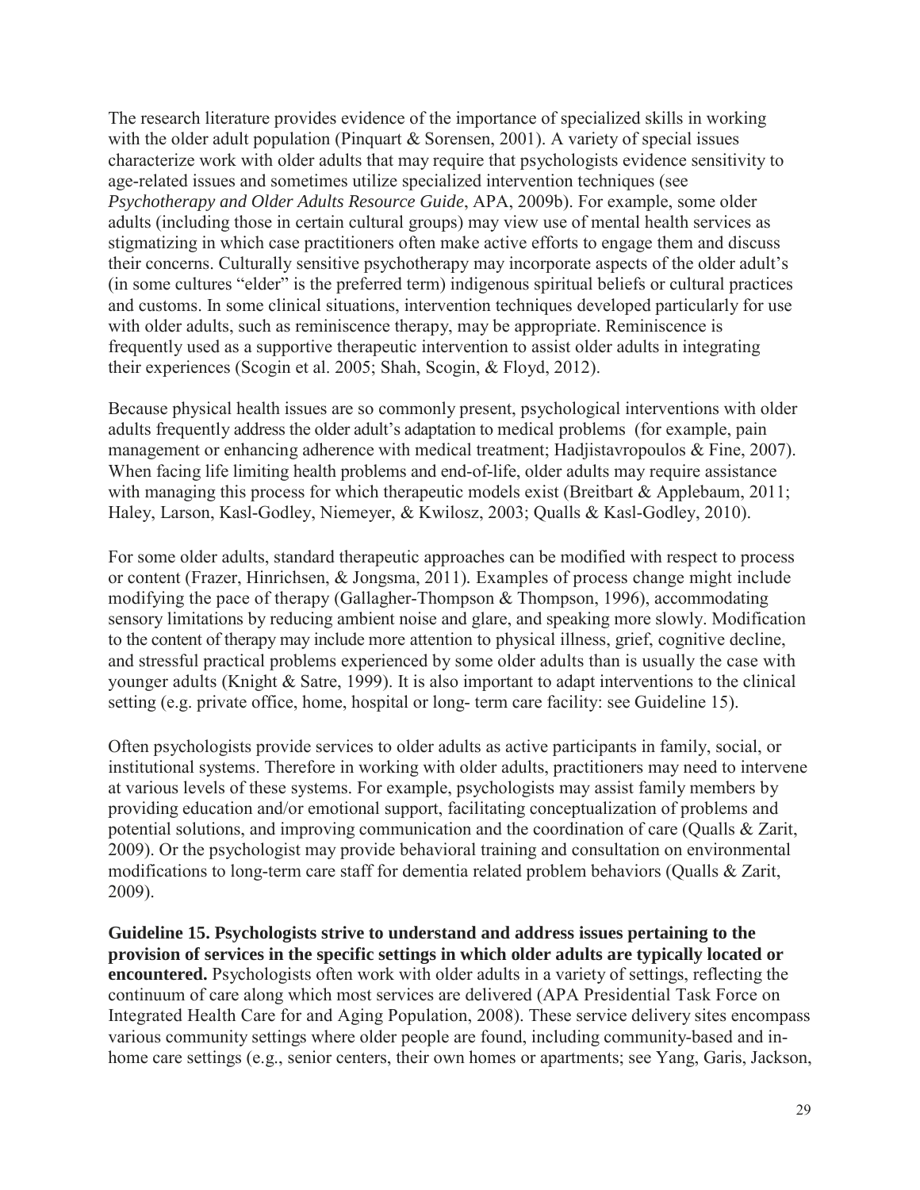The research literature provides evidence of the importance of specialized skills in working with the older adult population (Pinquart & Sorensen, 2001). A variety of special issues characterize work with older adults that may require that psychologists evidence sensitivity to age-related issues and sometimes utilize specialized intervention techniques (see *Psychotherapy and Older Adults Resource Guide*, APA, 2009b). For example, some older adults (including those in certain cultural groups) may view use of mental health services as stigmatizing in which case practitioners often make active efforts to engage them and discuss their concerns. Culturally sensitive psychotherapy may incorporate aspects of the older adult's (in some cultures "elder" is the preferred term) indigenous spiritual beliefs or cultural practices and customs. In some clinical situations, intervention techniques developed particularly for use with older adults, such as reminiscence therapy, may be appropriate. Reminiscence is frequently used as a supportive therapeutic intervention to assist older adults in integrating their experiences (Scogin et al. 2005; Shah, Scogin, & Floyd, 2012).

Because physical health issues are so commonly present, psychological interventions with older adults frequently address the older adult's adaptation to medical problems (for example, pain management or enhancing adherence with medical treatment; Hadjistavropoulos & Fine, 2007). When facing life limiting health problems and end-of-life, older adults may require assistance with managing this process for which therapeutic models exist (Breitbart & Applebaum, 2011; Haley, Larson, Kasl-Godley, Niemeyer, & Kwilosz, 2003; Qualls & Kasl-Godley, 2010).

For some older adults, standard therapeutic approaches can be modified with respect to process or content (Frazer, Hinrichsen, & Jongsma, 2011). Examples of process change might include modifying the pace of therapy (Gallagher-Thompson & Thompson, 1996), accommodating sensory limitations by reducing ambient noise and glare, and speaking more slowly. Modification to the content of therapy may include more attention to physical illness, grief, cognitive decline, and stressful practical problems experienced by some older adults than is usually the case with younger adults (Knight & Satre, 1999). It is also important to adapt interventions to the clinical setting (e.g. private office, home, hospital or long- term care facility: see Guideline 15).

Often psychologists provide services to older adults as active participants in family, social, or institutional systems. Therefore in working with older adults, practitioners may need to intervene at various levels of these systems. For example, psychologists may assist family members by providing education and/or emotional support, facilitating conceptualization of problems and potential solutions, and improving communication and the coordination of care (Qualls & Zarit, 2009). Or the psychologist may provide behavioral training and consultation on environmental modifications to long-term care staff for dementia related problem behaviors (Qualls & Zarit, 2009).

**Guideline 15. Psychologists strive to understand and address issues pertaining to the provision of services in the specific settings in which older adults are typically located or encountered.** Psychologists often work with older adults in a variety of settings, reflecting the continuum of care along which most services are delivered (APA Presidential Task Force on Integrated Health Care for and Aging Population, 2008). These service delivery sites encompass various community settings where older people are found, including community-based and in-home care settings (e.g., senior centers, their own homes or apartments; see Yang, Garis, Jackson,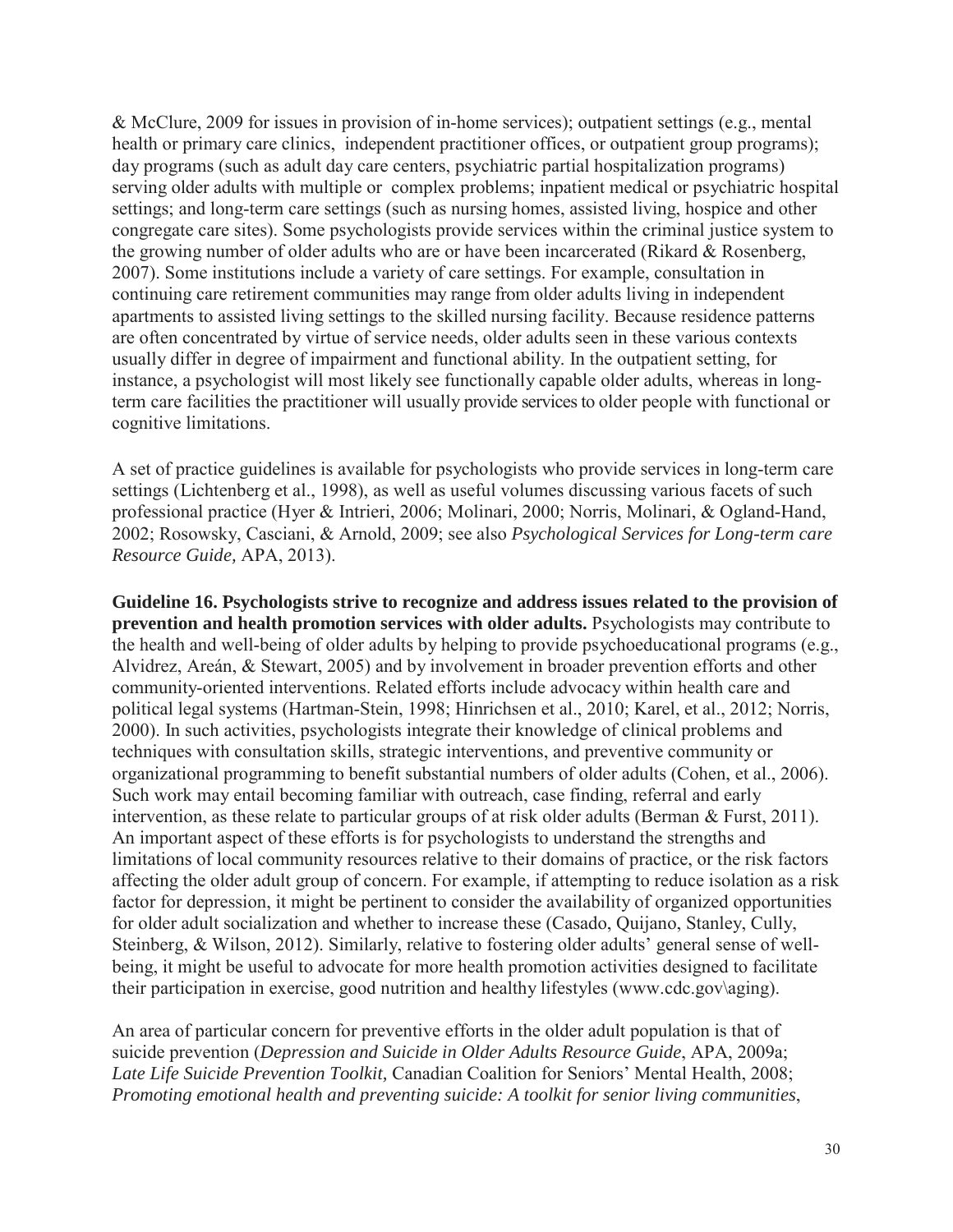& McClure, 2009 for issues in provision of in-home services); outpatient settings (e.g., mental health or primary care clinics, independent practitioner offices, or outpatient group programs); day programs (such as adult day care centers, psychiatric partial hospitalization programs) serving older adults with multiple or complex problems; inpatient medical or psychiatric hospital settings; and long-term care settings (such as nursing homes, assisted living, hospice and other congregate care sites). Some psychologists provide services within the criminal justice system to the growing number of older adults who are or have been incarcerated (Rikard & Rosenberg, 2007). Some institutions include a variety of care settings. For example, consultation in continuing care retirement communities may range from older adults living in independent apartments to assisted living settings to the skilled nursing facility. Because residence patterns are often concentrated by virtue of service needs, older adults seen in these various contexts usually differ in degree of impairment and functional ability. In the outpatient setting, for instance, a psychologist will most likely see functionally capable older adults, whereas in long-term care facilities the practitioner will usually provide services to older people with functional or cognitive limitations.

A set of practice guidelines is available for psychologists who provide services in long-term care settings (Lichtenberg et al., 1998), as well as useful volumes discussing various facets of such professional practice (Hyer & Intrieri, 2006; Molinari, 2000; Norris, Molinari, & Ogland-Hand, 2002; Rosowsky, Casciani, & Arnold, 2009; see also *Psychological Services for Long-term care Resource Guide,* APA, 2013).

**Guideline 16. Psychologists strive to recognize and address issues related to the provision of prevention and health promotion services with older adults.** Psychologists may contribute to the health and well-being of older adults by helping to provide psychoeducational programs (e.g., Alvidrez, Areán, & Stewart, 2005) and by involvement in broader prevention efforts and other community-oriented interventions. Related efforts include advocacy within health care and political legal systems (Hartman-Stein, 1998; Hinrichsen et al., 2010; Karel, et al., 2012; Norris, 2000). In such activities, psychologists integrate their knowledge of clinical problems and techniques with consultation skills, strategic interventions, and preventive community or organizational programming to benefit substantial numbers of older adults (Cohen, et al., 2006). Such work may entail becoming familiar with outreach, case finding, referral and early intervention, as these relate to particular groups of at risk older adults (Berman & Furst, 2011). An important aspect of these efforts is for psychologists to understand the strengths and limitations of local community resources relative to their domains of practice, or the risk factors affecting the older adult group of concern. For example, if attempting to reduce isolation as a risk factor for depression, it might be pertinent to consider the availability of organized opportunities for older adult socialization and whether to increase these (Casado, Quijano, Stanley, Cully, Steinberg, & Wilson, 2012). Similarly, relative to fostering older adults' general sense of well-being, it might be useful to advocate for more health promotion activities designed to facilitate their participation in exercise, good nutrition and healthy lifestyles (www.cdc.gov\aging).

An area of particular concern for preventive efforts in the older adult population is that of suicide prevention (*Depression and Suicide in Older Adults Resource Guide*, APA, 2009a; *Late Life Suicide Prevention Toolkit,* Canadian Coalition for Seniors' Mental Health, 2008; *Promoting emotional health and preventing suicide: A toolkit for senior living communities*,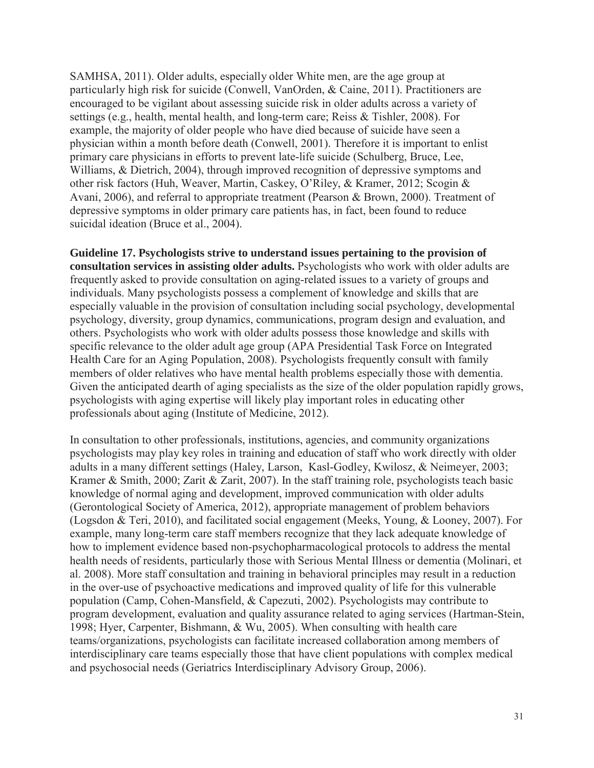SAMHSA, 2011). Older adults, especially older White men, are the age group at particularly high risk for suicide (Conwell, VanOrden, & Caine, 2011). Practitioners are encouraged to be vigilant about assessing suicide risk in older adults across a variety of settings (e.g., health, mental health, and long-term care; Reiss & Tishler, 2008). For example, the majority of older people who have died because of suicide have seen a physician within a month before death (Conwell, 2001). Therefore it is important to enlist primary care physicians in efforts to prevent late-life suicide (Schulberg, Bruce, Lee, Williams, & Dietrich, 2004), through improved recognition of depressive symptoms and other risk factors (Huh, Weaver, Martin, Caskey, O'Riley, & Kramer, 2012; Scogin & Avani, 2006), and referral to appropriate treatment (Pearson & Brown, 2000). Treatment of depressive symptoms in older primary care patients has, in fact, been found to reduce suicidal ideation (Bruce et al., 2004).

**Guideline 17. Psychologists strive to understand issues pertaining to the provision of consultation services in assisting older adults.** Psychologists who work with older adults are frequently asked to provide consultation on aging-related issues to a variety of groups and individuals. Many psychologists possess a complement of knowledge and skills that are especially valuable in the provision of consultation including social psychology, developmental psychology, diversity, group dynamics, communications, program design and evaluation, and others. Psychologists who work with older adults possess those knowledge and skills with specific relevance to the older adult age group (APA Presidential Task Force on Integrated Health Care for an Aging Population, 2008). Psychologists frequently consult with family members of older relatives who have mental health problems especially those with dementia. Given the anticipated dearth of aging specialists as the size of the older population rapidly grows, psychologists with aging expertise will likely play important roles in educating other professionals about aging (Institute of Medicine, 2012).

In consultation to other professionals, institutions, agencies, and community organizations psychologists may play key roles in training and education of staff who work directly with older adults in a many different settings (Haley, Larson, Kasl-Godley, Kwilosz, & Neimeyer, 2003; Kramer & Smith, 2000; Zarit & Zarit, 2007). In the staff training role, psychologists teach basic knowledge of normal aging and development, improved communication with older adults (Gerontological Society of America, 2012), appropriate management of problem behaviors (Logsdon & Teri, 2010), and facilitated social engagement (Meeks, Young, & Looney, 2007). For example, many long-term care staff members recognize that they lack adequate knowledge of how to implement evidence based non-psychopharmacological protocols to address the mental health needs of residents, particularly those with Serious Mental Illness or dementia (Molinari, et al. 2008). More staff consultation and training in behavioral principles may result in a reduction in the over-use of psychoactive medications and improved quality of life for this vulnerable population (Camp, Cohen-Mansfield, & Capezuti, 2002). Psychologists may contribute to program development, evaluation and quality assurance related to aging services (Hartman-Stein, 1998; Hyer, Carpenter, Bishmann, & Wu, 2005). When consulting with health care teams/organizations, psychologists can facilitate increased collaboration among members of interdisciplinary care teams especially those that have client populations with complex medical and psychosocial needs (Geriatrics Interdisciplinary Advisory Group, 2006).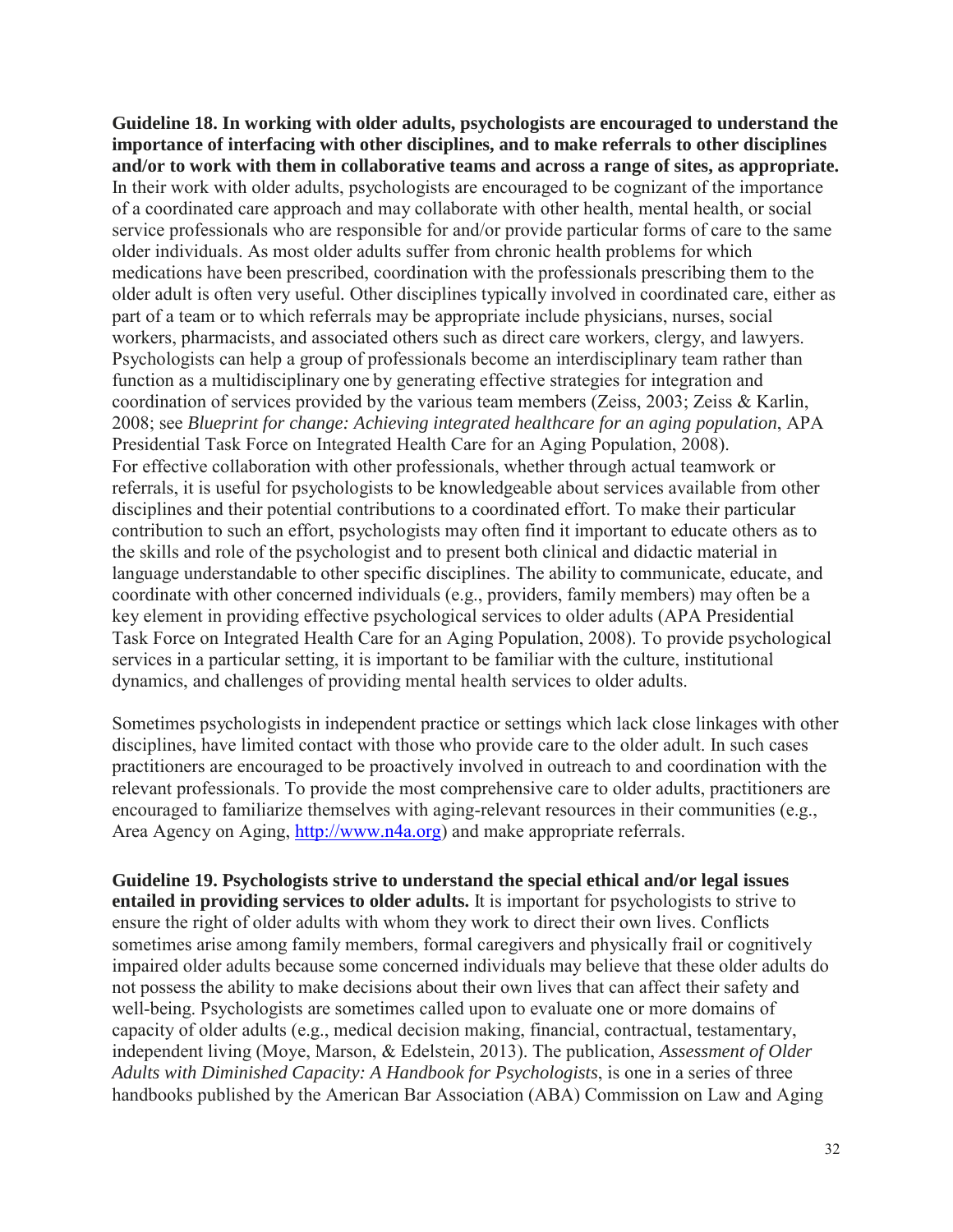**Guideline 18. In working with older adults, psychologists are encouraged to understand the importance of interfacing with other disciplines, and to make referrals to other disciplines and/or to work with them in collaborative teams and across a range of sites, as appropriate.** In their work with older adults, psychologists are encouraged to be cognizant of the importance of a coordinated care approach and may collaborate with other health, mental health, or social service professionals who are responsible for and/or provide particular forms of care to the same older individuals. As most older adults suffer from chronic health problems for which medications have been prescribed, coordination with the professionals prescribing them to the older adult is often very useful. Other disciplines typically involved in coordinated care, either as part of a team or to which referrals may be appropriate include physicians, nurses, social workers, pharmacists, and associated others such as direct care workers, clergy, and lawyers. Psychologists can help a group of professionals become an interdisciplinary team rather than function as a multidisciplinary one by generating effective strategies for integration and coordination of services provided by the various team members (Zeiss, 2003; Zeiss & Karlin, 2008; see *Blueprint for change: Achieving integrated healthcare for an aging population*, APA Presidential Task Force on Integrated Health Care for an Aging Population, 2008).
For effective collaboration with other professionals, whether through actual teamwork or referrals, it is useful for psychologists to be knowledgeable about services available from other disciplines and their potential contributions to a coordinated effort. To make their particular contribution to such an effort, psychologists may often find it important to educate others as to the skills and role of the psychologist and to present both clinical and didactic material in language understandable to other specific disciplines. The ability to communicate, educate, and coordinate with other concerned individuals (e.g., providers, family members) may often be a key element in providing effective psychological services to older adults (APA Presidential Task Force on Integrated Health Care for an Aging Population, 2008). To provide psychological services in a particular setting, it is important to be familiar with the culture, institutional dynamics, and challenges of providing mental health services to older adults.

Sometimes psychologists in independent practice or settings which lack close linkages with other disciplines, have limited contact with those who provide care to the older adult. In such cases practitioners are encouraged to be proactively involved in outreach to and coordination with the relevant professionals. To provide the most comprehensive care to older adults, practitioners are encouraged to familiarize themselves with aging-relevant resources in their communities (e.g., Area Agency on Aging, [http://www.n4a.org](http://www.n4a.org)) and make appropriate referrals.

**Guideline 19. Psychologists strive to understand the special ethical and/or legal issues entailed in providing services to older adults.** It is important for psychologists to strive to ensure the right of older adults with whom they work to direct their own lives. Conflicts sometimes arise among family members, formal caregivers and physically frail or cognitively impaired older adults because some concerned individuals may believe that these older adults do not possess the ability to make decisions about their own lives that can affect their safety and well-being. Psychologists are sometimes called upon to evaluate one or more domains of capacity of older adults (e.g., medical decision making, financial, contractual, testamentary, independent living (Moye, Marson, & Edelstein, 2013). The publication, *Assessment of Older Adults with Diminished Capacity: A Handbook for Psychologists*, is one in a series of three handbooks published by the American Bar Association (ABA) Commission on Law and Aging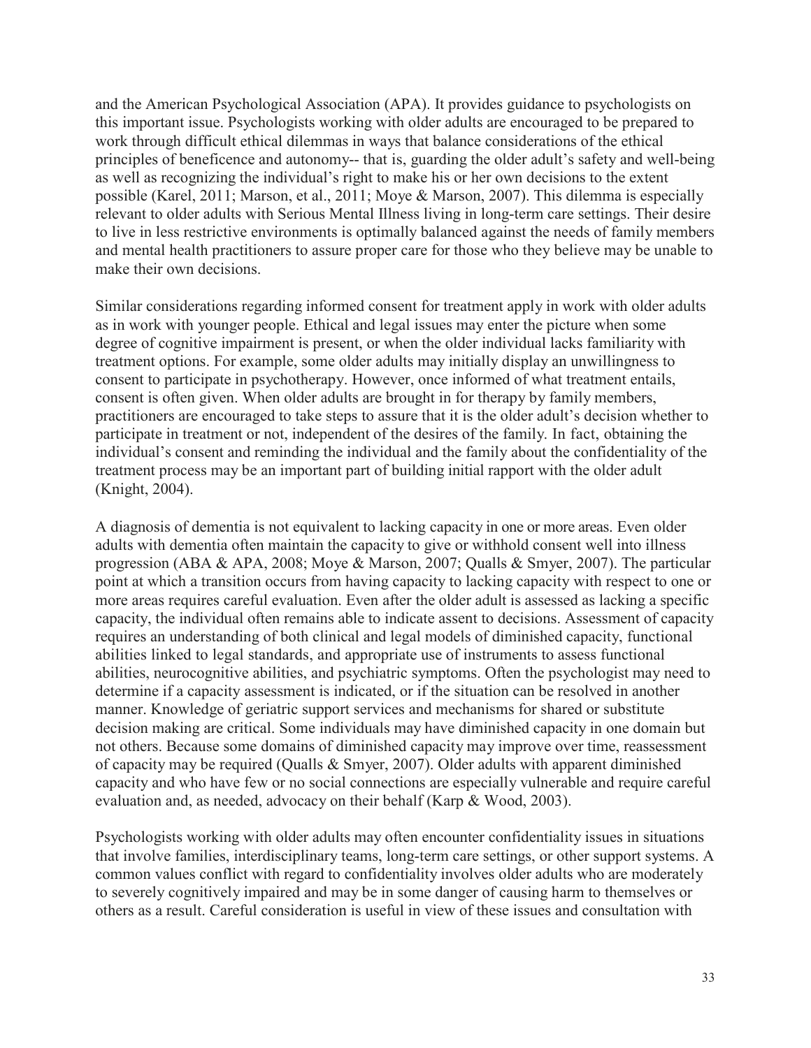and the American Psychological Association (APA). It provides guidance to psychologists on this important issue. Psychologists working with older adults are encouraged to be prepared to work through difficult ethical dilemmas in ways that balance considerations of the ethical principles of beneficence and autonomy-- that is, guarding the older adult's safety and well-being as well as recognizing the individual's right to make his or her own decisions to the extent possible (Karel, 2011; Marson, et al., 2011; Moye & Marson, 2007). This dilemma is especially relevant to older adults with Serious Mental Illness living in long-term care settings. Their desire to live in less restrictive environments is optimally balanced against the needs of family members and mental health practitioners to assure proper care for those who they believe may be unable to make their own decisions.

Similar considerations regarding informed consent for treatment apply in work with older adults as in work with younger people. Ethical and legal issues may enter the picture when some degree of cognitive impairment is present, or when the older individual lacks familiarity with treatment options. For example, some older adults may initially display an unwillingness to consent to participate in psychotherapy. However, once informed of what treatment entails, consent is often given. When older adults are brought in for therapy by family members, practitioners are encouraged to take steps to assure that it is the older adult's decision whether to participate in treatment or not, independent of the desires of the family. In fact, obtaining the individual's consent and reminding the individual and the family about the confidentiality of the treatment process may be an important part of building initial rapport with the older adult (Knight, 2004).

A diagnosis of dementia is not equivalent to lacking capacity in one or more areas. Even older adults with dementia often maintain the capacity to give or withhold consent well into illness progression (ABA & APA, 2008; Moye & Marson, 2007; Qualls & Smyer, 2007). The particular point at which a transition occurs from having capacity to lacking capacity with respect to one or more areas requires careful evaluation. Even after the older adult is assessed as lacking a specific capacity, the individual often remains able to indicate assent to decisions. Assessment of capacity requires an understanding of both clinical and legal models of diminished capacity, functional abilities linked to legal standards, and appropriate use of instruments to assess functional abilities, neurocognitive abilities, and psychiatric symptoms. Often the psychologist may need to determine if a capacity assessment is indicated, or if the situation can be resolved in another manner. Knowledge of geriatric support services and mechanisms for shared or substitute decision making are critical. Some individuals may have diminished capacity in one domain but not others. Because some domains of diminished capacity may improve over time, reassessment of capacity may be required (Qualls & Smyer, 2007). Older adults with apparent diminished capacity and who have few or no social connections are especially vulnerable and require careful evaluation and, as needed, advocacy on their behalf (Karp & Wood, 2003).

Psychologists working with older adults may often encounter confidentiality issues in situations that involve families, interdisciplinary teams, long-term care settings, or other support systems. A common values conflict with regard to confidentiality involves older adults who are moderately to severely cognitively impaired and may be in some danger of causing harm to themselves or others as a result. Careful consideration is useful in view of these issues and consultation with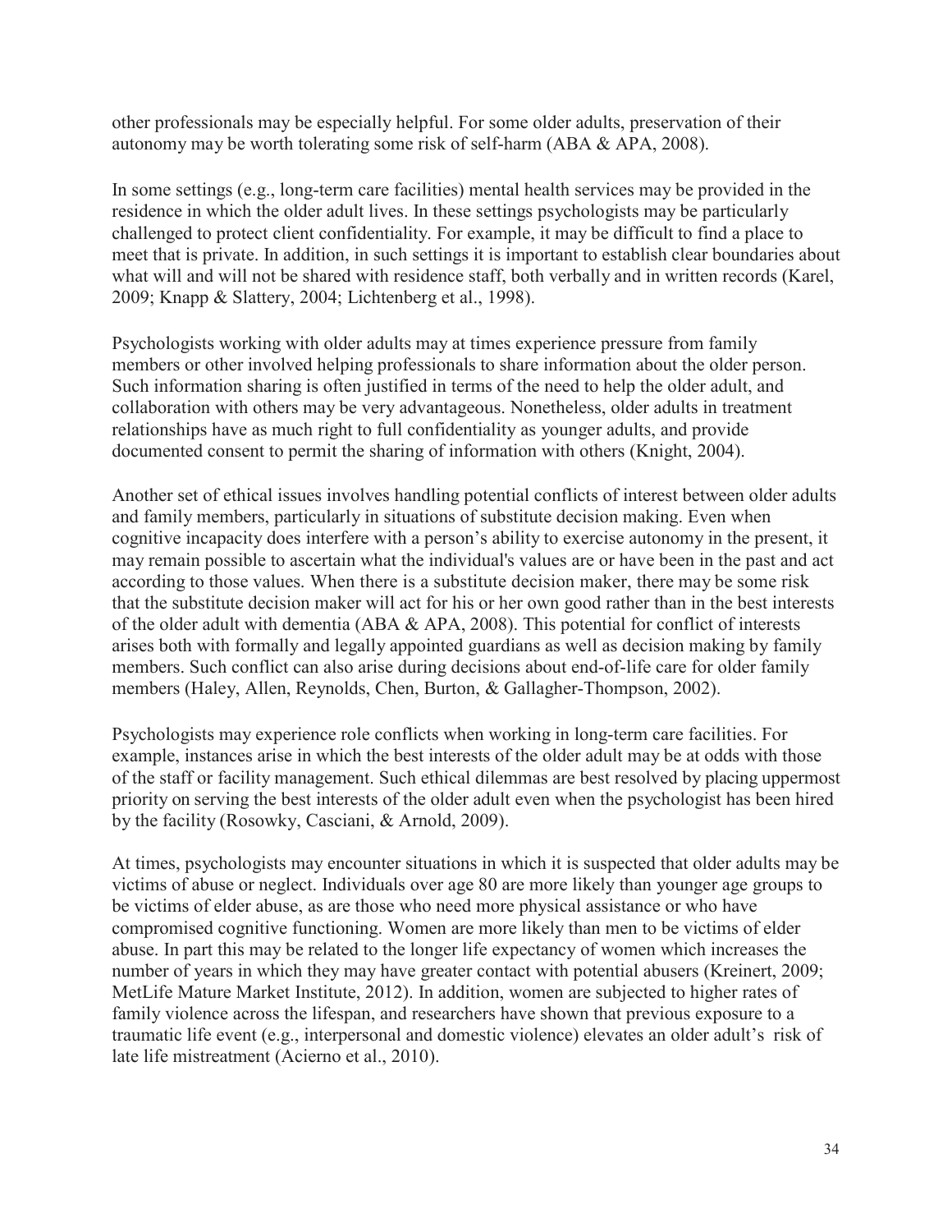other professionals may be especially helpful. For some older adults, preservation of their autonomy may be worth tolerating some risk of self-harm (ABA & APA, 2008).

In some settings (e.g., long-term care facilities) mental health services may be provided in the residence in which the older adult lives. In these settings psychologists may be particularly challenged to protect client confidentiality. For example, it may be difficult to find a place to meet that is private. In addition, in such settings it is important to establish clear boundaries about what will and will not be shared with residence staff, both verbally and in written records (Karel, 2009; Knapp & Slattery, 2004; Lichtenberg et al., 1998).

Psychologists working with older adults may at times experience pressure from family members or other involved helping professionals to share information about the older person. Such information sharing is often justified in terms of the need to help the older adult, and collaboration with others may be very advantageous. Nonetheless, older adults in treatment relationships have as much right to full confidentiality as younger adults, and provide documented consent to permit the sharing of information with others (Knight, 2004).

Another set of ethical issues involves handling potential conflicts of interest between older adults and family members, particularly in situations of substitute decision making. Even when cognitive incapacity does interfere with a person's ability to exercise autonomy in the present, it may remain possible to ascertain what the individual's values are or have been in the past and act according to those values. When there is a substitute decision maker, there may be some risk that the substitute decision maker will act for his or her own good rather than in the best interests of the older adult with dementia (ABA & APA, 2008). This potential for conflict of interests arises both with formally and legally appointed guardians as well as decision making by family members. Such conflict can also arise during decisions about end-of-life care for older family members (Haley, Allen, Reynolds, Chen, Burton, & Gallagher-Thompson, 2002).

Psychologists may experience role conflicts when working in long-term care facilities. For example, instances arise in which the best interests of the older adult may be at odds with those of the staff or facility management. Such ethical dilemmas are best resolved by placing uppermost priority on serving the best interests of the older adult even when the psychologist has been hired by the facility (Rosowky, Casciani, & Arnold, 2009).

At times, psychologists may encounter situations in which it is suspected that older adults may be victims of abuse or neglect. Individuals over age 80 are more likely than younger age groups to be victims of elder abuse, as are those who need more physical assistance or who have compromised cognitive functioning. Women are more likely than men to be victims of elder abuse. In part this may be related to the longer life expectancy of women which increases the number of years in which they may have greater contact with potential abusers (Kreinert, 2009; MetLife Mature Market Institute, 2012). In addition, women are subjected to higher rates of family violence across the lifespan, and researchers have shown that previous exposure to a traumatic life event (e.g., interpersonal and domestic violence) elevates an older adult's risk of late life mistreatment (Acierno et al., 2010).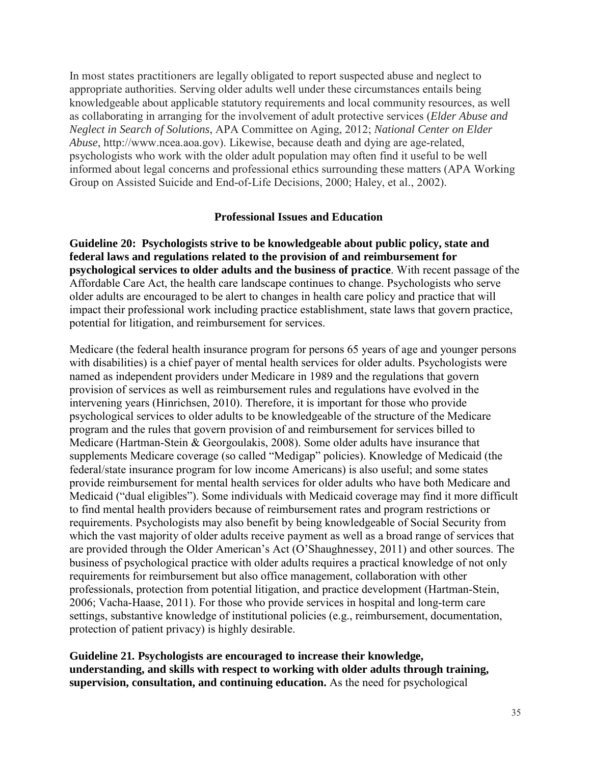In most states practitioners are legally obligated to report suspected abuse and neglect to appropriate authorities. Serving older adults well under these circumstances entails being knowledgeable about applicable statutory requirements and local community resources, as well as collaborating in arranging for the involvement of adult protective services (*Elder Abuse and Neglect in Search of Solutions*, APA Committee on Aging, 2012; *National Center on Elder Abuse*, http://www.ncea.aoa.gov). Likewise, because death and dying are age-related, psychologists who work with the older adult population may often find it useful to be well informed about legal concerns and professional ethics surrounding these matters (APA Working Group on Assisted Suicide and End-of-Life Decisions, 2000; Haley, et al., 2002).

## Professional Issues and Education

**Guideline 20: Psychologists strive to be knowledgeable about public policy, state and federal laws and regulations related to the provision of and reimbursement for psychological services to older adults and the business of practice**. With recent passage of the Affordable Care Act, the health care landscape continues to change. Psychologists who serve older adults are encouraged to be alert to changes in health care policy and practice that will impact their professional work including practice establishment, state laws that govern practice, potential for litigation, and reimbursement for services.

Medicare (the federal health insurance program for persons 65 years of age and younger persons with disabilities) is a chief payer of mental health services for older adults. Psychologists were named as independent providers under Medicare in 1989 and the regulations that govern provision of services as well as reimbursement rules and regulations have evolved in the intervening years (Hinrichsen, 2010). Therefore, it is important for those who provide psychological services to older adults to be knowledgeable of the structure of the Medicare program and the rules that govern provision of and reimbursement for services billed to Medicare (Hartman-Stein & Georgoulakis, 2008). Some older adults have insurance that supplements Medicare coverage (so called "Medigap" policies). Knowledge of Medicaid (the federal/state insurance program for low income Americans) is also useful; and some states provide reimbursement for mental health services for older adults who have both Medicare and Medicaid ("dual eligibles"). Some individuals with Medicaid coverage may find it more difficult to find mental health providers because of reimbursement rates and program restrictions or requirements. Psychologists may also benefit by being knowledgeable of Social Security from which the vast majority of older adults receive payment as well as a broad range of services that are provided through the Older American's Act (O'Shaughnessey, 2011) and other sources. The business of psychological practice with older adults requires a practical knowledge of not only requirements for reimbursement but also office management, collaboration with other professionals, protection from potential litigation, and practice development (Hartman-Stein, 2006; Vacha-Haase, 2011). For those who provide services in hospital and long-term care settings, substantive knowledge of institutional policies (e.g., reimbursement, documentation, protection of patient privacy) is highly desirable.

**Guideline 21. Psychologists are encouraged to increase their knowledge, understanding, and skills with respect to working with older adults through training, supervision, consultation, and continuing education.** As the need for psychological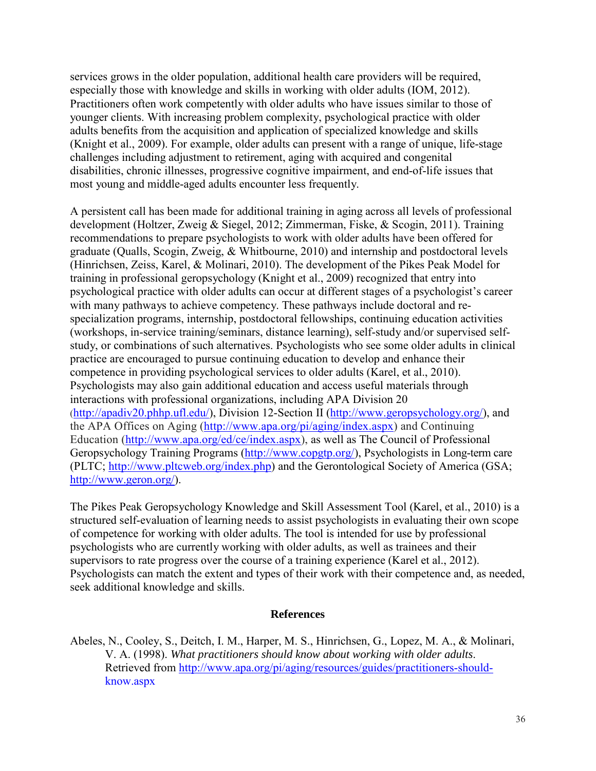services grows in the older population, additional health care providers will be required, especially those with knowledge and skills in working with older adults (IOM, 2012). Practitioners often work competently with older adults who have issues similar to those of younger clients. With increasing problem complexity, psychological practice with older adults benefits from the acquisition and application of specialized knowledge and skills (Knight et al., 2009). For example, older adults can present with a range of unique, life-stage challenges including adjustment to retirement, aging with acquired and congenital disabilities, chronic illnesses, progressive cognitive impairment, and end-of-life issues that most young and middle-aged adults encounter less frequently.

A persistent call has been made for additional training in aging across all levels of professional development (Holtzer, Zweig & Siegel, 2012; Zimmerman, Fiske, & Scogin, 2011). Training recommendations to prepare psychologists to work with older adults have been offered for graduate (Qualls, Scogin, Zweig, & Whitbourne, 2010) and internship and postdoctoral levels (Hinrichsen, Zeiss, Karel, & Molinari, 2010). The development of the Pikes Peak Model for training in professional geropsychology (Knight et al., 2009) recognized that entry into psychological practice with older adults can occur at different stages of a psychologist's career with many pathways to achieve competency. These pathways include doctoral and re-specialization programs, internship, postdoctoral fellowships, continuing education activities (workshops, in-service training/seminars, distance learning), self-study and/or supervised self-study, or combinations of such alternatives. Psychologists who see some older adults in clinical practice are encouraged to pursue continuing education to develop and enhance their competence in providing psychological services to older adults (Karel, et al., 2010). Psychologists may also gain additional education and access useful materials through interactions with professional organizations, including APA Division 20 (http://apadiv20.phhp.ufl.edu/), Division 12-Section II (http://www.geropsychology.org/), and the APA Offices on Aging (http://www.apa.org/pi/aging/index.aspx) and Continuing Education (http://www.apa.org/ed/ce/index.aspx), as well as The Council of Professional Geropsychology Training Programs (http://www.copgtp.org/), Psychologists in Long-term care (PLTC; http://www.pltcweb.org/index.php) and the Gerontological Society of America (GSA; http://www.geron.org/).

The Pikes Peak Geropsychology Knowledge and Skill Assessment Tool (Karel, et al., 2010) is a structured self-evaluation of learning needs to assist psychologists in evaluating their own scope of competence for working with older adults. The tool is intended for use by professional psychologists who are currently working with older adults, as well as trainees and their supervisors to rate progress over the course of a training experience (Karel et al., 2012). Psychologists can match the extent and types of their work with their competence and, as needed, seek additional knowledge and skills.

## References

Abeles, N., Cooley, S., Deitch, I. M., Harper, M. S., Hinrichsen, G., Lopez, M. A., & Molinari, V. A. (1998). *What practitioners should know about working with older adults*. Retrieved from http://www.apa.org/pi/aging/resources/guides/practitioners-should-know.aspx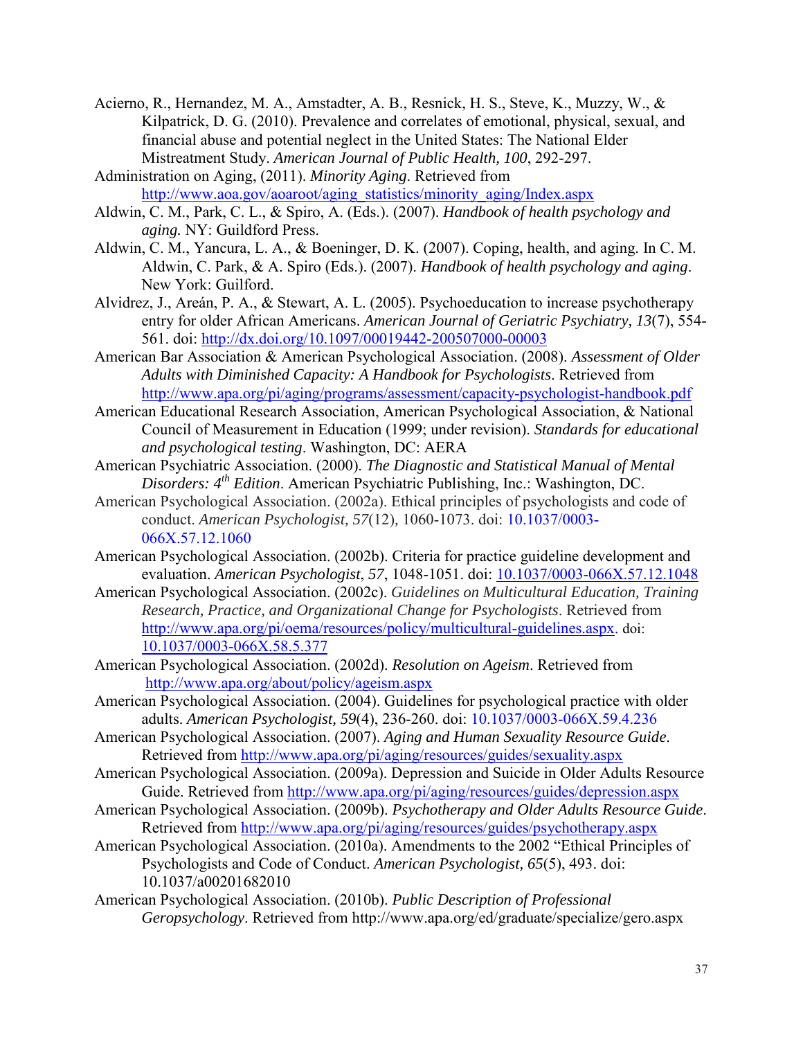Acierno, R., Hernandez, M. A., Amstadter, A. B., Resnick, H. S., Steve, K., Muzzy, W., & Kilpatrick, D. G. (2010). Prevalence and correlates of emotional, physical, sexual, and financial abuse and potential neglect in the United States: The National Elder Mistreatment Study. *American Journal of Public Health, 100*, 292-297.

Administration on Aging, (2011). *Minority Aging*. Retrieved from http://www.aoa.gov/aoaroot/aging_statistics/minority_aging/Index.aspx

Aldwin, C. M., Park, C. L., & Spiro, A. (Eds.). (2007). *Handbook of health psychology and aging.* NY: Guildford Press.

Aldwin, C. M., Yancura, L. A., & Boeninger, D. K. (2007). Coping, health, and aging. In C. M. Aldwin, C. Park, & A. Spiro (Eds.). (2007). *Handbook of health psychology and aging*. New York: Guilford.

Alvidrez, J., Areán, P. A., & Stewart, A. L. (2005). Psychoeducation to increase psychotherapy entry for older African Americans. *American Journal of Geriatric Psychiatry, 13*(7), 554-561. doi: http://dx.doi.org/10.1097/00019442-200507000-00003

American Bar Association & American Psychological Association. (2008). *Assessment of Older Adults with Diminished Capacity: A Handbook for Psychologists*. Retrieved from http://www.apa.org/pi/aging/programs/assessment/capacity-psychologist-handbook.pdf

American Educational Research Association, American Psychological Association, & National Council of Measurement in Education (1999; under revision). *Standards for educational and psychological testing*. Washington, DC: AERA

American Psychiatric Association. (2000). *The Diagnostic and Statistical Manual of Mental Disorders: 4th Edition*. American Psychiatric Publishing, Inc.: Washington, DC.

American Psychological Association. (2002a). Ethical principles of psychologists and code of conduct. *American Psychologist, 57*(12), 1060-1073. doi: 10.1037/0003-066X.57.12.1060

American Psychological Association. (2002b). Criteria for practice guideline development and evaluation. *American Psychologist*, *57*, 1048-1051. doi: 10.1037/0003-066X.57.12.1048

American Psychological Association. (2002c). *Guidelines on Multicultural Education, Training Research, Practice, and Organizational Change for Psychologists*. Retrieved from http://www.apa.org/pi/oema/resources/policy/multicultural-guidelines.aspx. doi: 10.1037/0003-066X.58.5.377

American Psychological Association. (2002d). *Resolution on Ageism*. Retrieved from http://www.apa.org/about/policy/ageism.aspx

American Psychological Association. (2004). Guidelines for psychological practice with older adults. *American Psychologist, 59*(4), 236-260. doi: 10.1037/0003-066X.59.4.236

American Psychological Association. (2007). *Aging and Human Sexuality Resource Guide*. Retrieved from http://www.apa.org/pi/aging/resources/guides/sexuality.aspx

American Psychological Association. (2009a). Depression and Suicide in Older Adults Resource Guide. Retrieved from http://www.apa.org/pi/aging/resources/guides/depression.aspx

American Psychological Association. (2009b). *Psychotherapy and Older Adults Resource Guide*. Retrieved from http://www.apa.org/pi/aging/resources/guides/psychotherapy.aspx

American Psychological Association. (2010a). Amendments to the 2002 "Ethical Principles of Psychologists and Code of Conduct. *American Psychologist, 65*(5), 493. doi: 10.1037/a00201682010

American Psychological Association. (2010b). *Public Description of Professional Geropsychology*. Retrieved from http://www.apa.org/ed/graduate/specialize/gero.aspx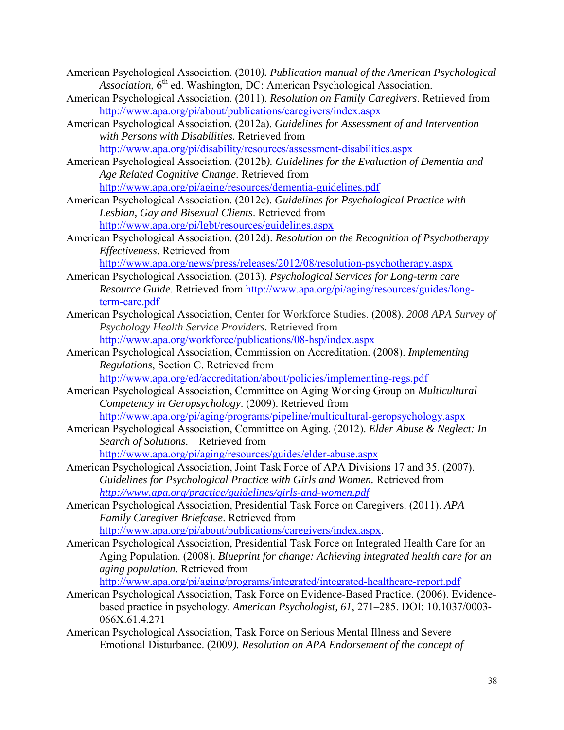American Psychological Association. (2010*). Publication manual of the American Psychological Association*, 6th ed. Washington, DC: American Psychological Association.

American Psychological Association. (2011). *Resolution on Family Caregivers*. Retrieved from http://www.apa.org/pi/about/publications/caregivers/index.aspx

American Psychological Association. (2012a). *Guidelines for Assessment of and Intervention with Persons with Disabilities.* Retrieved from http://www.apa.org/pi/disability/resources/assessment-disabilities.aspx

American Psychological Association. (2012b*). Guidelines for the Evaluation of Dementia and Age Related Cognitive Change*. Retrieved from http://www.apa.org/pi/aging/resources/dementia-guidelines.pdf

American Psychological Association. (2012c). *Guidelines for Psychological Practice with Lesbian, Gay and Bisexual Clients*. Retrieved from http://www.apa.org/pi/lgbt/resources/guidelines.aspx

American Psychological Association. (2012d). *Resolution on the Recognition of Psychotherapy Effectiveness*. Retrieved from http://www.apa.org/news/press/releases/2012/08/resolution-psychotherapy.aspx

American Psychological Association. (2013). *Psychological Services for Long-term care Resource Guide*. Retrieved from http://www.apa.org/pi/aging/resources/guides/long-term-care.pdf

American Psychological Association, Center for Workforce Studies. (2008). *2008 APA Survey of Psychology Health Service Providers.* Retrieved from http://www.apa.org/workforce/publications/08-hsp/index.aspx

American Psychological Association, Commission on Accreditation. (2008). *Implementing Regulations*, Section C. Retrieved from http://www.apa.org/ed/accreditation/about/policies/implementing-regs.pdf

American Psychological Association, Committee on Aging Working Group on *Multicultural Competency in Geropsychology*. (2009). Retrieved from http://www.apa.org/pi/aging/programs/pipeline/multicultural-geropsychology.aspx

American Psychological Association, Committee on Aging. (2012). *Elder Abuse & Neglect: In Search of Solutions*. Retrieved from http://www.apa.org/pi/aging/resources/guides/elder-abuse.aspx

American Psychological Association, Joint Task Force of APA Divisions 17 and 35. (2007). *Guidelines for Psychological Practice with Girls and Women.* Retrieved from *http://www.apa.org/practice/guidelines/girls-and-women.pdf*

American Psychological Association, Presidential Task Force on Caregivers. (2011). *APA Family Caregiver Briefcase*. Retrieved from http://www.apa.org/pi/about/publications/caregivers/index.aspx.

American Psychological Association, Presidential Task Force on Integrated Health Care for an Aging Population. (2008). *Blueprint for change: Achieving integrated health care for an aging population*. Retrieved from http://www.apa.org/pi/aging/programs/integrated/integrated-healthcare-report.pdf

American Psychological Association, Task Force on Evidence-Based Practice. (2006). Evidence-based practice in psychology. *American Psychologist, 61*, 271–285. DOI: 10.1037/0003-066X.61.4.271

American Psychological Association, Task Force on Serious Mental Illness and Severe Emotional Disturbance. (2009*). Resolution on APA Endorsement of the concept of*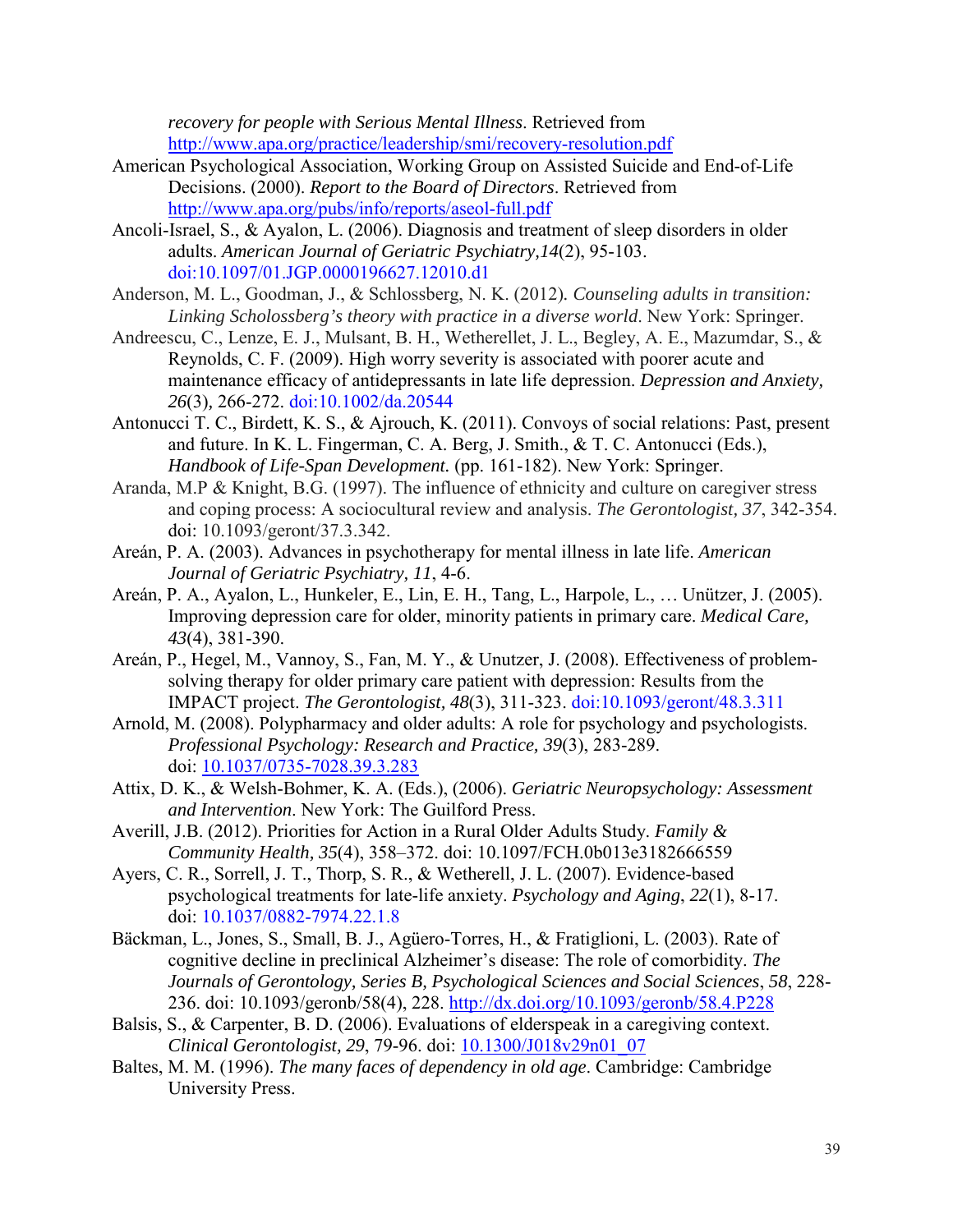*recovery for people with Serious Mental Illness*. Retrieved from http://www.apa.org/practice/leadership/smi/recovery-resolution.pdf

American Psychological Association, Working Group on Assisted Suicide and End-of-Life Decisions. (2000). *Report to the Board of Directors*. Retrieved from http://www.apa.org/pubs/info/reports/aseol-full.pdf

Ancoli-Israel, S., & Ayalon, L. (2006). Diagnosis and treatment of sleep disorders in older adults. *American Journal of Geriatric Psychiatry,14*(2), 95-103. doi:10.1097/01.JGP.0000196627.12010.d1

Anderson, M. L., Goodman, J., & Schlossberg, N. K. (2012). *Counseling adults in transition: Linking Scholossberg's theory with practice in a diverse world*. New York: Springer.

Andreescu, C., Lenze, E. J., Mulsant, B. H., Wetherellet, J. L., Begley, A. E., Mazumdar, S., & Reynolds, C. F. (2009). High worry severity is associated with poorer acute and maintenance efficacy of antidepressants in late life depression. *Depression and Anxiety, 26*(3)*,* 266-272. doi:10.1002/da.20544

Antonucci T. C., Birdett, K. S., & Ajrouch, K. (2011). Convoys of social relations: Past, present and future. In K. L. Fingerman, C. A. Berg, J. Smith., & T. C. Antonucci (Eds.), *Handbook of Life-Span Development.* (pp. 161-182). New York: Springer.

Aranda, M.P & Knight, B.G. (1997). The influence of ethnicity and culture on caregiver stress and coping process: A sociocultural review and analysis. *The Gerontologist, 37*, 342-354. doi: 10.1093/geront/37.3.342.

Areán, P. A. (2003). Advances in psychotherapy for mental illness in late life. *American Journal of Geriatric Psychiatry, 11*, 4-6.

Areán, P. A., Ayalon, L., Hunkeler, E., Lin, E. H., Tang, L., Harpole, L., … Unützer, J. (2005). Improving depression care for older, minority patients in primary care. *Medical Care, 43*(4), 381-390.

Areán, P., Hegel, M., Vannoy, S., Fan, M. Y., & Unutzer, J. (2008). Effectiveness of problem-solving therapy for older primary care patient with depression: Results from the IMPACT project. *The Gerontologist, 48*(3), 311-323. doi:10.1093/geront/48.3.311

Arnold, M. (2008). Polypharmacy and older adults: A role for psychology and psychologists. *Professional Psychology: Research and Practice, 39*(3), 283-289. doi: 10.1037/0735-7028.39.3.283

Attix, D. K., & Welsh-Bohmer, K. A. (Eds.), (2006). *Geriatric Neuropsychology: Assessment and Intervention*. New York: The Guilford Press.

Averill, J.B. (2012). Priorities for Action in a Rural Older Adults Study. *Family & Community Health, 35*(4), 358–372. doi: 10.1097/FCH.0b013e3182666559

Ayers, C. R., Sorrell, J. T., Thorp, S. R., & Wetherell, J. L. (2007). Evidence-based psychological treatments for late-life anxiety. *Psychology and Aging*, *22*(1), 8-17. doi: 10.1037/0882-7974.22.1.8

Bäckman, L., Jones, S., Small, B. J., Agüero-Torres, H., & Fratiglioni, L. (2003). Rate of cognitive decline in preclinical Alzheimer's disease: The role of comorbidity. *The Journals of Gerontology, Series B, Psychological Sciences and Social Sciences*, *58*, 228-236. doi: 10.1093/geronb/58(4), 228. http://dx.doi.org/10.1093/geronb/58.4.P228

Balsis, S., & Carpenter, B. D. (2006). Evaluations of elderspeak in a caregiving context. *Clinical Gerontologist, 29*, 79-96. doi: 10.1300/J018v29n01_07

Baltes, M. M. (1996). *The many faces of dependency in old age*. Cambridge: Cambridge University Press.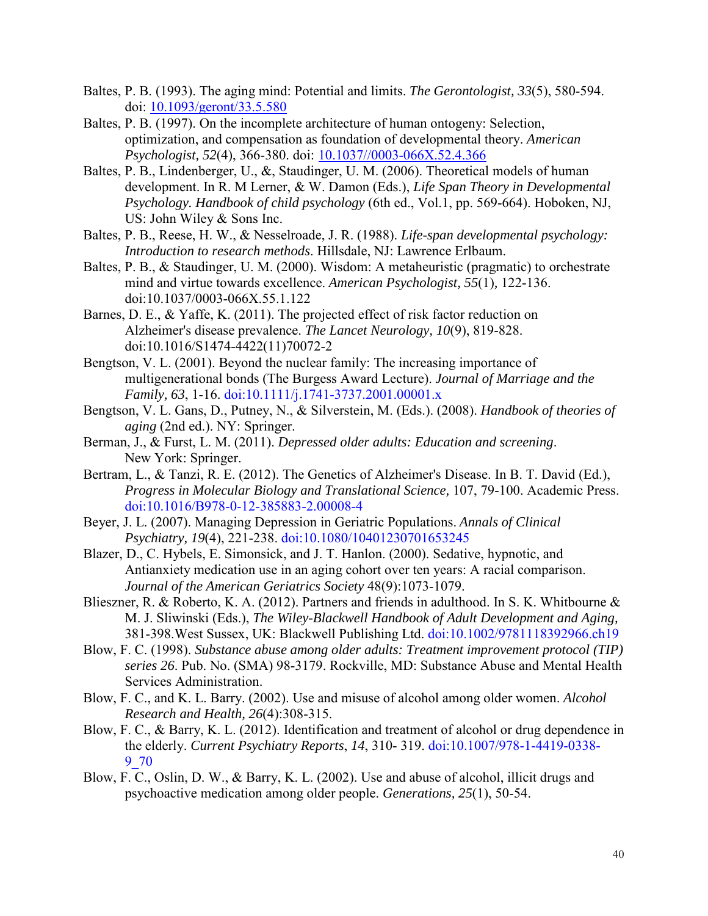Baltes, P. B. (1993). The aging mind: Potential and limits. *The Gerontologist, 33*(5), 580-594. doi: 10.1093/geront/33.5.580

Baltes, P. B. (1997). On the incomplete architecture of human ontogeny: Selection, optimization, and compensation as foundation of developmental theory. *American Psychologist, 52*(4), 366-380. doi: 10.1037//0003-066X.52.4.366

Baltes, P. B., Lindenberger, U., &, Staudinger, U. M. (2006). Theoretical models of human development. In R. M Lerner, & W. Damon (Eds.), *Life Span Theory in Developmental Psychology. Handbook of child psychology* (6th ed., Vol.1, pp. 569-664). Hoboken, NJ, US: John Wiley & Sons Inc.

Baltes, P. B., Reese, H. W., & Nesselroade, J. R. (1988). *Life-span developmental psychology: Introduction to research methods*. Hillsdale, NJ: Lawrence Erlbaum.

Baltes, P. B., & Staudinger, U. M. (2000). Wisdom: A metaheuristic (pragmatic) to orchestrate mind and virtue towards excellence. *American Psychologist, 55*(1)*,* 122-136. doi:10.1037/0003-066X.55.1.122

Barnes, D. E., & Yaffe, K. (2011). The projected effect of risk factor reduction on Alzheimer's disease prevalence. *The Lancet Neurology, 10*(9), 819-828. doi:10.1016/S1474-4422(11)70072-2

Bengtson, V. L. (2001). Beyond the nuclear family: The increasing importance of multigenerational bonds (The Burgess Award Lecture). *Journal of Marriage and the Family, 63*, 1-16. doi:10.1111/j.1741-3737.2001.00001.x

Bengtson, V. L. Gans, D., Putney, N., & Silverstein, M. (Eds.). (2008). *Handbook of theories of aging* (2nd ed.). NY: Springer.

Berman, J., & Furst, L. M. (2011). *Depressed older adults: Education and screening*. New York: Springer.

Bertram, L., & Tanzi, R. E. (2012). The Genetics of Alzheimer's Disease. In B. T. David (Ed.), *Progress in Molecular Biology and Translational Science,* 107, 79-100. Academic Press. doi:10.1016/B978-0-12-385883-2.00008-4

Beyer, J. L. (2007). Managing Depression in Geriatric Populations. *Annals of Clinical Psychiatry, 19*(4), 221-238. doi:10.1080/10401230701653245

Blazer, D., C. Hybels, E. Simonsick, and J. T. Hanlon. (2000). Sedative, hypnotic, and Antianxiety medication use in an aging cohort over ten years: A racial comparison. *Journal of the American Geriatrics Society* 48(9):1073-1079.

Blieszner, R. & Roberto, K. A. (2012). Partners and friends in adulthood. In S. K. Whitbourne & M. J. Sliwinski (Eds.), *The Wiley-Blackwell Handbook of Adult Development and Aging,* 381-398.West Sussex, UK: Blackwell Publishing Ltd. doi:10.1002/9781118392966.ch19

Blow, F. C. (1998). *Substance abuse among older adults: Treatment improvement protocol (TIP) series 26*. Pub. No. (SMA) 98-3179. Rockville, MD: Substance Abuse and Mental Health Services Administration.

Blow, F. C., and K. L. Barry. (2002). Use and misuse of alcohol among older women. *Alcohol Research and Health, 26*(4):308-315.

Blow, F. C., & Barry, K. L. (2012). Identification and treatment of alcohol or drug dependence in the elderly. *Current Psychiatry Reports*, *14*, 310- 319. doi:10.1007/978-1-4419-0338-9_70

Blow, F. C., Oslin, D. W., & Barry, K. L. (2002). Use and abuse of alcohol, illicit drugs and psychoactive medication among older people. *Generations, 25*(1), 50-54.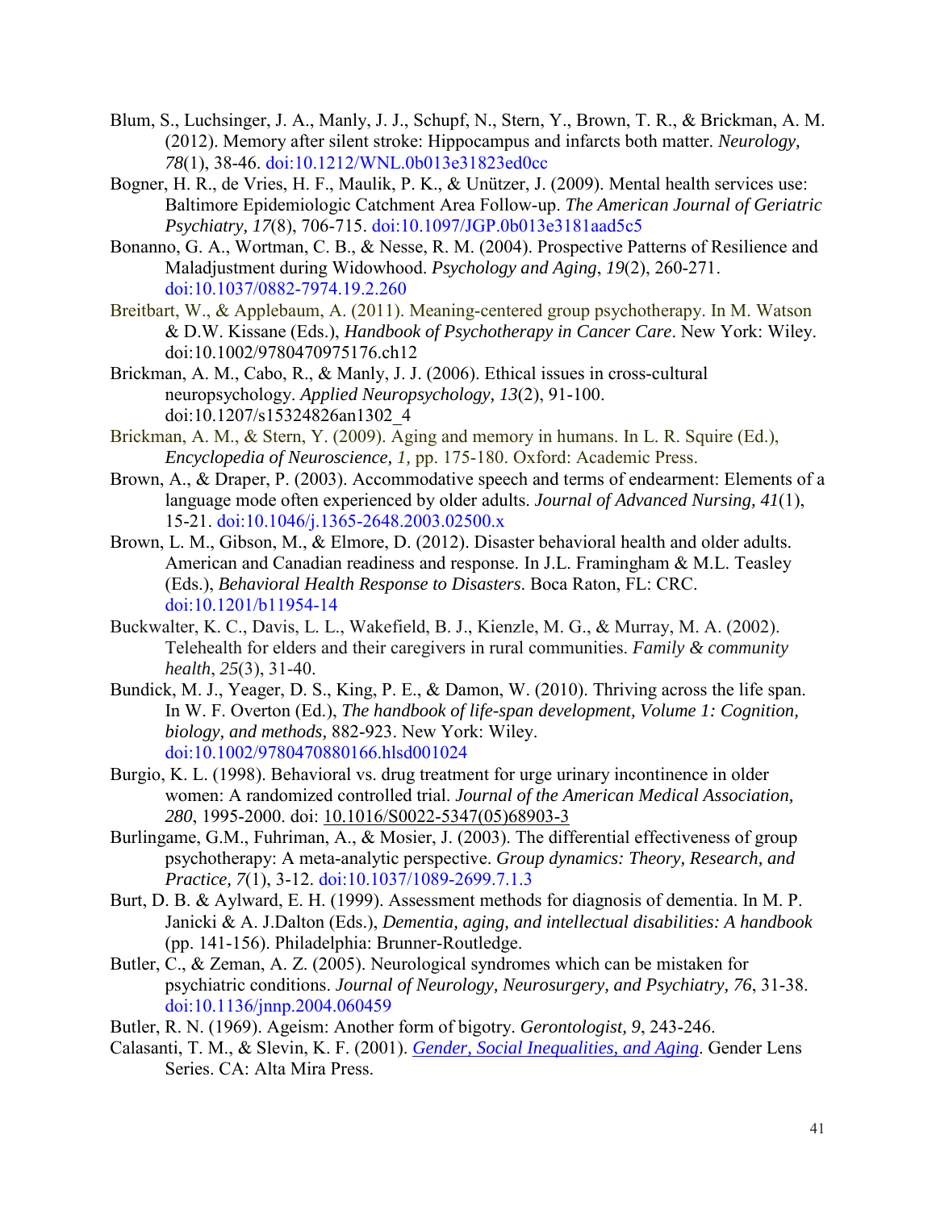Blum, S., Luchsinger, J. A., Manly, J. J., Schupf, N., Stern, Y., Brown, T. R., & Brickman, A. M. (2012). Memory after silent stroke: Hippocampus and infarcts both matter. *Neurology, 78*(1), 38-46. doi:10.1212/WNL.0b013e31823ed0cc

Bogner, H. R., de Vries, H. F., Maulik, P. K., & Unützer, J. (2009). Mental health services use: Baltimore Epidemiologic Catchment Area Follow-up. *The American Journal of Geriatric Psychiatry, 17*(8), 706-715. doi:10.1097/JGP.0b013e3181aad5c5

Bonanno, G. A., Wortman, C. B., & Nesse, R. M. (2004). Prospective Patterns of Resilience and Maladjustment during Widowhood. *Psychology and Aging*, *19*(2), 260-271. doi:10.1037/0882-7974.19.2.260

Breitbart, W., & Applebaum, A. (2011). Meaning-centered group psychotherapy. In M. Watson & D.W. Kissane (Eds.), *Handbook of Psychotherapy in Cancer Care*. New York: Wiley. doi:10.1002/9780470975176.ch12

Brickman, A. M., Cabo, R., & Manly, J. J. (2006). Ethical issues in cross-cultural neuropsychology. *Applied Neuropsychology, 13*(2), 91-100. doi:10.1207/s15324826an1302_4

Brickman, A. M., & Stern, Y. (2009). Aging and memory in humans. In L. R. Squire (Ed.), *Encyclopedia of Neuroscience, 1,* pp. 175-180. Oxford: Academic Press.

Brown, A., & Draper, P. (2003). Accommodative speech and terms of endearment: Elements of a language mode often experienced by older adults. *Journal of Advanced Nursing, 41*(1), 15-21. doi:10.1046/j.1365-2648.2003.02500.x

Brown, L. M., Gibson, M., & Elmore, D. (2012). Disaster behavioral health and older adults. American and Canadian readiness and response. In J.L. Framingham & M.L. Teasley (Eds.), *Behavioral Health Response to Disasters*. Boca Raton, FL: CRC. doi:10.1201/b11954-14

Buckwalter, K. C., Davis, L. L., Wakefield, B. J., Kienzle, M. G., & Murray, M. A. (2002). Telehealth for elders and their caregivers in rural communities. *Family & community health*, *25*(3), 31-40.

Bundick, M. J., Yeager, D. S., King, P. E., & Damon, W. (2010). Thriving across the life span. In W. F. Overton (Ed.), *The handbook of life-span development, Volume 1: Cognition, biology, and methods,* 882-923. New York: Wiley. doi:10.1002/9780470880166.hlsd001024

Burgio, K. L. (1998). Behavioral vs. drug treatment for urge urinary incontinence in older women: A randomized controlled trial. *Journal of the American Medical Association, 280*, 1995-2000. doi: 10.1016/S0022-5347(05)68903-3

Burlingame, G.M., Fuhriman, A., & Mosier, J. (2003). The differential effectiveness of group psychotherapy: A meta-analytic perspective. *Group dynamics: Theory, Research, and Practice, 7*(1), 3-12. doi:10.1037/1089-2699.7.1.3

Burt, D. B. & Aylward, E. H. (1999). Assessment methods for diagnosis of dementia. In M. P. Janicki & A. J.Dalton (Eds.), *Dementia, aging, and intellectual disabilities: A handbook* (pp. 141-156). Philadelphia: Brunner-Routledge.

Butler, C., & Zeman, A. Z. (2005). Neurological syndromes which can be mistaken for psychiatric conditions. *Journal of Neurology, Neurosurgery, and Psychiatry, 76*, 31-38. doi:10.1136/jnnp.2004.060459

Butler, R. N. (1969). Ageism: Another form of bigotry. *Gerontologist, 9*, 243-246.

Calasanti, T. M., & Slevin, K. F. (2001). *Gender, Social Inequalities, and Aging*. Gender Lens Series. CA: Alta Mira Press.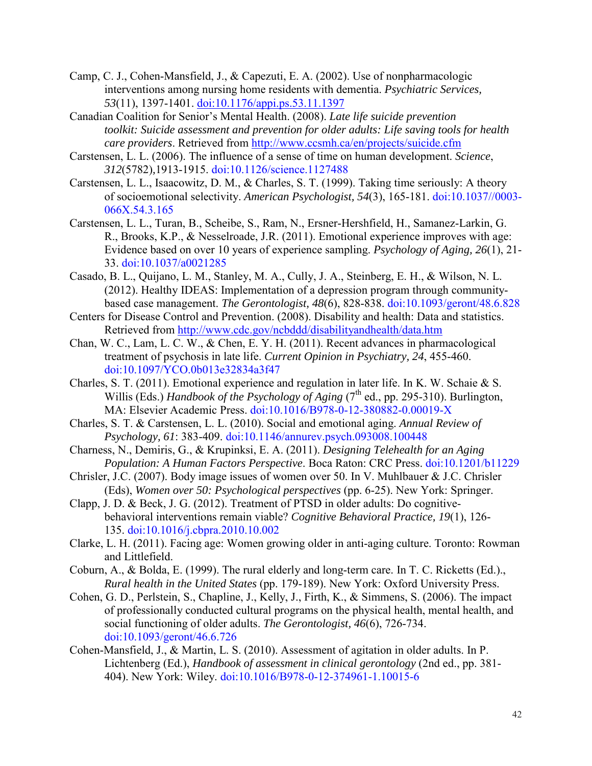Camp, C. J., Cohen-Mansfield, J., & Capezuti, E. A. (2002). Use of nonpharmacologic interventions among nursing home residents with dementia. *Psychiatric Services, 53*(11), 1397-1401. doi:10.1176/appi.ps.53.11.1397

Canadian Coalition for Senior's Mental Health. (2008). *Late life suicide prevention toolkit: Suicide assessment and prevention for older adults: Life saving tools for health care providers*. Retrieved from http://www.ccsmh.ca/en/projects/suicide.cfm

Carstensen, L. L. (2006). The influence of a sense of time on human development. *Science*, *312*(5782),1913-1915. doi:10.1126/science.1127488

Carstensen, L. L., Isaacowitz, D. M., & Charles, S. T. (1999). Taking time seriously: A theory of socioemotional selectivity. *American Psychologist, 54*(3), 165-181. doi:10.1037//0003-066X.54.3.165

Carstensen, L. L., Turan, B., Scheibe, S., Ram, N., Ersner-Hershfield, H., Samanez-Larkin, G. R., Brooks, K.P., & Nesselroade, J.R. (2011). Emotional experience improves with age: Evidence based on over 10 years of experience sampling. *Psychology of Aging, 26*(1), 21-33. doi:10.1037/a0021285

Casado, B. L., Quijano, L. M., Stanley, M. A., Cully, J. A., Steinberg, E. H., & Wilson, N. L. (2012). Healthy IDEAS: Implementation of a depression program through community-based case management. *The Gerontologist, 48*(6), 828-838. doi:10.1093/geront/48.6.828

Centers for Disease Control and Prevention. (2008). Disability and health: Data and statistics. Retrieved from http://www.cdc.gov/ncbddd/disabilityandhealth/data.htm

Chan, W. C., Lam, L. C. W., & Chen, E. Y. H. (2011). Recent advances in pharmacological treatment of psychosis in late life. *Current Opinion in Psychiatry, 24*, 455-460. doi:10.1097/YCO.0b013e32834a3f47

Charles, S. T. (2011). Emotional experience and regulation in later life. In K. W. Schaie & S. Willis (Eds.) *Handbook of the Psychology of Aging* (7th ed., pp. 295-310). Burlington, MA: Elsevier Academic Press. doi:10.1016/B978-0-12-380882-0.00019-X

Charles, S. T. & Carstensen, L. L. (2010). Social and emotional aging. *Annual Review of Psychology, 61*: 383-409. doi:10.1146/annurev.psych.093008.100448

Charness, N., Demiris, G., & Krupinksi, E. A. (2011). *Designing Telehealth for an Aging Population: A Human Factors Perspective*. Boca Raton: CRC Press. doi:10.1201/b11229

Chrisler, J.C. (2007). Body image issues of women over 50. In V. Muhlbauer & J.C. Chrisler (Eds), *Women over 50: Psychological perspectives* (pp. 6-25). New York: Springer.

Clapp, J. D. & Beck, J. G. (2012). Treatment of PTSD in older adults: Do cognitive-behavioral interventions remain viable? *Cognitive Behavioral Practice, 19*(1), 126-135. doi:10.1016/j.cbpra.2010.10.002

Clarke, L. H. (2011). Facing age: Women growing older in anti-aging culture. Toronto: Rowman and Littlefield.

Coburn, A., & Bolda, E. (1999). The rural elderly and long-term care. In T. C. Ricketts (Ed.)., *Rural health in the United States* (pp. 179-189). New York: Oxford University Press.

Cohen, G. D., Perlstein, S., Chapline, J., Kelly, J., Firth, K., & Simmens, S. (2006). The impact of professionally conducted cultural programs on the physical health, mental health, and social functioning of older adults. *The Gerontologist, 46*(6), 726-734. doi:10.1093/geront/46.6.726

Cohen-Mansfield, J., & Martin, L. S. (2010). Assessment of agitation in older adults. In P. Lichtenberg (Ed.), *Handbook of assessment in clinical gerontology* (2nd ed., pp. 381-404). New York: Wiley. doi:10.1016/B978-0-12-374961-1.10015-6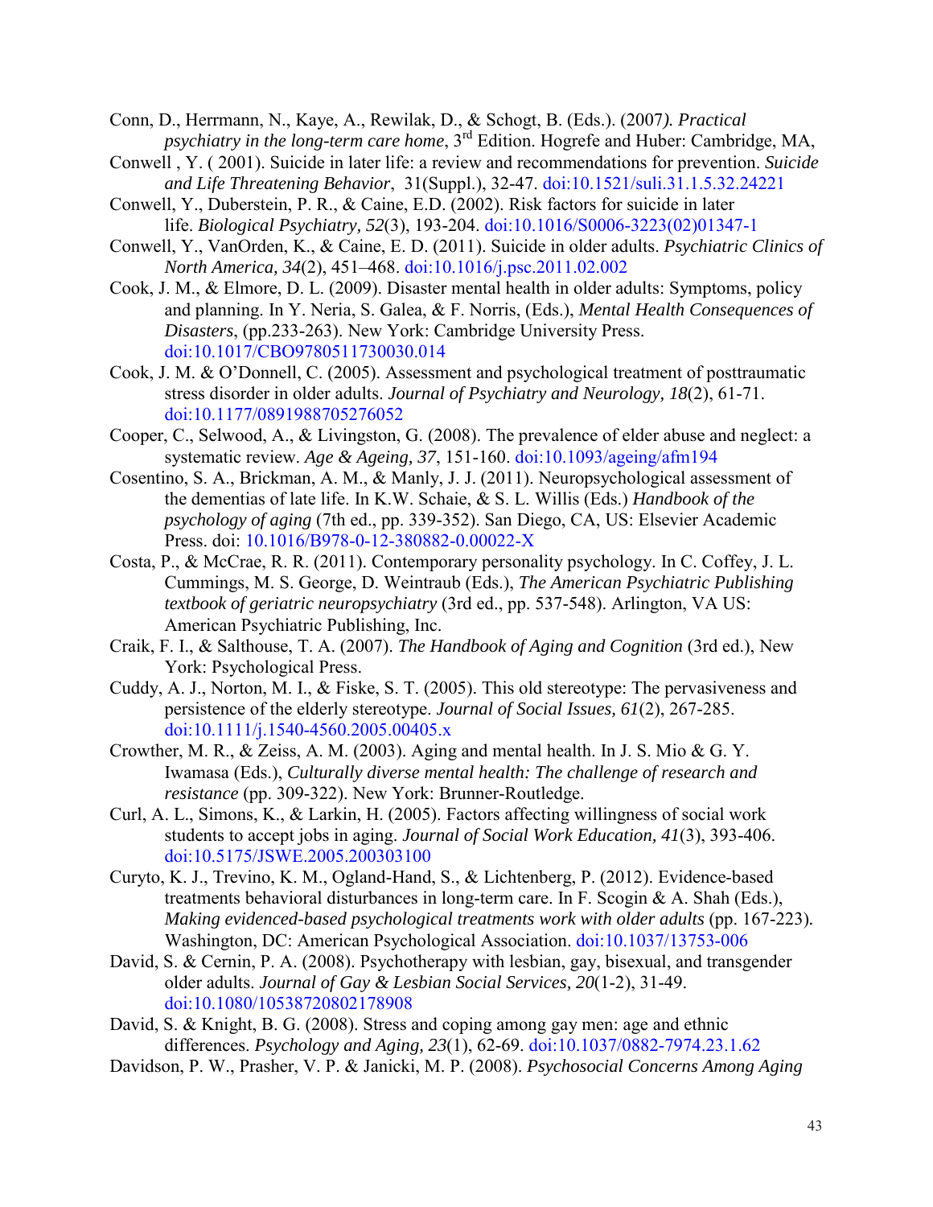Conn, D., Herrmann, N., Kaye, A., Rewilak, D., & Schogt, B. (Eds.). (2007*). Practical psychiatry in the long-term care home*, 3rd Edition. Hogrefe and Huber: Cambridge, MA,

Conwell , Y. ( 2001). Suicide in later life: a review and recommendations for prevention. *Suicide and Life Threatening Behavior*, 31(Suppl.), 32-47. doi:10.1521/suli.31.1.5.32.24221

Conwell, Y., Duberstein, P. R., & Caine, E.D. (2002). Risk factors for suicide in later life. *Biological Psychiatry, 52*(3), 193-204. doi:10.1016/S0006-3223(02)01347-1

Conwell, Y., VanOrden, K., & Caine, E. D. (2011). Suicide in older adults. *Psychiatric Clinics of North America, 34*(2), 451–468. doi:10.1016/j.psc.2011.02.002

Cook, J. M., & Elmore, D. L. (2009). Disaster mental health in older adults: Symptoms, policy and planning. In Y. Neria, S. Galea, & F. Norris, (Eds.), *Mental Health Consequences of Disasters*, (pp.233-263). New York: Cambridge University Press. doi:10.1017/CBO9780511730030.014

Cook, J. M. & O'Donnell, C. (2005). Assessment and psychological treatment of posttraumatic stress disorder in older adults. *Journal of Psychiatry and Neurology, 18*(2), 61-71. doi:10.1177/0891988705276052

Cooper, C., Selwood, A., & Livingston, G. (2008). The prevalence of elder abuse and neglect: a systematic review. *Age & Ageing, 37*, 151-160. doi:10.1093/ageing/afm194

Cosentino, S. A., Brickman, A. M., & Manly, J. J. (2011). Neuropsychological assessment of the dementias of late life. In K.W. Schaie, & S. L. Willis (Eds.) *Handbook of the psychology of aging* (7th ed., pp. 339-352). San Diego, CA, US: Elsevier Academic Press. doi: 10.1016/B978-0-12-380882-0.00022-X

Costa, P., & McCrae, R. R. (2011). Contemporary personality psychology. In C. Coffey, J. L. Cummings, M. S. George, D. Weintraub (Eds.), *The American Psychiatric Publishing textbook of geriatric neuropsychiatry* (3rd ed., pp. 537-548). Arlington, VA US: American Psychiatric Publishing, Inc.

Craik, F. I., & Salthouse, T. A. (2007). *The Handbook of Aging and Cognition* (3rd ed.), New York: Psychological Press.

Cuddy, A. J., Norton, M. I., & Fiske, S. T. (2005). This old stereotype: The pervasiveness and persistence of the elderly stereotype. *Journal of Social Issues, 61*(2), 267-285. doi:10.1111/j.1540-4560.2005.00405.x

Crowther, M. R., & Zeiss, A. M. (2003). Aging and mental health. In J. S. Mio & G. Y. Iwamasa (Eds.), *Culturally diverse mental health: The challenge of research and resistance* (pp. 309-322). New York: Brunner-Routledge.

Curl, A. L., Simons, K., & Larkin, H. (2005). Factors affecting willingness of social work students to accept jobs in aging. *Journal of Social Work Education, 41*(3), 393-406. doi:10.5175/JSWE.2005.200303100

Curyto, K. J., Trevino, K. M., Ogland-Hand, S., & Lichtenberg, P. (2012). Evidence-based treatments behavioral disturbances in long-term care. In F. Scogin & A. Shah (Eds.), *Making evidenced-based psychological treatments work with older adults* (pp. 167-223). Washington, DC: American Psychological Association. doi:10.1037/13753-006

David, S. & Cernin, P. A. (2008). Psychotherapy with lesbian, gay, bisexual, and transgender older adults. *Journal of Gay & Lesbian Social Services, 20*(1-2), 31-49. doi:10.1080/10538720802178908

David, S. & Knight, B. G. (2008). Stress and coping among gay men: age and ethnic differences. *Psychology and Aging, 23*(1), 62-69. doi:10.1037/0882-7974.23.1.62

Davidson, P. W., Prasher, V. P. & Janicki, M. P. (2008). *Psychosocial Concerns Among Aging*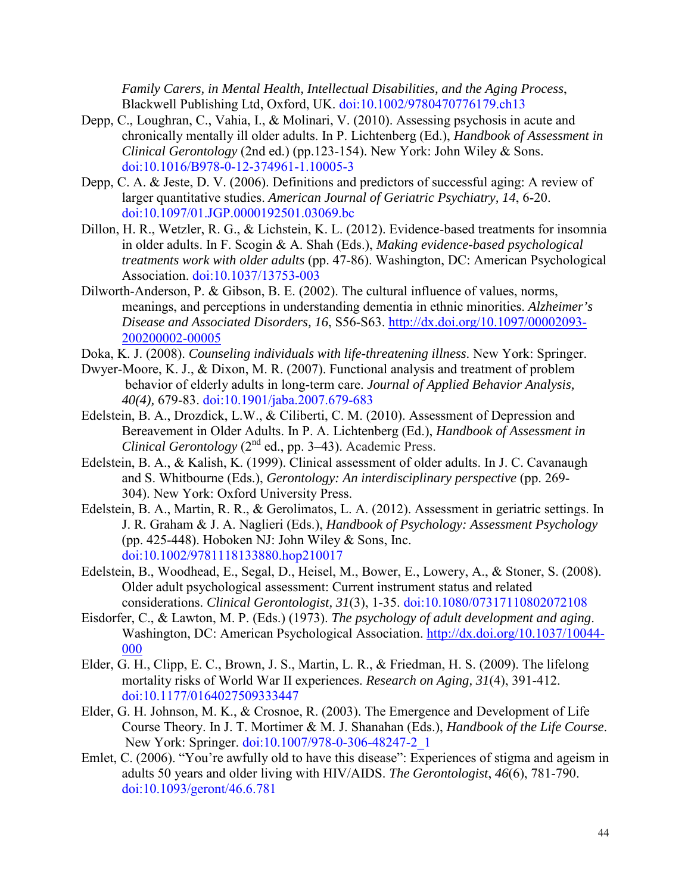*Family Carers, in Mental Health, Intellectual Disabilities, and the Aging Process*, Blackwell Publishing Ltd, Oxford, UK. doi:10.1002/9780470776179.ch13

Depp, C., Loughran, C., Vahia, I., & Molinari, V. (2010). Assessing psychosis in acute and chronically mentally ill older adults. In P. Lichtenberg (Ed.), *Handbook of Assessment in Clinical Gerontology* (2nd ed.) (pp.123-154). New York: John Wiley & Sons. doi:10.1016/B978-0-12-374961-1.10005-3

Depp, C. A. & Jeste, D. V. (2006). Definitions and predictors of successful aging: A review of larger quantitative studies. *American Journal of Geriatric Psychiatry, 14*, 6-20. doi:10.1097/01.JGP.0000192501.03069.bc

Dillon, H. R., Wetzler, R. G., & Lichstein, K. L. (2012). Evidence-based treatments for insomnia in older adults. In F. Scogin & A. Shah (Eds.), *Making evidence-based psychological treatments work with older adults* (pp. 47-86). Washington, DC: American Psychological Association. doi:10.1037/13753-003

Dilworth-Anderson, P. & Gibson, B. E. (2002). The cultural influence of values, norms, meanings, and perceptions in understanding dementia in ethnic minorities. *Alzheimer's Disease and Associated Disorders, 16*, S56-S63. http://dx.doi.org/10.1097/00002093-200200002-00005

Doka, K. J. (2008). *Counseling individuals with life-threatening illness*. New York: Springer.

Dwyer-Moore, K. J., & Dixon, M. R. (2007). Functional analysis and treatment of problem behavior of elderly adults in long-term care. *Journal of Applied Behavior Analysis, 40(4),* 679-83. doi:10.1901/jaba.2007.679-683

Edelstein, B. A., Drozdick, L.W., & Ciliberti, C. M. (2010). Assessment of Depression and Bereavement in Older Adults. In P. A. Lichtenberg (Ed.), *Handbook of Assessment in Clinical Gerontology* (2nd ed., pp. 3–43). Academic Press.

Edelstein, B. A., & Kalish, K. (1999). Clinical assessment of older adults. In J. C. Cavanaugh and S. Whitbourne (Eds.), *Gerontology: An interdisciplinary perspective* (pp. 269-304). New York: Oxford University Press.

Edelstein, B. A., Martin, R. R., & Gerolimatos, L. A. (2012). Assessment in geriatric settings. In J. R. Graham & J. A. Naglieri (Eds.), *Handbook of Psychology: Assessment Psychology* (pp. 425-448). Hoboken NJ: John Wiley & Sons, Inc. doi:10.1002/9781118133880.hop210017

Edelstein, B., Woodhead, E., Segal, D., Heisel, M., Bower, E., Lowery, A., & Stoner, S. (2008). Older adult psychological assessment: Current instrument status and related considerations. *Clinical Gerontologist, 31*(3), 1-35. doi:10.1080/07317110802072108

Eisdorfer, C., & Lawton, M. P. (Eds.) (1973). *The psychology of adult development and aging*. Washington, DC: American Psychological Association. http://dx.doi.org/10.1037/10044-000

Elder, G. H., Clipp, E. C., Brown, J. S., Martin, L. R., & Friedman, H. S. (2009). The lifelong mortality risks of World War II experiences. *Research on Aging, 31*(4), 391-412. doi:10.1177/0164027509333447

Elder, G. H. Johnson, M. K., & Crosnoe, R. (2003). The Emergence and Development of Life Course Theory. In J. T. Mortimer & M. J. Shanahan (Eds.), *Handbook of the Life Course*. New York: Springer. doi:10.1007/978-0-306-48247-2_1

Emlet, C. (2006). "You're awfully old to have this disease": Experiences of stigma and ageism in adults 50 years and older living with HIV/AIDS. *The Gerontologist*, *46*(6), 781-790. doi:10.1093/geront/46.6.781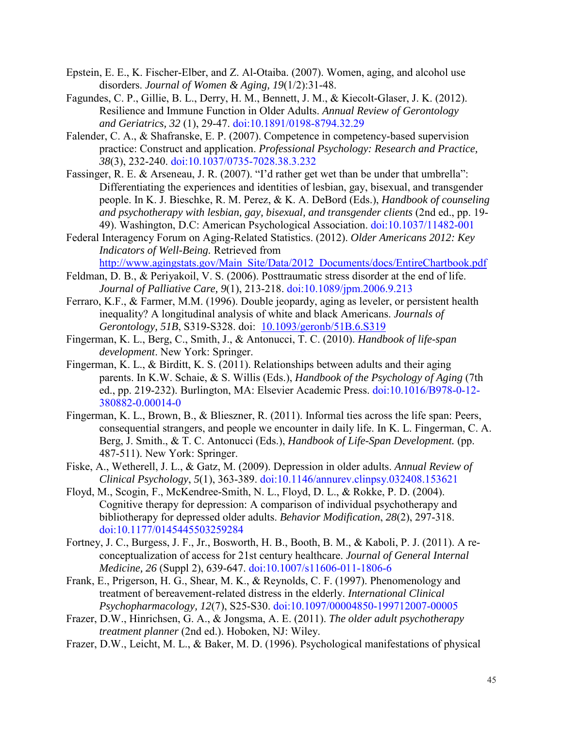Epstein, E. E., K. Fischer-Elber, and Z. Al-Otaiba. (2007). Women, aging, and alcohol use disorders. *Journal of Women & Aging, 19*(1/2):31-48.

Fagundes, C. P., Gillie, B. L., Derry, H. M., Bennett, J. M., & Kiecolt-Glaser, J. K. (2012). Resilience and Immune Function in Older Adults. *Annual Review of Gerontology and Geriatrics, 32* (1), 29-47. doi:10.1891/0198-8794.32.29

Falender, C. A., & Shafranske, E. P. (2007). Competence in competency-based supervision practice: Construct and application. *Professional Psychology: Research and Practice, 38*(3), 232-240. doi:10.1037/0735-7028.38.3.232

Fassinger, R. E. & Arseneau, J. R. (2007). "I'd rather get wet than be under that umbrella": Differentiating the experiences and identities of lesbian, gay, bisexual, and transgender people. In K. J. Bieschke, R. M. Perez, & K. A. DeBord (Eds.), *Handbook of counseling and psychotherapy with lesbian, gay, bisexual, and transgender clients* (2nd ed., pp. 19-49). Washington, D.C: American Psychological Association. doi:10.1037/11482-001

Federal Interagency Forum on Aging-Related Statistics. (2012). *Older Americans 2012: Key Indicators of Well-Being.* Retrieved from http://www.agingstats.gov/Main_Site/Data/2012_Documents/docs/EntireChartbook.pdf

Feldman, D. B., & Periyakoil, V. S. (2006). Posttraumatic stress disorder at the end of life. *Journal of Palliative Care, 9*(1), 213-218. doi:10.1089/jpm.2006.9.213

Ferraro, K.F., & Farmer, M.M. (1996). Double jeopardy, aging as leveler, or persistent health inequality? A longitudinal analysis of white and black Americans. *Journals of Gerontology, 51B*, S319-S328. doi: 10.1093/geronb/51B.6.S319

Fingerman, K. L., Berg, C., Smith, J., & Antonucci, T. C. (2010). *Handbook of life-span development*. New York: Springer.

Fingerman, K. L., & Birditt, K. S. (2011). Relationships between adults and their aging parents. In K.W. Schaie, & S. Willis (Eds.), *Handbook of the Psychology of Aging* (7th ed., pp. 219-232). Burlington, MA: Elsevier Academic Press. doi:10.1016/B978-0-12-380882-0.00014-0

Fingerman, K. L., Brown, B., & Blieszner, R. (2011). Informal ties across the life span: Peers, consequential strangers, and people we encounter in daily life. In K. L. Fingerman, C. A. Berg, J. Smith., & T. C. Antonucci (Eds.), *Handbook of Life-Span Development.* (pp. 487-511). New York: Springer.

Fiske, A., Wetherell, J. L., & Gatz, M. (2009). Depression in older adults. *Annual Review of Clinical Psychology*, *5*(1), 363-389. doi:10.1146/annurev.clinpsy.032408.153621

Floyd, M., Scogin, F., McKendree-Smith, N. L., Floyd, D. L., & Rokke, P. D. (2004). Cognitive therapy for depression: A comparison of individual psychotherapy and bibliotherapy for depressed older adults. *Behavior Modification*, *28*(2), 297-318. doi:10.1177/0145445503259284

Fortney, J. C., Burgess, J. F., Jr., Bosworth, H. B., Booth, B. M., & Kaboli, P. J. (2011). A re-conceptualization of access for 21st century healthcare. *Journal of General Internal Medicine, 26* (Suppl 2), 639-647. doi:10.1007/s11606-011-1806-6

Frank, E., Prigerson, H. G., Shear, M. K., & Reynolds, C. F. (1997). Phenomenology and treatment of bereavement-related distress in the elderly. *International Clinical Psychopharmacology, 12*(7), S25-S30. doi:10.1097/00004850-199712007-00005

Frazer, D.W., Hinrichsen, G. A., & Jongsma, A. E. (2011). *The older adult psychotherapy treatment planner* (2nd ed.). Hoboken, NJ: Wiley.

Frazer, D.W., Leicht, M. L., & Baker, M. D. (1996). Psychological manifestations of physical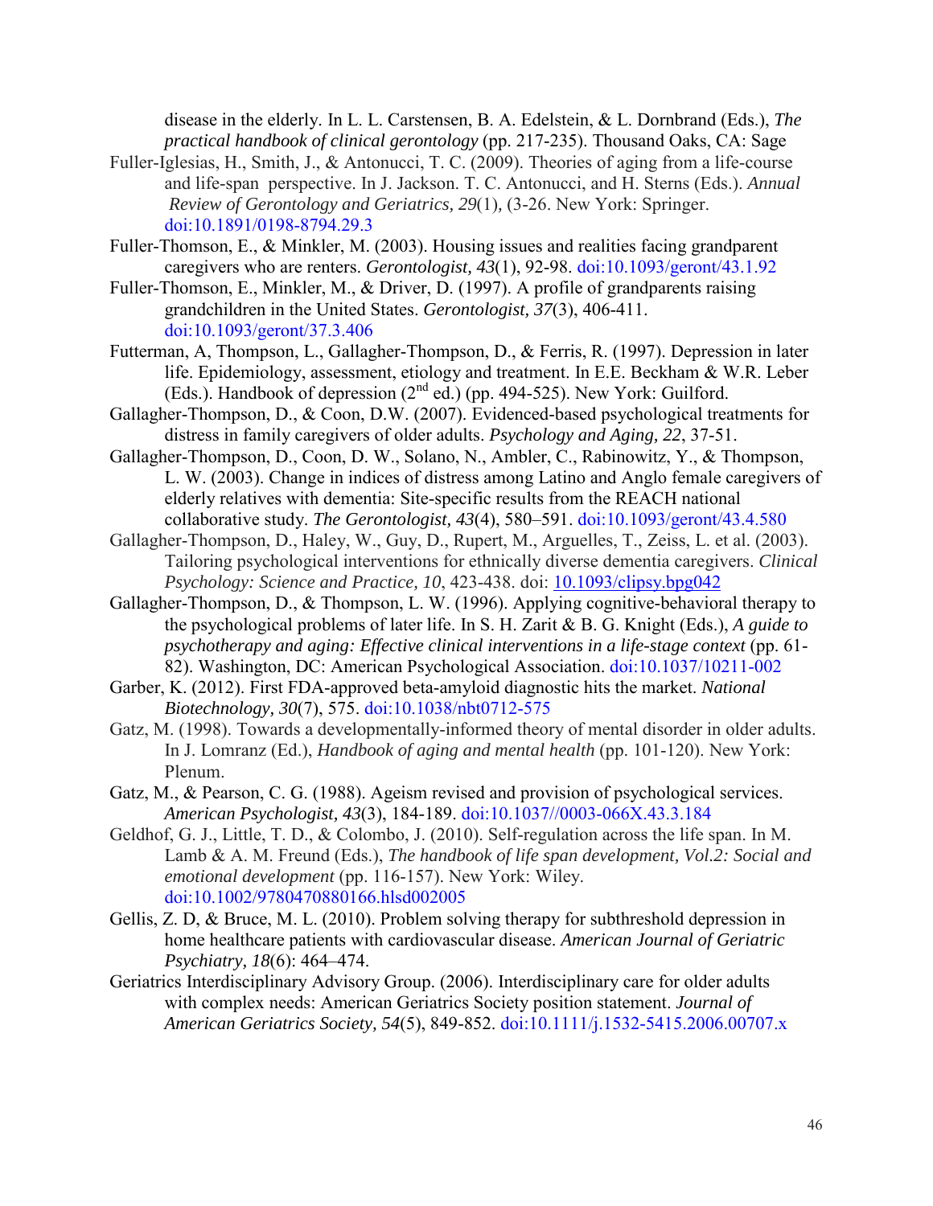disease in the elderly. In L. L. Carstensen, B. A. Edelstein, & L. Dornbrand (Eds.), *The practical handbook of clinical gerontology* (pp. 217-235). Thousand Oaks, CA: Sage

Fuller-Iglesias, H., Smith, J., & Antonucci, T. C. (2009). Theories of aging from a life-course and life-span perspective. In J. Jackson. T. C. Antonucci, and H. Sterns (Eds.). *Annual Review of Gerontology and Geriatrics, 29*(1), (3-26. New York: Springer. doi:10.1891/0198-8794.29.3

Fuller-Thomson, E., & Minkler, M. (2003). Housing issues and realities facing grandparent caregivers who are renters. *Gerontologist, 43*(1), 92-98. doi:10.1093/geront/43.1.92

Fuller-Thomson, E., Minkler, M., & Driver, D. (1997). A profile of grandparents raising grandchildren in the United States. *Gerontologist, 37*(3), 406-411. doi:10.1093/geront/37.3.406

Futterman, A, Thompson, L., Gallagher-Thompson, D., & Ferris, R. (1997). Depression in later life. Epidemiology, assessment, etiology and treatment. In E.E. Beckham & W.R. Leber (Eds.). Handbook of depression (2nd ed.) (pp. 494-525). New York: Guilford.

Gallagher-Thompson, D., & Coon, D.W. (2007). Evidenced-based psychological treatments for distress in family caregivers of older adults. *Psychology and Aging, 22*, 37-51.

Gallagher-Thompson, D., Coon, D. W., Solano, N., Ambler, C., Rabinowitz, Y., & Thompson, L. W. (2003). Change in indices of distress among Latino and Anglo female caregivers of elderly relatives with dementia: Site-specific results from the REACH national collaborative study. *The Gerontologist, 43*(4), 580–591. doi:10.1093/geront/43.4.580

Gallagher-Thompson, D., Haley, W., Guy, D., Rupert, M., Arguelles, T., Zeiss, L. et al. (2003). Tailoring psychological interventions for ethnically diverse dementia caregivers. *Clinical Psychology: Science and Practice, 10*, 423-438. doi: 10.1093/clipsy.bpg042

Gallagher-Thompson, D., & Thompson, L. W. (1996). Applying cognitive-behavioral therapy to the psychological problems of later life. In S. H. Zarit & B. G. Knight (Eds.), *A guide to psychotherapy and aging: Effective clinical interventions in a life-stage context* (pp. 61-82). Washington, DC: American Psychological Association. doi:10.1037/10211-002

Garber, K. (2012). First FDA-approved beta-amyloid diagnostic hits the market. *National Biotechnology, 30*(7), 575. doi:10.1038/nbt0712-575

Gatz, M. (1998). Towards a developmentally-informed theory of mental disorder in older adults. In J. Lomranz (Ed.), *Handbook of aging and mental health* (pp. 101-120). New York: Plenum.

Gatz, M., & Pearson, C. G. (1988). Ageism revised and provision of psychological services. *American Psychologist, 43*(3), 184-189. doi:10.1037//0003-066X.43.3.184

Geldhof, G. J., Little, T. D., & Colombo, J. (2010). Self-regulation across the life span. In M. Lamb & A. M. Freund (Eds.), *The handbook of life span development, Vol.2: Social and emotional development* (pp. 116-157). New York: Wiley. doi:10.1002/9780470880166.hlsd002005

Gellis, Z. D, & Bruce, M. L. (2010). Problem solving therapy for subthreshold depression in home healthcare patients with cardiovascular disease. *American Journal of Geriatric Psychiatry, 18*(6): 464–474.

Geriatrics Interdisciplinary Advisory Group. (2006). Interdisciplinary care for older adults with complex needs: American Geriatrics Society position statement. *Journal of American Geriatrics Society, 54*(5), 849-852. doi:10.1111/j.1532-5415.2006.00707.x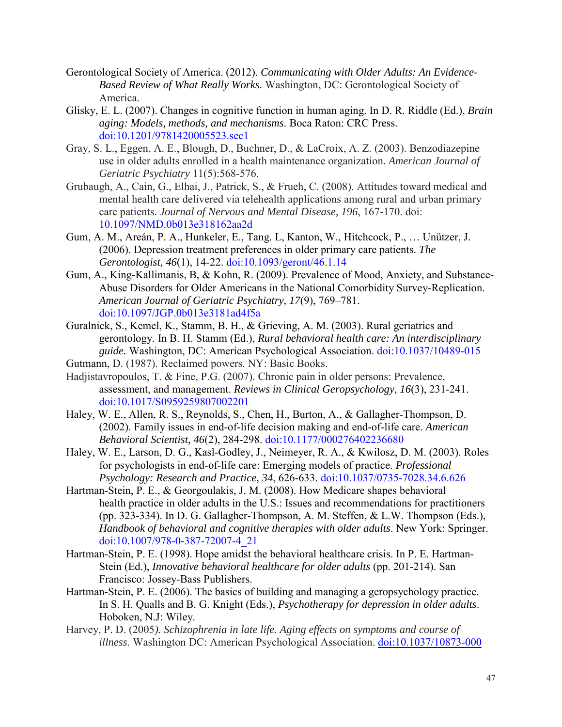Gerontological Society of America. (2012). *Communicating with Older Adults: An Evidence-Based Review of What Really Works*. Washington, DC: Gerontological Society of America.

Glisky, E. L. (2007). Changes in cognitive function in human aging. In D. R. Riddle (Ed.), *Brain aging: Models, methods, and mechanisms*. Boca Raton: CRC Press. doi:10.1201/9781420005523.sec1

Gray, S. L., Eggen, A. E., Blough, D., Buchner, D., & LaCroix, A. Z. (2003). Benzodiazepine use in older adults enrolled in a health maintenance organization. *American Journal of Geriatric Psychiatry* 11(5):568-576.

Grubaugh, A., Cain, G., Elhai, J., Patrick, S., & Frueh, C. (2008). Attitudes toward medical and mental health care delivered via telehealth applications among rural and urban primary care patients. *Journal of Nervous and Mental Disease, 196*, 167-170. doi: 10.1097/NMD.0b013e318162aa2d

Gum, A. M., Areán, P. A., Hunkeler, E., Tang. L, Kanton, W., Hitchcock, P., … Unützer, J. (2006). Depression treatment preferences in older primary care patients. *The Gerontologist, 46*(1), 14-22. doi:10.1093/geront/46.1.14

Gum, A., King-Kallimanis, B, & Kohn, R. (2009). Prevalence of Mood, Anxiety, and Substance-Abuse Disorders for Older Americans in the National Comorbidity Survey-Replication. *American Journal of Geriatric Psychiatry, 17*(9), 769–781. doi:10.1097/JGP.0b013e3181ad4f5a

Guralnick, S., Kemel, K., Stamm, B. H., & Grieving, A. M. (2003). Rural geriatrics and gerontology. In B. H. Stamm (Ed.), *Rural behavioral health care: An interdisciplinary guide.* Washington, DC: American Psychological Association. doi:10.1037/10489-015

Gutmann, D. (1987). Reclaimed powers. NY: Basic Books.

Hadjistavropoulos, T. & Fine, P.G. (2007). Chronic pain in older persons: Prevalence, assessment, and management. *Reviews in Clinical Geropsychology, 16*(3), 231-241. doi:10.1017/S0959259807002201

Haley, W. E., Allen, R. S., Reynolds, S., Chen, H., Burton, A., & Gallagher-Thompson, D. (2002). Family issues in end-of-life decision making and end-of-life care. *American Behavioral Scientist, 46*(2), 284-298. doi:10.1177/000276402236680

Haley, W. E., Larson, D. G., Kasl-Godley, J., Neimeyer, R. A., & Kwilosz, D. M. (2003). Roles for psychologists in end-of-life care: Emerging models of practice. *Professional Psychology: Research and Practice, 34*, 626-633. doi:10.1037/0735-7028.34.6.626

Hartman-Stein, P. E., & Georgoulakis, J. M. (2008). How Medicare shapes behavioral health practice in older adults in the U.S.: Issues and recommendations for practitioners (pp. 323-334). In D. G. Gallagher-Thompson, A. M. Steffen, & L.W. Thompson (Eds.), *Handbook of behavioral and cognitive therapies with older adults*. New York: Springer. doi:10.1007/978-0-387-72007-4_21

Hartman-Stein, P. E. (1998). Hope amidst the behavioral healthcare crisis. In P. E. Hartman-Stein (Ed.), *Innovative behavioral healthcare for older adults* (pp. 201-214). San Francisco: Jossey-Bass Publishers.

Hartman-Stein, P. E. (2006). The basics of building and managing a geropsychology practice. In S. H. Qualls and B. G. Knight (Eds.), *Psychotherapy for depression in older adults*. Hoboken, N.J: Wiley.

Harvey, P. D. (2005*). Schizophrenia in late life. Aging effects on symptoms and course of illness*. Washington DC: American Psychological Association. doi:10.1037/10873-000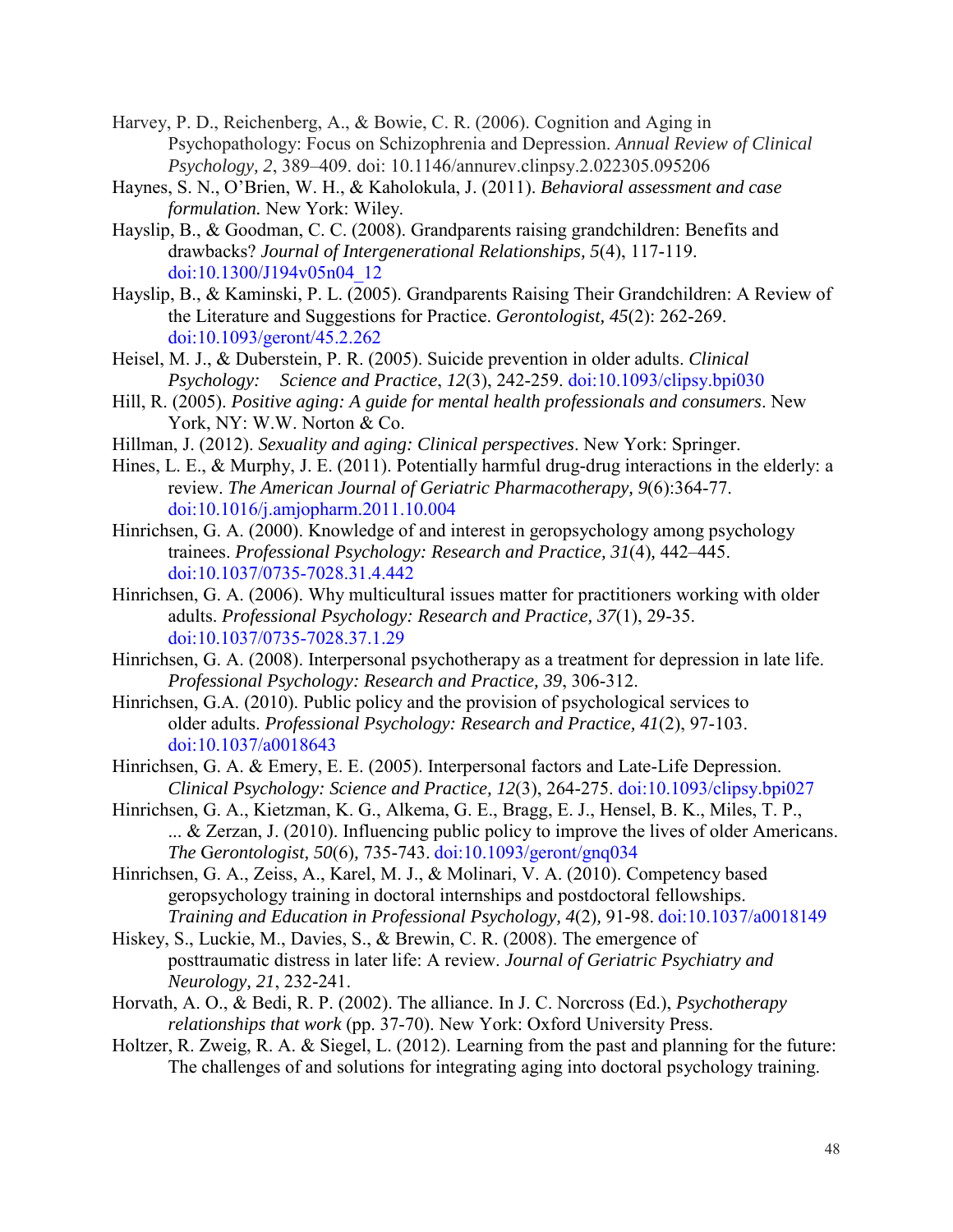Harvey, P. D., Reichenberg, A., & Bowie, C. R. (2006). Cognition and Aging in Psychopathology: Focus on Schizophrenia and Depression. *Annual Review of Clinical Psychology, 2*, 389–409. doi: 10.1146/annurev.clinpsy.2.022305.095206

Haynes, S. N., O'Brien, W. H., & Kaholokula, J. (2011). *Behavioral assessment and case formulation.* New York: Wiley.

Hayslip, B., & Goodman, C. C. (2008). Grandparents raising grandchildren: Benefits and drawbacks? *Journal of Intergenerational Relationships, 5*(4), 117-119. doi:10.1300/J194v05n04_12

Hayslip, B., & Kaminski, P. L. (2005). Grandparents Raising Their Grandchildren: A Review of the Literature and Suggestions for Practice. *Gerontologist, 45*(2): 262-269. doi:10.1093/geront/45.2.262

Heisel, M. J., & Duberstein, P. R. (2005). Suicide prevention in older adults. *Clinical Psychology: Science and Practice*, *12*(3), 242-259. doi:10.1093/clipsy.bpi030

Hill, R. (2005). *Positive aging: A guide for mental health professionals and consumers*. New York, NY: W.W. Norton & Co.

Hillman, J. (2012). *Sexuality and aging: Clinical perspectives*. New York: Springer.

Hines, L. E., & Murphy, J. E. (2011). Potentially harmful drug-drug interactions in the elderly: a review. *The American Journal of Geriatric Pharmacotherapy, 9*(6):364-77. doi:10.1016/j.amjopharm.2011.10.004

Hinrichsen, G. A. (2000). Knowledge of and interest in geropsychology among psychology trainees. *Professional Psychology: Research and Practice, 31*(4), 442–445. doi:10.1037/0735-7028.31.4.442

Hinrichsen, G. A. (2006). Why multicultural issues matter for practitioners working with older adults. *Professional Psychology: Research and Practice, 37*(1), 29-35. doi:10.1037/0735-7028.37.1.29

Hinrichsen, G. A. (2008). Interpersonal psychotherapy as a treatment for depression in late life. *Professional Psychology: Research and Practice, 39*, 306-312.

Hinrichsen, G.A. (2010). Public policy and the provision of psychological services to older adults. *Professional Psychology: Research and Practice, 41*(2), 97-103. doi:10.1037/a0018643

Hinrichsen, G. A. & Emery, E. E. (2005). Interpersonal factors and Late-Life Depression. *Clinical Psychology: Science and Practice, 12*(3), 264-275. doi:10.1093/clipsy.bpi027

Hinrichsen, G. A., Kietzman, K. G., Alkema, G. E., Bragg, E. J., Hensel, B. K., Miles, T. P., ... & Zerzan, J. (2010). Influencing public policy to improve the lives of older Americans. *The Gerontologist, 50*(6), 735-743. doi:10.1093/geront/gnq034

Hinrichsen, G. A., Zeiss, A., Karel, M. J., & Molinari, V. A. (2010). Competency based geropsychology training in doctoral internships and postdoctoral fellowships. *Training and Education in Professional Psychology, 4*(2), 91-98. doi:10.1037/a0018149

Hiskey, S., Luckie, M., Davies, S., & Brewin, C. R. (2008). The emergence of posttraumatic distress in later life: A review. *Journal of Geriatric Psychiatry and Neurology, 21*, 232-241.

Horvath, A. O., & Bedi, R. P. (2002). The alliance. In J. C. Norcross (Ed.), *Psychotherapy relationships that work* (pp. 37-70). New York: Oxford University Press.

Holtzer, R. Zweig, R. A. & Siegel, L. (2012). Learning from the past and planning for the future: The challenges of and solutions for integrating aging into doctoral psychology training.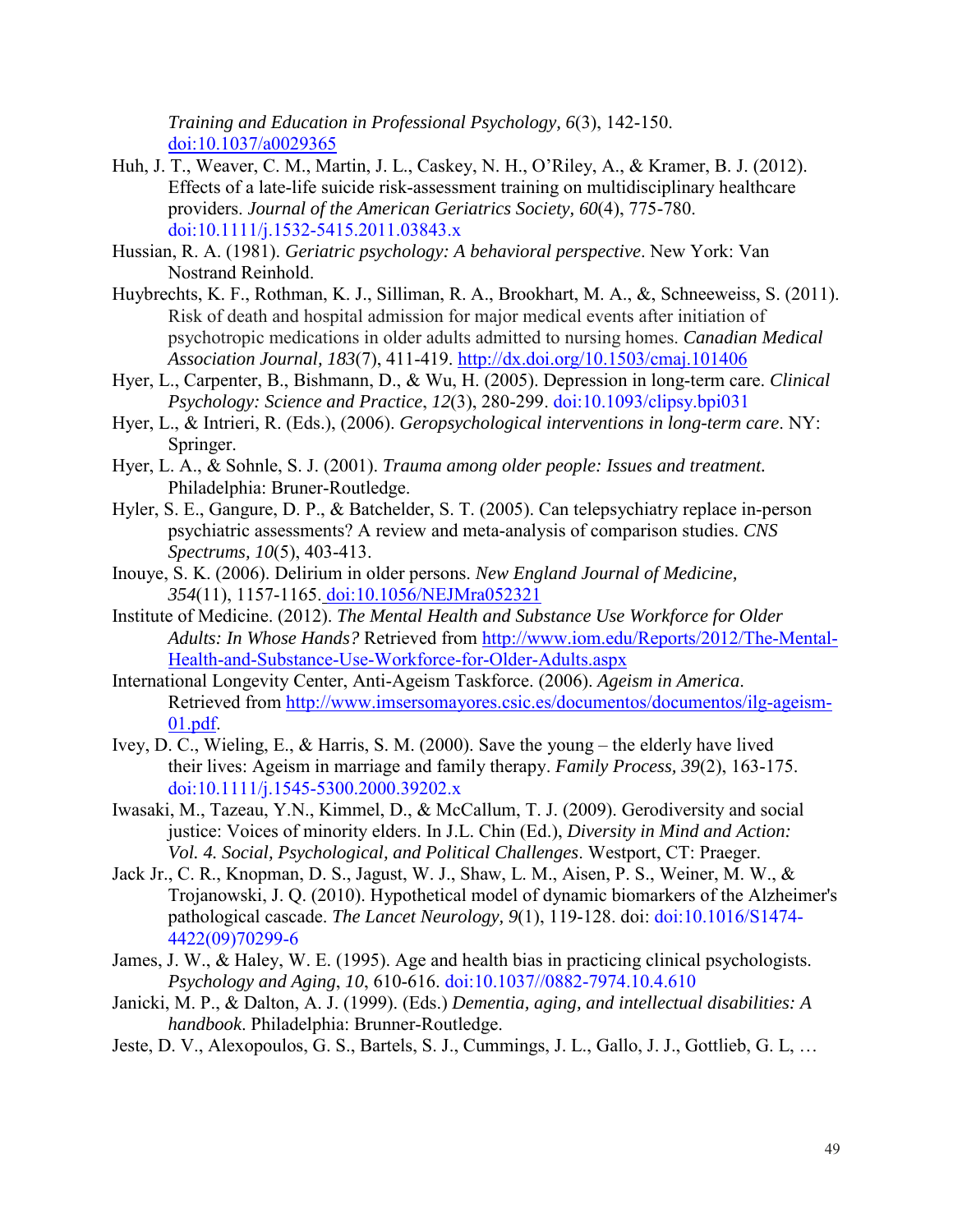*Training and Education in Professional Psychology, 6*(3), 142-150. doi:10.1037/a0029365

Huh, J. T., Weaver, C. M., Martin, J. L., Caskey, N. H., O'Riley, A., & Kramer, B. J. (2012). Effects of a late-life suicide risk-assessment training on multidisciplinary healthcare providers. *Journal of the American Geriatrics Society, 60*(4), 775-780. doi:10.1111/j.1532-5415.2011.03843.x

Hussian, R. A. (1981). *Geriatric psychology: A behavioral perspective*. New York: Van Nostrand Reinhold.

Huybrechts, K. F., Rothman, K. J., Silliman, R. A., Brookhart, M. A., &, Schneeweiss, S. (2011). Risk of death and hospital admission for major medical events after initiation of psychotropic medications in older adults admitted to nursing homes. *Canadian Medical Association Journal, 183*(7), 411-419. http://dx.doi.org/10.1503/cmaj.101406

Hyer, L., Carpenter, B., Bishmann, D., & Wu, H. (2005). Depression in long-term care. *Clinical Psychology: Science and Practice*, *12*(3), 280-299. doi:10.1093/clipsy.bpi031

Hyer, L., & Intrieri, R. (Eds.), (2006). *Geropsychological interventions in long-term care*. NY: Springer.

Hyer, L. A., & Sohnle, S. J. (2001). *Trauma among older people: Issues and treatment.* Philadelphia: Bruner-Routledge.

Hyler, S. E., Gangure, D. P., & Batchelder, S. T. (2005). Can telepsychiatry replace in-person psychiatric assessments? A review and meta-analysis of comparison studies. *CNS Spectrums, 10*(5), 403-413.

Inouye, S. K. (2006). Delirium in older persons. *New England Journal of Medicine, 354*(11), 1157-1165. doi:10.1056/NEJMra052321

Institute of Medicine. (2012). *The Mental Health and Substance Use Workforce for Older Adults: In Whose Hands?* Retrieved from http://www.iom.edu/Reports/2012/The-Mental-Health-and-Substance-Use-Workforce-for-Older-Adults.aspx

International Longevity Center, Anti-Ageism Taskforce. (2006). *Ageism in America*. Retrieved from http://www.imsersomayores.csic.es/documentos/documentos/ilg-ageism-01.pdf.

Ivey, D. C., Wieling, E., & Harris, S. M. (2000). Save the young – the elderly have lived their lives: Ageism in marriage and family therapy. *Family Process, 39*(2), 163-175. doi:10.1111/j.1545-5300.2000.39202.x

Iwasaki, M., Tazeau, Y.N., Kimmel, D., & McCallum, T. J. (2009). Gerodiversity and social justice: Voices of minority elders. In J.L. Chin (Ed.), *Diversity in Mind and Action: Vol. 4. Social, Psychological, and Political Challenges*. Westport, CT: Praeger.

Jack Jr., C. R., Knopman, D. S., Jagust, W. J., Shaw, L. M., Aisen, P. S., Weiner, M. W., & Trojanowski, J. Q. (2010). Hypothetical model of dynamic biomarkers of the Alzheimer's pathological cascade. *The Lancet Neurology, 9*(1), 119-128. doi: doi:10.1016/S1474-4422(09)70299-6

James, J. W., & Haley, W. E. (1995). Age and health bias in practicing clinical psychologists. *Psychology and Aging*, *10*, 610-616. doi:10.1037//0882-7974.10.4.610

Janicki, M. P., & Dalton, A. J. (1999). (Eds.) *Dementia, aging, and intellectual disabilities: A handbook*. Philadelphia: Brunner-Routledge.

Jeste, D. V., Alexopoulos, G. S., Bartels, S. J., Cummings, J. L., Gallo, J. J., Gottlieb, G. L, …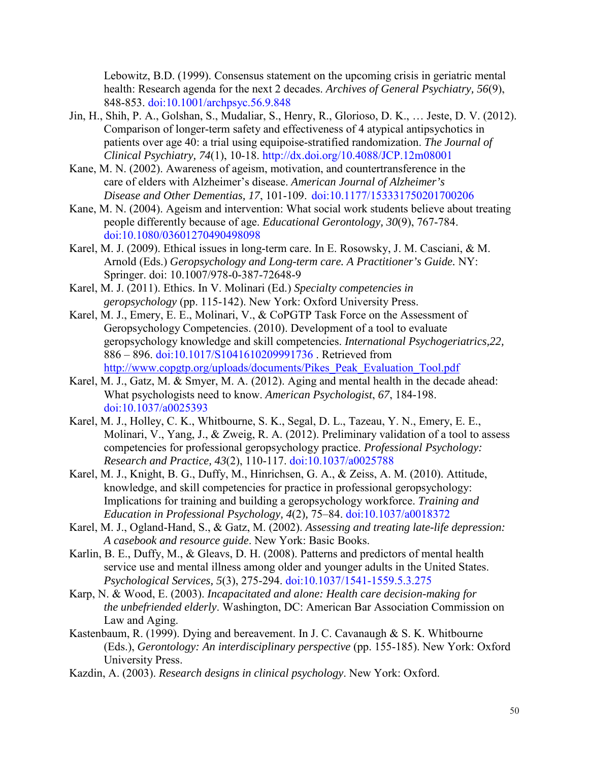Lebowitz, B.D. (1999). Consensus statement on the upcoming crisis in geriatric mental health: Research agenda for the next 2 decades. *Archives of General Psychiatry, 56*(9), 848-853. doi:10.1001/archpsyc.56.9.848

Jin, H., Shih, P. A., Golshan, S., Mudaliar, S., Henry, R., Glorioso, D. K., … Jeste, D. V. (2012). Comparison of longer-term safety and effectiveness of 4 atypical antipsychotics in patients over age 40: a trial using equipoise-stratified randomization. *The Journal of Clinical Psychiatry, 74*(1), 10-18. http://dx.doi.org/10.4088/JCP.12m08001

Kane, M. N. (2002). Awareness of ageism, motivation, and countertransference in the care of elders with Alzheimer's disease. *American Journal of Alzheimer's Disease and Other Dementias, 17*, 101-109. doi:10.1177/153331750201700206

Kane, M. N. (2004). Ageism and intervention: What social work students believe about treating people differently because of age. *Educational Gerontology, 30*(9), 767-784. doi:10.1080/03601270490498098

Karel, M. J. (2009). Ethical issues in long-term care. In E. Rosowsky, J. M. Casciani, & M. Arnold (Eds.) *Geropsychology and Long-term care. A Practitioner's Guide.* NY: Springer. doi: 10.1007/978-0-387-72648-9

Karel, M. J. (2011). Ethics. In V. Molinari (Ed.) *Specialty competencies in geropsychology* (pp. 115-142). New York: Oxford University Press.

Karel, M. J., Emery, E. E., Molinari, V., & CoPGTP Task Force on the Assessment of Geropsychology Competencies. (2010). Development of a tool to evaluate geropsychology knowledge and skill competencies. *International Psychogeriatrics,22,* 886 – 896. doi:10.1017/S1041610209991736 . Retrieved from http://www.copgtp.org/uploads/documents/Pikes_Peak_Evaluation_Tool.pdf

Karel, M. J., Gatz, M. & Smyer, M. A. (2012). Aging and mental health in the decade ahead: What psychologists need to know. *American Psychologist*, *67*, 184-198. doi:10.1037/a0025393

Karel, M. J., Holley, C. K., Whitbourne, S. K., Segal, D. L., Tazeau, Y. N., Emery, E. E., Molinari, V., Yang, J., & Zweig, R. A. (2012). Preliminary validation of a tool to assess competencies for professional geropsychology practice. *Professional Psychology: Research and Practice, 43*(2), 110-117. doi:10.1037/a0025788

Karel, M. J., Knight, B. G., Duffy, M., Hinrichsen, G. A., & Zeiss, A. M. (2010). Attitude, knowledge, and skill competencies for practice in professional geropsychology: Implications for training and building a geropsychology workforce. *Training and Education in Professional Psychology, 4*(2), 75–84. doi:10.1037/a0018372

Karel, M. J., Ogland-Hand, S., & Gatz, M. (2002). *Assessing and treating late-life depression: A casebook and resource guide*. New York: Basic Books.

Karlin, B. E., Duffy, M., & Gleavs, D. H. (2008). Patterns and predictors of mental health service use and mental illness among older and younger adults in the United States. *Psychological Services, 5*(3), 275-294. doi:10.1037/1541-1559.5.3.275

Karp, N. & Wood, E. (2003). *Incapacitated and alone: Health care decision-making for the unbefriended elderly*. Washington, DC: American Bar Association Commission on Law and Aging.

Kastenbaum, R. (1999). Dying and bereavement. In J. C. Cavanaugh & S. K. Whitbourne (Eds.), *Gerontology: An interdisciplinary perspective* (pp. 155-185). New York: Oxford University Press.

Kazdin, A. (2003). *Research designs in clinical psychology*. New York: Oxford.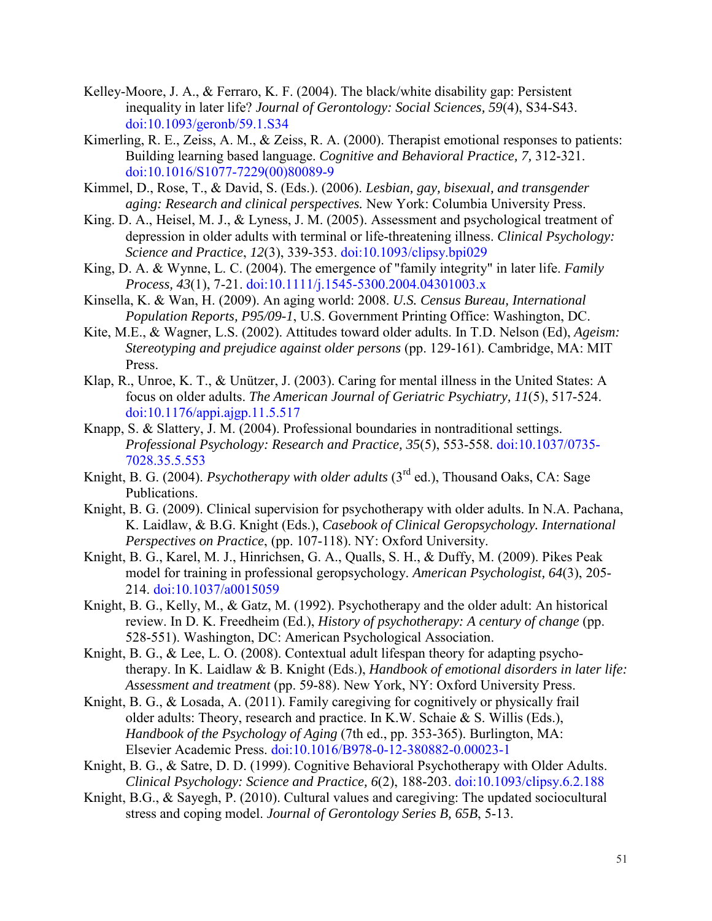Kelley-Moore, J. A., & Ferraro, K. F. (2004). The black/white disability gap: Persistent inequality in later life? *Journal of Gerontology: Social Sciences, 59*(4), S34-S43. doi:10.1093/geronb/59.1.S34

Kimerling, R. E., Zeiss, A. M., & Zeiss, R. A. (2000). Therapist emotional responses to patients: Building learning based language. *Cognitive and Behavioral Practice, 7,* 312-321. doi:10.1016/S1077-7229(00)80089-9

Kimmel, D., Rose, T., & David, S. (Eds.). (2006). *Lesbian, gay, bisexual, and transgender aging: Research and clinical perspectives.* New York: Columbia University Press.

King. D. A., Heisel, M. J., & Lyness, J. M. (2005). Assessment and psychological treatment of depression in older adults with terminal or life-threatening illness. *Clinical Psychology: Science and Practice*, *12*(3), 339-353. doi:10.1093/clipsy.bpi029

King, D. A. & Wynne, L. C. (2004). The emergence of "family integrity" in later life. *Family Process, 43*(1), 7-21. doi:10.1111/j.1545-5300.2004.04301003.x

Kinsella, K. & Wan, H. (2009). An aging world: 2008. *U.S. Census Bureau, International Population Reports, P95/09-1*, U.S. Government Printing Office: Washington, DC.

Kite, M.E., & Wagner, L.S. (2002). Attitudes toward older adults. In T.D. Nelson (Ed), *Ageism: Stereotyping and prejudice against older persons* (pp. 129-161). Cambridge, MA: MIT Press.

Klap, R., Unroe, K. T., & Unützer, J. (2003). Caring for mental illness in the United States: A focus on older adults. *The American Journal of Geriatric Psychiatry, 11*(5), 517-524. doi:10.1176/appi.ajgp.11.5.517

Knapp, S. & Slattery, J. M. (2004). Professional boundaries in nontraditional settings. *Professional Psychology: Research and Practice, 35*(5), 553-558. doi:10.1037/0735-7028.35.5.553

Knight, B. G. (2004). *Psychotherapy with older adults* (3rd ed.), Thousand Oaks, CA: Sage Publications.

Knight, B. G. (2009). Clinical supervision for psychotherapy with older adults. In N.A. Pachana, K. Laidlaw, & B.G. Knight (Eds.), *Casebook of Clinical Geropsychology. International Perspectives on Practice*, (pp. 107-118). NY: Oxford University.

Knight, B. G., Karel, M. J., Hinrichsen, G. A., Qualls, S. H., & Duffy, M. (2009). Pikes Peak model for training in professional geropsychology. *American Psychologist, 64*(3), 205-214. doi:10.1037/a0015059

Knight, B. G., Kelly, M., & Gatz, M. (1992). Psychotherapy and the older adult: An historical review. In D. K. Freedheim (Ed.), *History of psychotherapy: A century of change* (pp. 528-551). Washington, DC: American Psychological Association.

Knight, B. G., & Lee, L. O. (2008). Contextual adult lifespan theory for adapting psycho-therapy. In K. Laidlaw & B. Knight (Eds.), *Handbook of emotional disorders in later life: Assessment and treatment* (pp. 59-88). New York, NY: Oxford University Press.

Knight, B. G., & Losada, A. (2011). Family caregiving for cognitively or physically frail older adults: Theory, research and practice. In K.W. Schaie & S. Willis (Eds.), *Handbook of the Psychology of Aging* (7th ed., pp. 353-365). Burlington, MA: Elsevier Academic Press. doi:10.1016/B978-0-12-380882-0.00023-1

Knight, B. G., & Satre, D. D. (1999). Cognitive Behavioral Psychotherapy with Older Adults. *Clinical Psychology: Science and Practice, 6*(2), 188-203. doi:10.1093/clipsy.6.2.188

Knight, B.G., & Sayegh, P. (2010). Cultural values and caregiving: The updated sociocultural stress and coping model. *Journal of Gerontology Series B, 65B*, 5-13.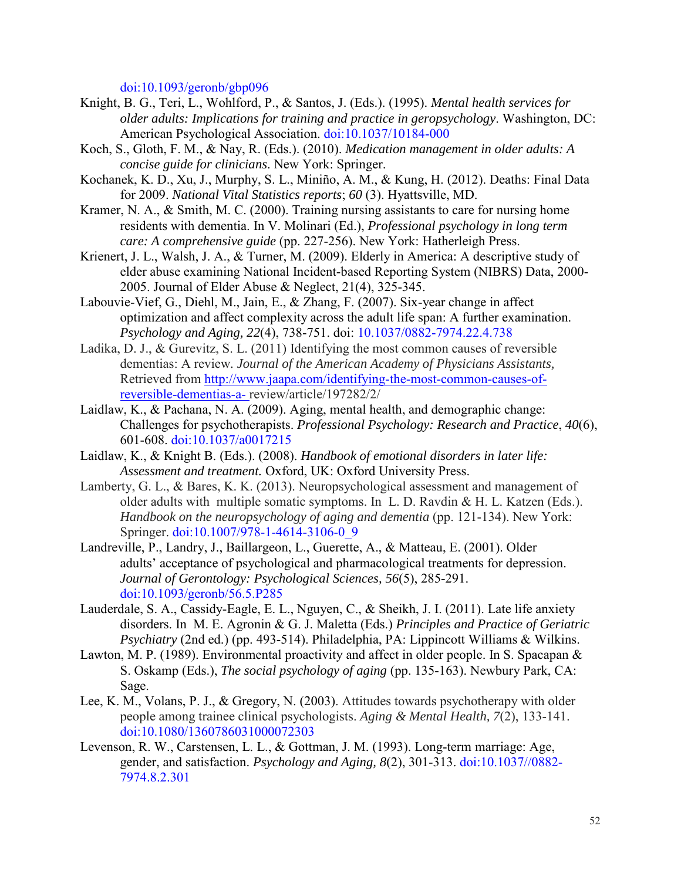doi:10.1093/geronb/gbp096

Knight, B. G., Teri, L., Wohlford, P., & Santos, J. (Eds.). (1995). *Mental health services for older adults: Implications for training and practice in geropsychology*. Washington, DC: American Psychological Association. doi:10.1037/10184-000

Koch, S., Gloth, F. M., & Nay, R. (Eds.). (2010). *Medication management in older adults: A concise guide for clinicians*. New York: Springer.

Kochanek, K. D., Xu, J., Murphy, S. L., Miniño, A. M., & Kung, H. (2012). Deaths: Final Data for 2009. *National Vital Statistics reports*; *60* (3). Hyattsville, MD.

Kramer, N. A., & Smith, M. C. (2000). Training nursing assistants to care for nursing home residents with dementia. In V. Molinari (Ed.), *Professional psychology in long term care: A comprehensive guide* (pp. 227-256). New York: Hatherleigh Press.

Krienert, J. L., Walsh, J. A., & Turner, M. (2009). Elderly in America: A descriptive study of elder abuse examining National Incident-based Reporting System (NIBRS) Data, 2000-2005. Journal of Elder Abuse & Neglect, 21(4), 325-345.

Labouvie-Vief, G., Diehl, M., Jain, E., & Zhang, F. (2007). Six-year change in affect optimization and affect complexity across the adult life span: A further examination. *Psychology and Aging, 22*(4), 738-751. doi: 10.1037/0882-7974.22.4.738

Ladika, D. J., & Gurevitz, S. L. (2011) Identifying the most common causes of reversible dementias: A review. *Journal of the American Academy of Physicians Assistants,* Retrieved from http://www.jaapa.com/identifying-the-most-common-causes-of-reversible-dementias-a- review/article/197282/2/

Laidlaw, K., & Pachana, N. A. (2009). Aging, mental health, and demographic change: Challenges for psychotherapists. *Professional Psychology: Research and Practice*, *40*(6), 601-608. doi:10.1037/a0017215

Laidlaw, K., & Knight B. (Eds.). (2008). *Handbook of emotional disorders in later life: Assessment and treatment.* Oxford, UK: Oxford University Press.

Lamberty, G. L., & Bares, K. K. (2013). Neuropsychological assessment and management of older adults with multiple somatic symptoms. In L. D. Ravdin & H. L. Katzen (Eds.). *Handbook on the neuropsychology of aging and dementia* (pp. 121-134). New York: Springer. doi:10.1007/978-1-4614-3106-0_9

Landreville, P., Landry, J., Baillargeon, L., Guerette, A., & Matteau, E. (2001). Older adults' acceptance of psychological and pharmacological treatments for depression. *Journal of Gerontology: Psychological Sciences, 56*(5), 285-291. doi:10.1093/geronb/56.5.P285

Lauderdale, S. A., Cassidy-Eagle, E. L., Nguyen, C., & Sheikh, J. I. (2011). Late life anxiety disorders. In M. E. Agronin & G. J. Maletta (Eds.) *Principles and Practice of Geriatric Psychiatry* (2nd ed.) (pp. 493-514). Philadelphia, PA: Lippincott Williams & Wilkins.

Lawton, M. P. (1989). Environmental proactivity and affect in older people. In S. Spacapan & S. Oskamp (Eds.), *The social psychology of aging* (pp. 135-163). Newbury Park, CA: Sage.

Lee, K. M., Volans, P. J., & Gregory, N. (2003). Attitudes towards psychotherapy with older people among trainee clinical psychologists. *Aging & Mental Health, 7*(2), 133-141. doi:10.1080/1360786031000072303

Levenson, R. W., Carstensen, L. L., & Gottman, J. M. (1993). Long-term marriage: Age, gender, and satisfaction. *Psychology and Aging, 8*(2), 301-313. doi:10.1037//0882-7974.8.2.301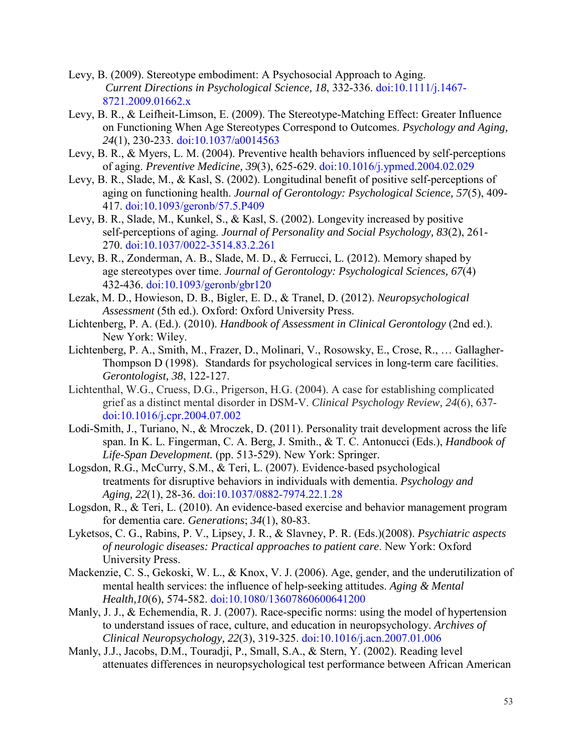Levy, B. (2009). Stereotype embodiment: A Psychosocial Approach to Aging. *Current Directions in Psychological Science, 18*, 332-336. doi:10.1111/j.1467-8721.2009.01662.x

Levy, B. R., & Leifheit-Limson, E. (2009). The Stereotype-Matching Effect: Greater Influence on Functioning When Age Stereotypes Correspond to Outcomes. *Psychology and Aging, 24*(1), 230-233. doi:10.1037/a0014563

Levy, B. R., & Myers, L. M. (2004). Preventive health behaviors influenced by self-perceptions of aging. *Preventive Medicine, 39*(3), 625-629. doi:10.1016/j.ypmed.2004.02.029

Levy, B. R., Slade, M., & Kasl, S. (2002). Longitudinal benefit of positive self-perceptions of aging on functioning health. *Journal of Gerontology: Psychological Science, 57*(5), 409-417. doi:10.1093/geronb/57.5.P409

Levy, B. R., Slade, M., Kunkel, S., & Kasl, S. (2002). Longevity increased by positive self-perceptions of aging. *Journal of Personality and Social Psychology, 83*(2), 261-270. doi:10.1037/0022-3514.83.2.261

Levy, B. R., Zonderman, A. B., Slade, M. D., & Ferrucci, L. (2012). Memory shaped by age stereotypes over time. *Journal of Gerontology: Psychological Sciences, 67*(4) 432-436. doi:10.1093/geronb/gbr120

Lezak, M. D., Howieson, D. B., Bigler, E. D., & Tranel, D. (2012). *Neuropsychological Assessment* (5th ed.). Oxford: Oxford University Press.

Lichtenberg, P. A. (Ed.). (2010). *Handbook of Assessment in Clinical Gerontology* (2nd ed.). New York: Wiley.

Lichtenberg, P. A., Smith, M., Frazer, D., Molinari, V., Rosowsky, E., Crose, R., … Gallagher-Thompson D (1998). Standards for psychological services in long-term care facilities. *Gerontologist, 38*, 122-127.

Lichtenthal, W.G., Cruess, D.G., Prigerson, H.G. (2004). A case for establishing complicated grief as a distinct mental disorder in DSM-V. *Clinical Psychology Review, 24*(6), 637- doi:10.1016/j.cpr.2004.07.002

Lodi-Smith, J., Turiano, N., & Mroczek, D. (2011). Personality trait development across the life span. In K. L. Fingerman, C. A. Berg, J. Smith., & T. C. Antonucci (Eds.), *Handbook of Life-Span Development.* (pp. 513-529). New York: Springer.

Logsdon, R.G., McCurry, S.M., & Teri, L. (2007). Evidence-based psychological treatments for disruptive behaviors in individuals with dementia. *Psychology and Aging, 22*(1), 28-36. doi:10.1037/0882-7974.22.1.28

Logsdon, R., & Teri, L. (2010). An evidence-based exercise and behavior management program for dementia care. *Generations*; *34*(1), 80-83.

Lyketsos, C. G., Rabins, P. V., Lipsey, J. R., & Slavney, P. R. (Eds.)(2008). *Psychiatric aspects of neurologic diseases: Practical approaches to patient care*. New York: Oxford University Press.

Mackenzie, C. S., Gekoski, W. L., & Knox, V. J. (2006). Age, gender, and the underutilization of mental health services: the influence of help-seeking attitudes. *Aging & Mental Health,10*(6), 574-582. doi:10.1080/13607860600641200

Manly, J. J., & Echemendia, R. J. (2007). Race-specific norms: using the model of hypertension to understand issues of race, culture, and education in neuropsychology. *Archives of Clinical Neuropsychology, 22*(3), 319-325. doi:10.1016/j.acn.2007.01.006

Manly, J.J., Jacobs, D.M., Touradji, P., Small, S.A., & Stern, Y. (2002). Reading level attenuates differences in neuropsychological test performance between African American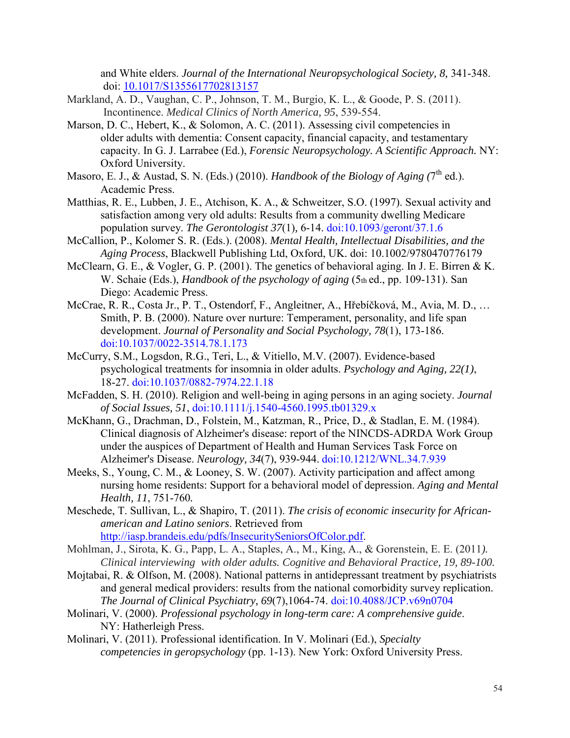and White elders. *Journal of the International Neuropsychological Society, 8,* 341-348. doi: 10.1017/S1355617702813157

Markland, A. D., Vaughan, C. P., Johnson, T. M., Burgio, K. L., & Goode, P. S. (2011). Incontinence. *Medical Clinics of North America, 95*, 539-554.

Marson, D. C., Hebert, K., & Solomon, A. C. (2011). Assessing civil competencies in older adults with dementia: Consent capacity, financial capacity, and testamentary capacity. In G. J. Larrabee (Ed.), *Forensic Neuropsychology. A Scientific Approach.* NY: Oxford University.

Masoro, E. J., & Austad, S. N. (Eds.) (2010). *Handbook of the Biology of Aging (*7th ed.). Academic Press.

Matthias, R. E., Lubben, J. E., Atchison, K. A., & Schweitzer, S.O. (1997). Sexual activity and satisfaction among very old adults: Results from a community dwelling Medicare population survey. *The Gerontologist 37*(1)*,* 6-14. doi:10.1093/geront/37.1.6

McCallion, P., Kolomer S. R. (Eds.). (2008). *Mental Health, Intellectual Disabilities, and the Aging Process*, Blackwell Publishing Ltd, Oxford, UK. doi: 10.1002/9780470776179

McClearn, G. E., & Vogler, G. P. (2001). The genetics of behavioral aging. In J. E. Birren & K. W. Schaie (Eds.), *Handbook of the psychology of aging* (5th ed., pp. 109-131). San Diego: Academic Press.

McCrae, R. R., Costa Jr., P. T., Ostendorf, F., Angleitner, A., Hřebíčková, M., Avia, M. D., … Smith, P. B. (2000). Nature over nurture: Temperament, personality, and life span development. *Journal of Personality and Social Psychology, 78*(1), 173-186. doi:10.1037/0022-3514.78.1.173

McCurry, S.M., Logsdon, R.G., Teri, L., & Vitiello, M.V. (2007). Evidence-based psychological treatments for insomnia in older adults. *Psychology and Aging, 22(1)*, 18-27. doi:10.1037/0882-7974.22.1.18

McFadden, S. H. (2010). Religion and well-being in aging persons in an aging society. *Journal of Social Issues, 51*, doi:10.1111/j.1540-4560.1995.tb01329.x

McKhann, G., Drachman, D., Folstein, M., Katzman, R., Price, D., & Stadlan, E. M. (1984). Clinical diagnosis of Alzheimer's disease: report of the NINCDS-ADRDA Work Group under the auspices of Department of Health and Human Services Task Force on Alzheimer's Disease. *Neurology, 34*(7), 939-944. doi:10.1212/WNL.34.7.939

Meeks, S., Young, C. M., & Looney, S. W. (2007). Activity participation and affect among nursing home residents: Support for a behavioral model of depression. *Aging and Mental Health, 11*, 751-760*.*

Meschede, T. Sullivan, L., & Shapiro, T. (2011). *The crisis of economic insecurity for African-american and Latino seniors*. Retrieved from http://iasp.brandeis.edu/pdfs/InsecuritySeniorsOfColor.pdf.

Mohlman, J., Sirota, K. G., Papp, L. A., Staples, A., M., King, A., & Gorenstein, E. E. (2011*). Clinical interviewing with older adults. Cognitive and Behavioral Practice, 19, 89-100.*

Mojtabai, R. & Olfson, M. (2008). National patterns in antidepressant treatment by psychiatrists and general medical providers: results from the national comorbidity survey replication. *The Journal of Clinical Psychiatry, 69*(7),1064-74. doi:10.4088/JCP.v69n0704

Molinari, V. (2000). *Professional psychology in long-term care: A comprehensive guide*. NY: Hatherleigh Press.

Molinari, V. (2011). Professional identification. In V. Molinari (Ed.), *Specialty competencies in geropsychology* (pp. 1-13). New York: Oxford University Press.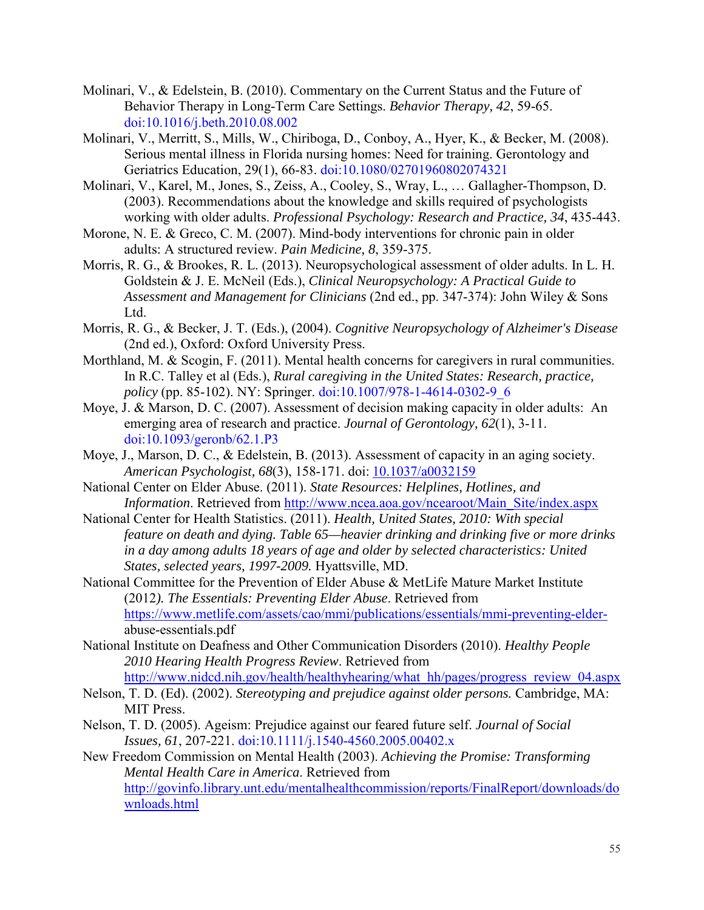Molinari, V., & Edelstein, B. (2010). Commentary on the Current Status and the Future of Behavior Therapy in Long-Term Care Settings. *Behavior Therapy, 42*, 59-65. doi:10.1016/j.beth.2010.08.002

Molinari, V., Merritt, S., Mills, W., Chiriboga, D., Conboy, A., Hyer, K., & Becker, M. (2008). Serious mental illness in Florida nursing homes: Need for training. Gerontology and Geriatrics Education, 29(1), 66-83. doi:10.1080/02701960802074321

Molinari, V., Karel, M., Jones, S., Zeiss, A., Cooley, S., Wray, L., … Gallagher-Thompson, D. (2003). Recommendations about the knowledge and skills required of psychologists working with older adults. *Professional Psychology: Research and Practice, 34*, 435-443.

Morone, N. E. & Greco, C. M. (2007). Mind-body interventions for chronic pain in older adults: A structured review. *Pain Medicine, 8*, 359-375.

Morris, R. G., & Brookes, R. L. (2013). Neuropsychological assessment of older adults. In L. H. Goldstein & J. E. McNeil (Eds.), *Clinical Neuropsychology: A Practical Guide to Assessment and Management for Clinicians* (2nd ed., pp. 347-374): John Wiley & Sons Ltd.

Morris, R. G., & Becker, J. T. (Eds.), (2004). *Cognitive Neuropsychology of Alzheimer's Disease* (2nd ed.), Oxford: Oxford University Press.

Morthland, M. & Scogin, F. (2011). Mental health concerns for caregivers in rural communities. In R.C. Talley et al (Eds.), *Rural caregiving in the United States: Research, practice, policy* (pp. 85-102). NY: Springer. doi:10.1007/978-1-4614-0302-9_6

Moye, J. & Marson, D. C. (2007). Assessment of decision making capacity in older adults: An emerging area of research and practice. *Journal of Gerontology, 62*(1), 3-11. doi:10.1093/geronb/62.1.P3

Moye, J., Marson, D. C., & Edelstein, B. (2013). Assessment of capacity in an aging society. *American Psychologist, 68*(3), 158-171. doi: 10.1037/a0032159

National Center on Elder Abuse. (2011). *State Resources: Helplines, Hotlines, and Information*. Retrieved from http://www.ncea.aoa.gov/ncearoot/Main_Site/index.aspx

National Center for Health Statistics. (2011). *Health, United States, 2010: With special feature on death and dying. Table 65—heavier drinking and drinking five or more drinks in a day among adults 18 years of age and older by selected characteristics: United States, selected years, 1997-2009.* Hyattsville, MD.

National Committee for the Prevention of Elder Abuse & MetLife Mature Market Institute (2012*). The Essentials: Preventing Elder Abuse*. Retrieved from https://www.metlife.com/assets/cao/mmi/publications/essentials/mmi-preventing-elder-abuse-essentials.pdf

National Institute on Deafness and Other Communication Disorders (2010). *Healthy People 2010 Hearing Health Progress Review*. Retrieved from http://www.nidcd.nih.gov/health/healthyhearing/what_hh/pages/progress_review_04.aspx

Nelson, T. D. (Ed). (2002). *Stereotyping and prejudice against older persons.* Cambridge, MA: MIT Press.

Nelson, T. D. (2005). Ageism: Prejudice against our feared future self. *Journal of Social Issues, 61*, 207-221. doi:10.1111/j.1540-4560.2005.00402.x

New Freedom Commission on Mental Health (2003). *Achieving the Promise: Transforming Mental Health Care in America*. Retrieved from http://govinfo.library.unt.edu/mentalhealthcommission/reports/FinalReport/downloads/downloads.html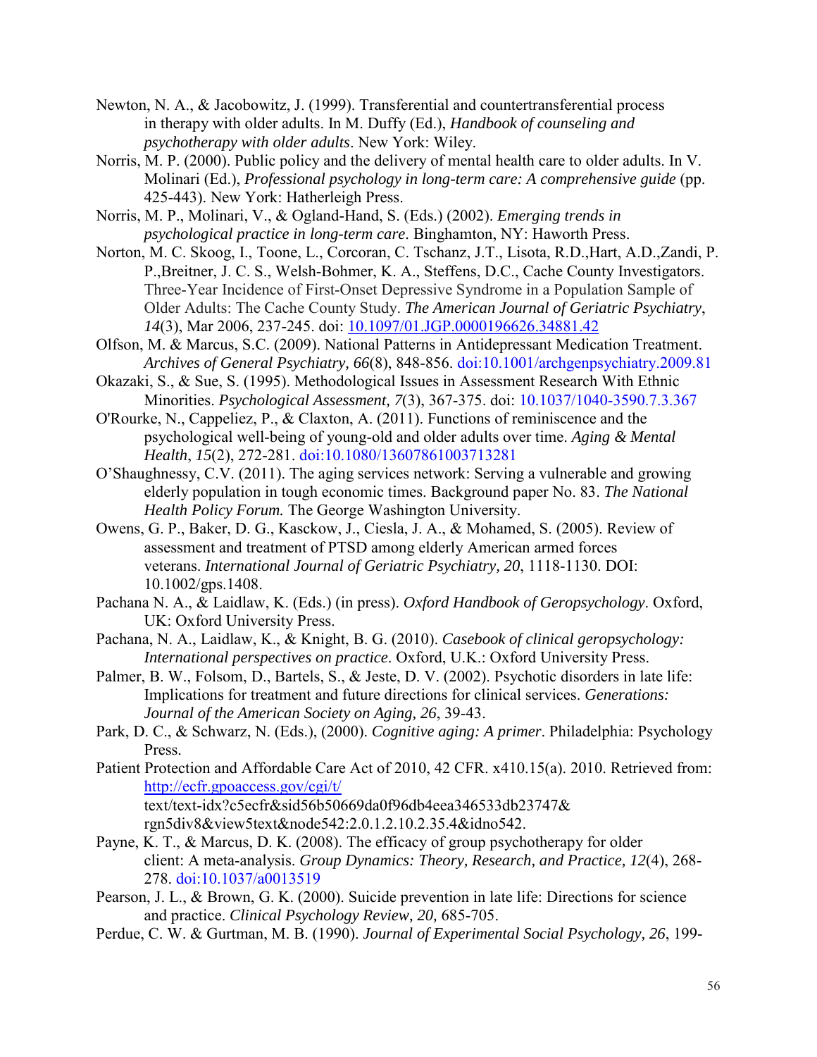Newton, N. A., & Jacobowitz, J. (1999). Transferential and countertransferential process in therapy with older adults. In M. Duffy (Ed.), *Handbook of counseling and psychotherapy with older adults*. New York: Wiley.

Norris, M. P. (2000). Public policy and the delivery of mental health care to older adults. In V. Molinari (Ed.), *Professional psychology in long-term care: A comprehensive guide* (pp. 425-443). New York: Hatherleigh Press.

Norris, M. P., Molinari, V., & Ogland-Hand, S. (Eds.) (2002). *Emerging trends in psychological practice in long-term care*. Binghamton, NY: Haworth Press.

Norton, M. C. Skoog, I., Toone, L., Corcoran, C. Tschanz, J.T., Lisota, R.D.,Hart, A.D.,Zandi, P. P.,Breitner, J. C. S., Welsh-Bohmer, K. A., Steffens, D.C., Cache County Investigators. Three-Year Incidence of First-Onset Depressive Syndrome in a Population Sample of Older Adults: The Cache County Study. *The American Journal of Geriatric Psychiatry*, *14*(3), Mar 2006, 237-245. doi: 10.1097/01.JGP.0000196626.34881.42

Olfson, M. & Marcus, S.C. (2009). National Patterns in Antidepressant Medication Treatment. *Archives of General Psychiatry, 66*(8), 848-856. doi:10.1001/archgenpsychiatry.2009.81

Okazaki, S., & Sue, S. (1995). Methodological Issues in Assessment Research With Ethnic Minorities. *Psychological Assessment, 7*(3), 367-375. doi: 10.1037/1040-3590.7.3.367

O'Rourke, N., Cappeliez, P., & Claxton, A. (2011). Functions of reminiscence and the psychological well-being of young-old and older adults over time. *Aging & Mental Health*, *15*(2), 272-281. doi:10.1080/13607861003713281

O'Shaughnessy, C.V. (2011). The aging services network: Serving a vulnerable and growing elderly population in tough economic times. Background paper No. 83. *The National Health Policy Forum.* The George Washington University.

Owens, G. P., Baker, D. G., Kasckow, J., Ciesla, J. A., & Mohamed, S. (2005). Review of assessment and treatment of PTSD among elderly American armed forces veterans. *International Journal of Geriatric Psychiatry, 20*, 1118-1130. DOI: 10.1002/gps.1408.

Pachana N. A., & Laidlaw, K. (Eds.) (in press). *Oxford Handbook of Geropsychology*. Oxford, UK: Oxford University Press.

Pachana, N. A., Laidlaw, K., & Knight, B. G. (2010). *Casebook of clinical geropsychology: International perspectives on practice*. Oxford, U.K.: Oxford University Press.

Palmer, B. W., Folsom, D., Bartels, S., & Jeste, D. V. (2002). Psychotic disorders in late life: Implications for treatment and future directions for clinical services. *Generations: Journal of the American Society on Aging, 26*, 39-43.

Park, D. C., & Schwarz, N. (Eds.), (2000). *Cognitive aging: A primer*. Philadelphia: Psychology Press.

Patient Protection and Affordable Care Act of 2010, 42 CFR. x410.15(a). 2010. Retrieved from: http://ecfr.gpoaccess.gov/cgi/t/text/text-idx?c5ecfr&sid56b50669da0f96db4eea346533db23747&rgn5div8&view5text&node542:2.0.1.2.10.2.35.4&idno542.

Payne, K. T., & Marcus, D. K. (2008). The efficacy of group psychotherapy for older client: A meta-analysis. *Group Dynamics: Theory, Research, and Practice, 12*(4), 268-278. doi:10.1037/a0013519

Pearson, J. L., & Brown, G. K. (2000). Suicide prevention in late life: Directions for science and practice. *Clinical Psychology Review, 20,* 685-705.

Perdue, C. W. & Gurtman, M. B. (1990). *Journal of Experimental Social Psychology, 26*, 199-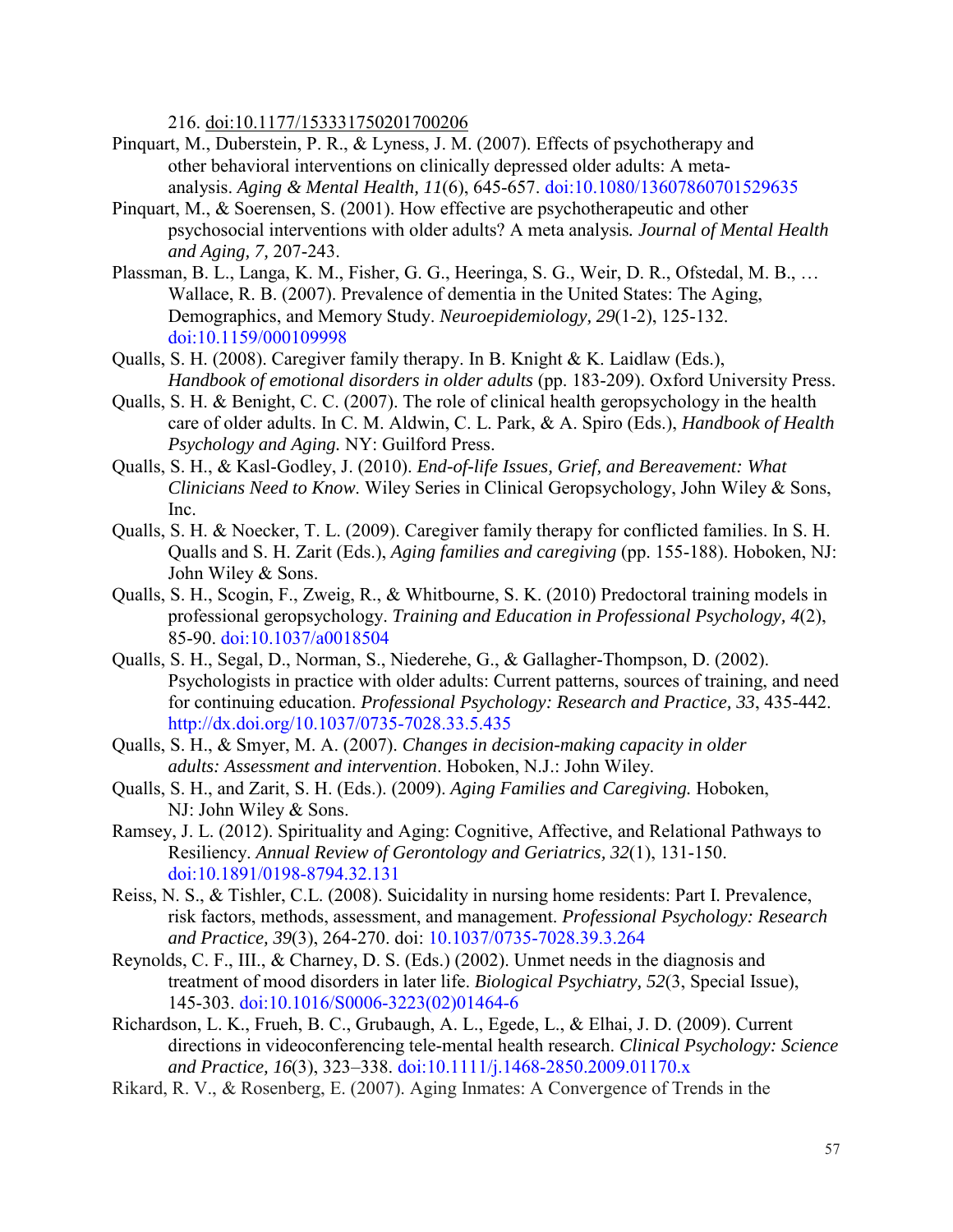216. doi:10.1177/153331750201700206

Pinquart, M., Duberstein, P. R., & Lyness, J. M. (2007). Effects of psychotherapy and other behavioral interventions on clinically depressed older adults: A meta-analysis. *Aging & Mental Health, 11*(6), 645-657. doi:10.1080/13607860701529635

Pinquart, M., & Soerensen, S. (2001). How effective are psychotherapeutic and other psychosocial interventions with older adults? A meta analysis*.* *Journal of Mental Health and Aging, 7,* 207-243.

Plassman, B. L., Langa, K. M., Fisher, G. G., Heeringa, S. G., Weir, D. R., Ofstedal, M. B., … Wallace, R. B. (2007). Prevalence of dementia in the United States: The Aging, Demographics, and Memory Study. *Neuroepidemiology, 29*(1-2), 125-132. doi:10.1159/000109998

Qualls, S. H. (2008). Caregiver family therapy. In B. Knight & K. Laidlaw (Eds.), *Handbook of emotional disorders in older adults* (pp. 183-209). Oxford University Press.

Qualls, S. H. & Benight, C. C. (2007). The role of clinical health geropsychology in the health care of older adults. In C. M. Aldwin, C. L. Park, & A. Spiro (Eds.), *Handbook of Health Psychology and Aging.* NY: Guilford Press.

Qualls, S. H., & Kasl-Godley, J. (2010). *End-of-life Issues, Grief, and Bereavement: What Clinicians Need to Know.* Wiley Series in Clinical Geropsychology, John Wiley & Sons, Inc.

Qualls, S. H. & Noecker, T. L. (2009). Caregiver family therapy for conflicted families. In S. H. Qualls and S. H. Zarit (Eds.), *Aging families and caregiving* (pp. 155-188). Hoboken, NJ: John Wiley & Sons.

Qualls, S. H., Scogin, F., Zweig, R., & Whitbourne, S. K. (2010) Predoctoral training models in professional geropsychology. *Training and Education in Professional Psychology, 4*(2), 85-90. doi:10.1037/a0018504

Qualls, S. H., Segal, D., Norman, S., Niederehe, G., & Gallagher-Thompson, D. (2002). Psychologists in practice with older adults: Current patterns, sources of training, and need for continuing education. *Professional Psychology: Research and Practice, 33*, 435-442. http://dx.doi.org/10.1037/0735-7028.33.5.435

Qualls, S. H., & Smyer, M. A. (2007). *Changes in decision-making capacity in older adults: Assessment and intervention*. Hoboken, N.J.: John Wiley.

Qualls, S. H., and Zarit, S. H. (Eds.). (2009). *Aging Families and Caregiving.* Hoboken, NJ: John Wiley & Sons.

Ramsey, J. L. (2012). Spirituality and Aging: Cognitive, Affective, and Relational Pathways to Resiliency. *Annual Review of Gerontology and Geriatrics, 32*(1), 131-150. doi:10.1891/0198-8794.32.131

Reiss, N. S., & Tishler, C.L. (2008). Suicidality in nursing home residents: Part I. Prevalence, risk factors, methods, assessment, and management. *Professional Psychology: Research and Practice, 39*(3), 264-270. doi: 10.1037/0735-7028.39.3.264

Reynolds, C. F., III., & Charney, D. S. (Eds.) (2002). Unmet needs in the diagnosis and treatment of mood disorders in later life. *Biological Psychiatry, 52*(3, Special Issue), 145-303. doi:10.1016/S0006-3223(02)01464-6

Richardson, L. K., Frueh, B. C., Grubaugh, A. L., Egede, L., & Elhai, J. D. (2009). Current directions in videoconferencing tele-mental health research. *Clinical Psychology: Science and Practice, 16*(3), 323–338. doi:10.1111/j.1468-2850.2009.01170.x

Rikard, R. V., & Rosenberg, E. (2007). Aging Inmates: A Convergence of Trends in the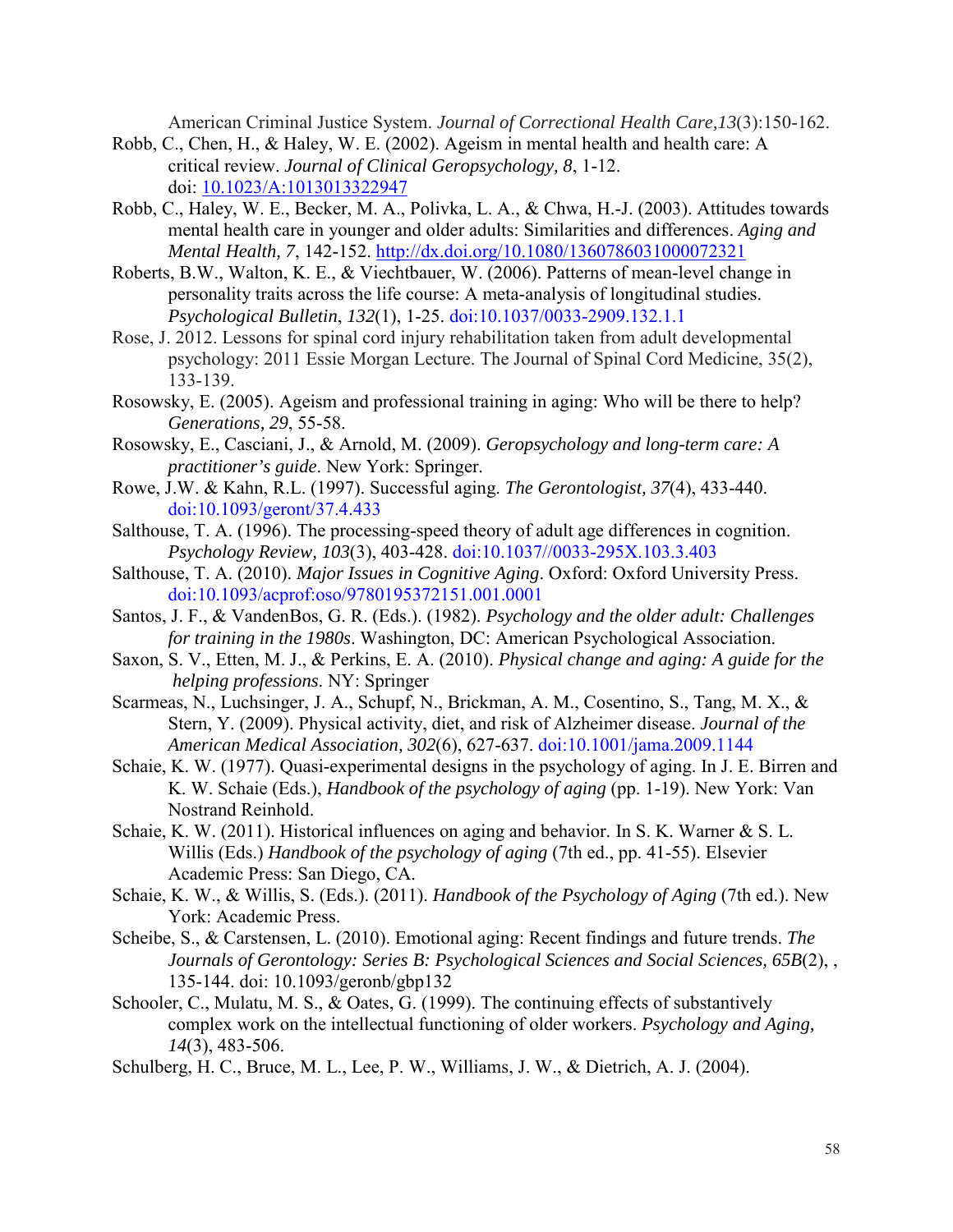American Criminal Justice System. *Journal of Correctional Health Care,13*(3):150-162.

Robb, C., Chen, H., & Haley, W. E. (2002). Ageism in mental health and health care: A critical review. *Journal of Clinical Geropsychology, 8*, 1-12. doi: 10.1023/A:1013013322947

Robb, C., Haley, W. E., Becker, M. A., Polivka, L. A., & Chwa, H.-J. (2003). Attitudes towards mental health care in younger and older adults: Similarities and differences. *Aging and Mental Health, 7*, 142-152. http://dx.doi.org/10.1080/1360786031000072321

Roberts, B.W., Walton, K. E., & Viechtbauer, W. (2006). Patterns of mean-level change in personality traits across the life course: A meta-analysis of longitudinal studies. *Psychological Bulletin*, *132*(1), 1-25. doi:10.1037/0033-2909.132.1.1

Rose, J. 2012. Lessons for spinal cord injury rehabilitation taken from adult developmental psychology: 2011 Essie Morgan Lecture. The Journal of Spinal Cord Medicine, 35(2), 133-139.

Rosowsky, E. (2005). Ageism and professional training in aging: Who will be there to help? *Generations, 29*, 55-58.

Rosowsky, E., Casciani, J., & Arnold, M. (2009). *Geropsychology and long-term care: A practitioner's guide*. New York: Springer.

Rowe, J.W. & Kahn, R.L. (1997). Successful aging. *The Gerontologist, 37*(4), 433-440. doi:10.1093/geront/37.4.433

Salthouse, T. A. (1996). The processing-speed theory of adult age differences in cognition. *Psychology Review, 103*(3), 403-428. doi:10.1037//0033-295X.103.3.403

Salthouse, T. A. (2010). *Major Issues in Cognitive Aging*. Oxford: Oxford University Press. doi:10.1093/acprof:oso/9780195372151.001.0001

Santos, J. F., & VandenBos, G. R. (Eds.). (1982). *Psychology and the older adult: Challenges for training in the 1980s*. Washington, DC: American Psychological Association.

Saxon, S. V., Etten, M. J., & Perkins, E. A. (2010). *Physical change and aging: A guide for the helping professions*. NY: Springer

Scarmeas, N., Luchsinger, J. A., Schupf, N., Brickman, A. M., Cosentino, S., Tang, M. X., & Stern, Y. (2009). Physical activity, diet, and risk of Alzheimer disease. *Journal of the American Medical Association, 302*(6), 627-637. doi:10.1001/jama.2009.1144

Schaie, K. W. (1977). Quasi-experimental designs in the psychology of aging. In J. E. Birren and K. W. Schaie (Eds.), *Handbook of the psychology of aging* (pp. 1-19). New York: Van Nostrand Reinhold.

Schaie, K. W. (2011). Historical influences on aging and behavior. In S. K. Warner & S. L. Willis (Eds.) *Handbook of the psychology of aging* (7th ed., pp. 41-55). Elsevier Academic Press: San Diego, CA.

Schaie, K. W., & Willis, S. (Eds.). (2011). *Handbook of the Psychology of Aging* (7th ed.). New York: Academic Press.

Scheibe, S., & Carstensen, L. (2010). Emotional aging: Recent findings and future trends. *The Journals of Gerontology: Series B: Psychological Sciences and Social Sciences, 65B*(2), , 135-144. doi: 10.1093/geronb/gbp132

Schooler, C., Mulatu, M. S., & Oates, G. (1999). The continuing effects of substantively complex work on the intellectual functioning of older workers. *Psychology and Aging, 14*(3), 483-506.

Schulberg, H. C., Bruce, M. L., Lee, P. W., Williams, J. W., & Dietrich, A. J. (2004).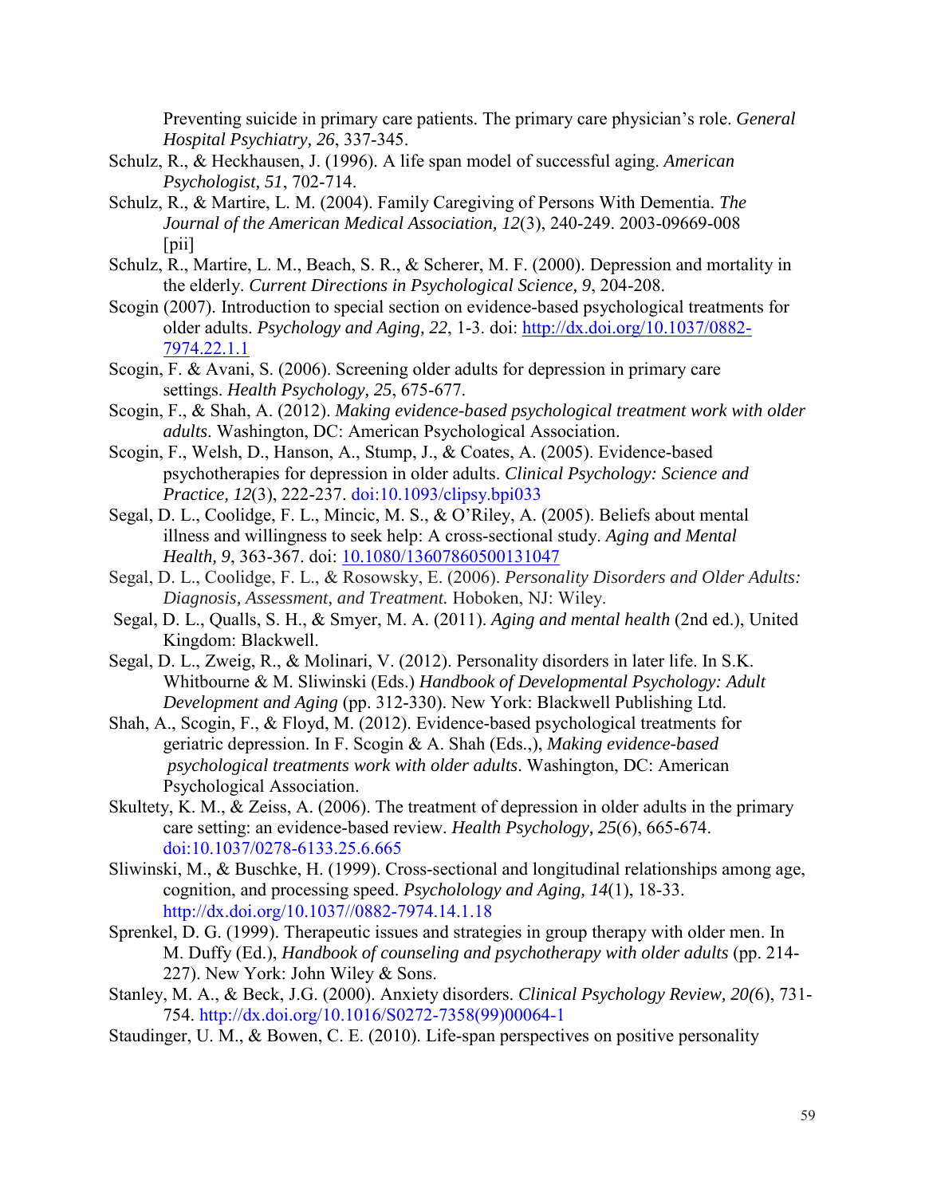Preventing suicide in primary care patients. The primary care physician's role. *General Hospital Psychiatry, 26*, 337-345.

Schulz, R., & Heckhausen, J. (1996). A life span model of successful aging. *American Psychologist, 51*, 702-714.

Schulz, R., & Martire, L. M. (2004). Family Caregiving of Persons With Dementia. *The Journal of the American Medical Association, 12*(3), 240-249. 2003-09669-008 [pii]

Schulz, R., Martire, L. M., Beach, S. R., & Scherer, M. F. (2000). Depression and mortality in the elderly. *Current Directions in Psychological Science, 9*, 204-208.

Scogin (2007). Introduction to special section on evidence-based psychological treatments for older adults. *Psychology and Aging, 22*, 1-3. doi: http://dx.doi.org/10.1037/0882-7974.22.1.1

Scogin, F. & Avani, S. (2006). Screening older adults for depression in primary care settings. *Health Psychology, 25*, 675-677.

Scogin, F., & Shah, A. (2012). *Making evidence-based psychological treatment work with older adults*. Washington, DC: American Psychological Association.

Scogin, F., Welsh, D., Hanson, A., Stump, J., & Coates, A. (2005). Evidence-based psychotherapies for depression in older adults. *Clinical Psychology: Science and Practice, 12*(3), 222-237. doi:10.1093/clipsy.bpi033

Segal, D. L., Coolidge, F. L., Mincic, M. S., & O'Riley, A. (2005). Beliefs about mental illness and willingness to seek help: A cross-sectional study. *Aging and Mental Health, 9*, 363-367. doi: 10.1080/13607860500131047

Segal, D. L., Coolidge, F. L., & Rosowsky, E. (2006). *Personality Disorders and Older Adults: Diagnosis, Assessment, and Treatment.* Hoboken, NJ: Wiley.

Segal, D. L., Qualls, S. H., & Smyer, M. A. (2011). *Aging and mental health* (2nd ed.), United Kingdom: Blackwell.

Segal, D. L., Zweig, R., & Molinari, V. (2012). Personality disorders in later life. In S.K. Whitbourne & M. Sliwinski (Eds.) *Handbook of Developmental Psychology: Adult Development and Aging* (pp. 312-330). New York: Blackwell Publishing Ltd.

Shah, A., Scogin, F., & Floyd, M. (2012). Evidence-based psychological treatments for geriatric depression. In F. Scogin & A. Shah (Eds.,), *Making evidence-based psychological treatments work with older adults*. Washington, DC: American Psychological Association.

Skultety, K. M., & Zeiss, A. (2006). The treatment of depression in older adults in the primary care setting: an evidence-based review. *Health Psychology, 25*(6), 665-674. doi:10.1037/0278-6133.25.6.665

Sliwinski, M., & Buschke, H. (1999). Cross-sectional and longitudinal relationships among age, cognition, and processing speed. *Psycholology and Aging, 14*(1), 18-33. http://dx.doi.org/10.1037//0882-7974.14.1.18

Sprenkel, D. G. (1999). Therapeutic issues and strategies in group therapy with older men. In M. Duffy (Ed.), *Handbook of counseling and psychotherapy with older adults* (pp. 214-227). New York: John Wiley & Sons.

Stanley, M. A., & Beck, J.G. (2000). Anxiety disorders. *Clinical Psychology Review, 20(*6), 731-754. http://dx.doi.org/10.1016/S0272-7358(99)00064-1

Staudinger, U. M., & Bowen, C. E. (2010). Life-span perspectives on positive personality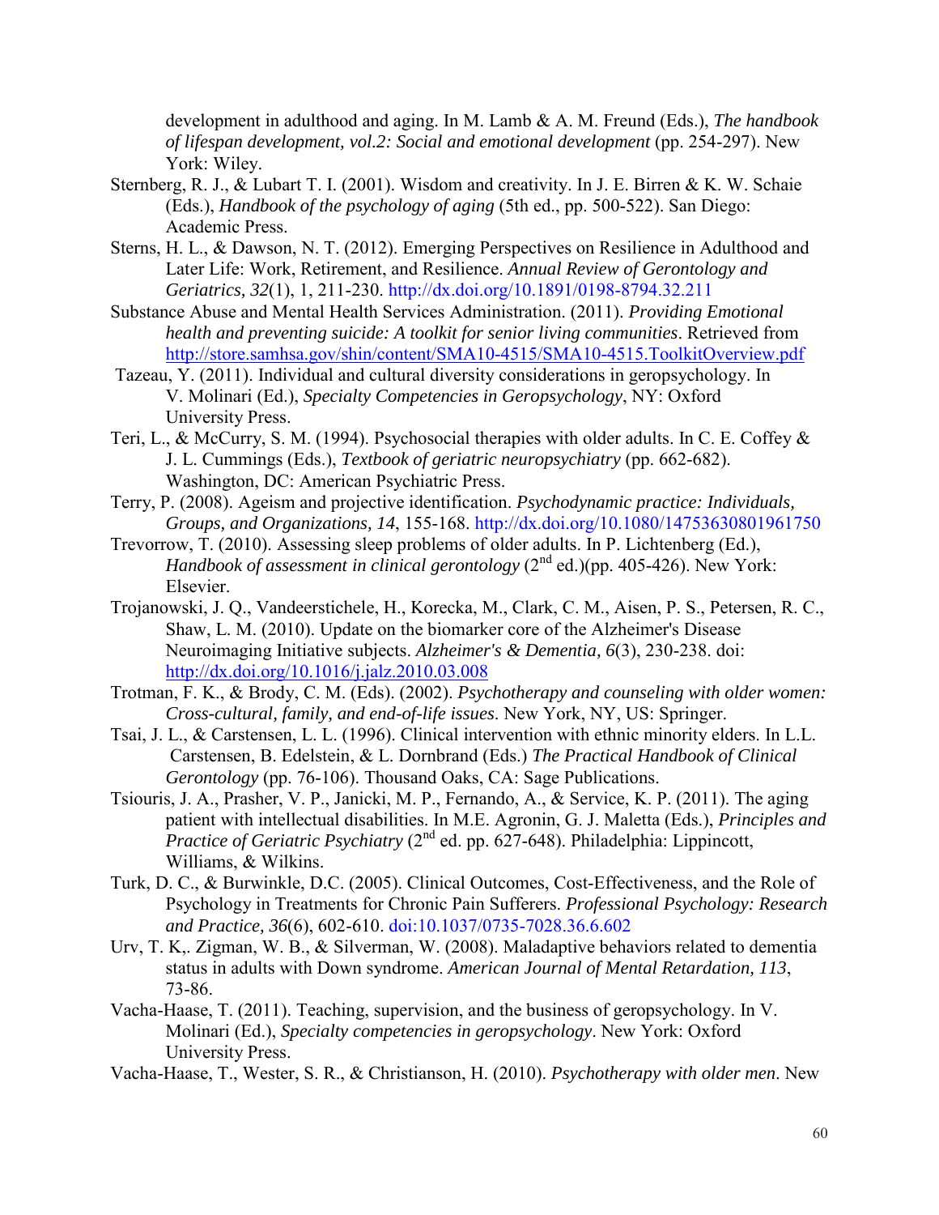development in adulthood and aging. In M. Lamb & A. M. Freund (Eds.), *The handbook of lifespan development, vol.2: Social and emotional development* (pp. 254-297). New York: Wiley.

Sternberg, R. J., & Lubart T. I. (2001). Wisdom and creativity. In J. E. Birren & K. W. Schaie (Eds.), *Handbook of the psychology of aging* (5th ed., pp. 500-522). San Diego: Academic Press.

Sterns, H. L., & Dawson, N. T. (2012). Emerging Perspectives on Resilience in Adulthood and Later Life: Work, Retirement, and Resilience. *Annual Review of Gerontology and Geriatrics, 32*(1), 1, 211-230. http://dx.doi.org/10.1891/0198-8794.32.211

Substance Abuse and Mental Health Services Administration. (2011). *Providing Emotional health and preventing suicide: A toolkit for senior living communities*. Retrieved from http://store.samhsa.gov/shin/content/SMA10-4515/SMA10-4515.ToolkitOverview.pdf

Tazeau, Y. (2011). Individual and cultural diversity considerations in geropsychology. In V. Molinari (Ed.), *Specialty Competencies in Geropsychology*, NY: Oxford University Press.

Teri, L., & McCurry, S. M. (1994). Psychosocial therapies with older adults. In C. E. Coffey & J. L. Cummings (Eds.), *Textbook of geriatric neuropsychiatry* (pp. 662-682). Washington, DC: American Psychiatric Press.

Terry, P. (2008). Ageism and projective identification. *Psychodynamic practice: Individuals, Groups, and Organizations, 14*, 155-168. http://dx.doi.org/10.1080/14753630801961750

Trevorrow, T. (2010). Assessing sleep problems of older adults. In P. Lichtenberg (Ed.), *Handbook of assessment in clinical gerontology* (2nd ed.)(pp. 405-426). New York: Elsevier.

Trojanowski, J. Q., Vandeerstichele, H., Korecka, M., Clark, C. M., Aisen, P. S., Petersen, R. C., Shaw, L. M. (2010). Update on the biomarker core of the Alzheimer's Disease Neuroimaging Initiative subjects. *Alzheimer's & Dementia, 6*(3), 230-238. doi: http://dx.doi.org/10.1016/j.jalz.2010.03.008

Trotman, F. K., & Brody, C. M. (Eds). (2002). *Psychotherapy and counseling with older women: Cross-cultural, family, and end-of-life issues*. New York, NY, US: Springer.

Tsai, J. L., & Carstensen, L. L. (1996). Clinical intervention with ethnic minority elders. In L.L. Carstensen, B. Edelstein, & L. Dornbrand (Eds.) *The Practical Handbook of Clinical Gerontology* (pp. 76-106). Thousand Oaks, CA: Sage Publications.

Tsiouris, J. A., Prasher, V. P., Janicki, M. P., Fernando, A., & Service, K. P. (2011). The aging patient with intellectual disabilities. In M.E. Agronin, G. J. Maletta (Eds.), *Principles and Practice of Geriatric Psychiatry* (2nd ed. pp. 627-648). Philadelphia: Lippincott, Williams, & Wilkins.

Turk, D. C., & Burwinkle, D.C. (2005). Clinical Outcomes, Cost-Effectiveness, and the Role of Psychology in Treatments for Chronic Pain Sufferers. *Professional Psychology: Research and Practice, 36*(6), 602-610. doi:10.1037/0735-7028.36.6.602

Urv, T. K,. Zigman, W. B., & Silverman, W. (2008). Maladaptive behaviors related to dementia status in adults with Down syndrome. *American Journal of Mental Retardation, 113*, 73-86.

Vacha-Haase, T. (2011). Teaching, supervision, and the business of geropsychology. In V. Molinari (Ed.), *Specialty competencies in geropsychology*. New York: Oxford University Press.

Vacha-Haase, T., Wester, S. R., & Christianson, H. (2010). *Psychotherapy with older men*. New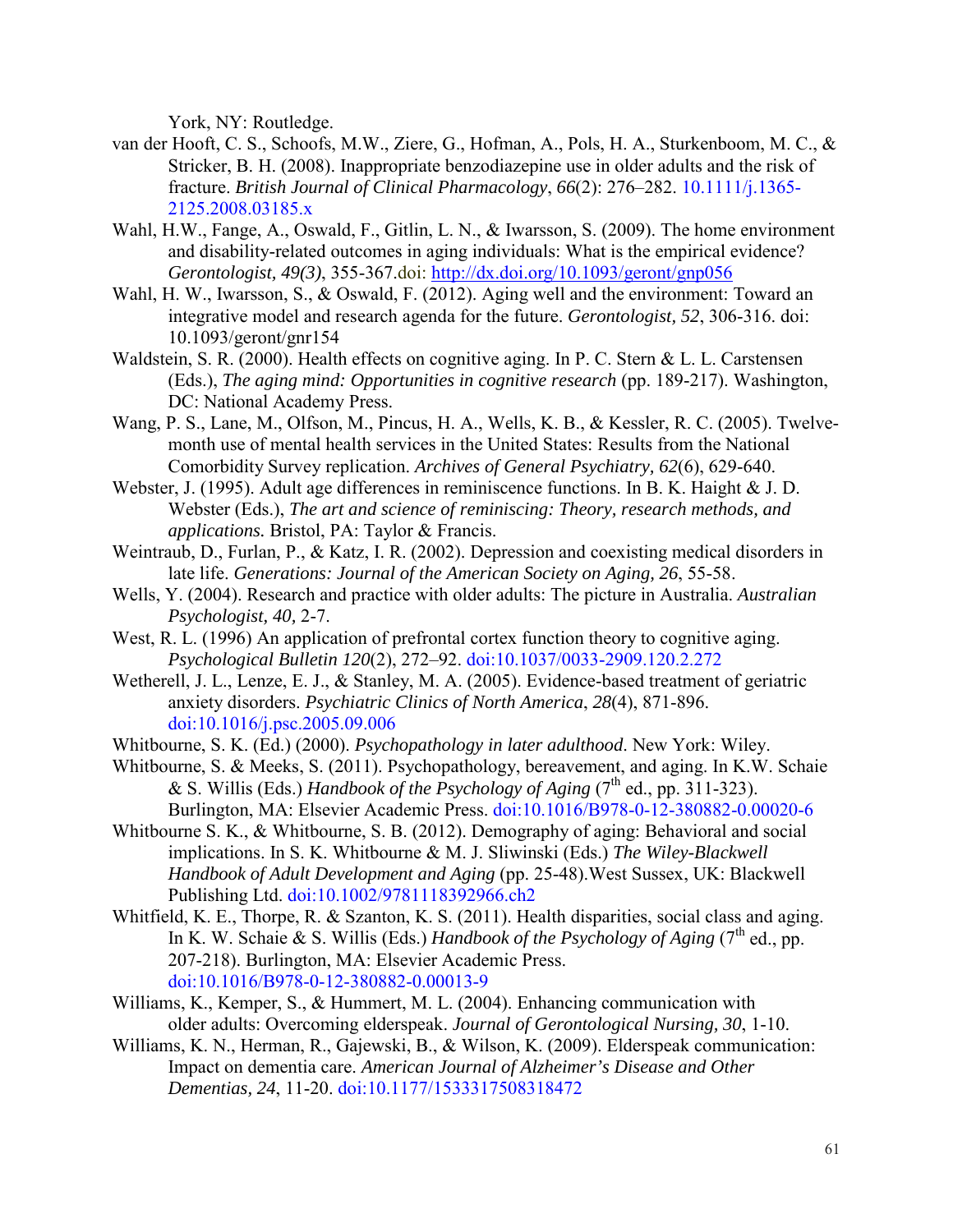York, NY: Routledge.

van der Hooft, C. S., Schoofs, M.W., Ziere, G., Hofman, A., Pols, H. A., Sturkenboom, M. C., & Stricker, B. H. (2008). Inappropriate benzodiazepine use in older adults and the risk of fracture. *British Journal of Clinical Pharmacology*, *66*(2): 276–282. 10.1111/j.1365-2125.2008.03185.x

Wahl, H.W., Fange, A., Oswald, F., Gitlin, L. N., & Iwarsson, S. (2009). The home environment and disability-related outcomes in aging individuals: What is the empirical evidence? *Gerontologist, 49(3)*, 355-367.doi: http://dx.doi.org/10.1093/geront/gnp056

Wahl, H. W., Iwarsson, S., & Oswald, F. (2012). Aging well and the environment: Toward an integrative model and research agenda for the future. *Gerontologist, 52*, 306-316. doi: 10.1093/geront/gnr154

Waldstein, S. R. (2000). Health effects on cognitive aging. In P. C. Stern & L. L. Carstensen (Eds.), *The aging mind: Opportunities in cognitive research* (pp. 189-217). Washington, DC: National Academy Press.

Wang, P. S., Lane, M., Olfson, M., Pincus, H. A., Wells, K. B., & Kessler, R. C. (2005). Twelve-month use of mental health services in the United States: Results from the National Comorbidity Survey replication. *Archives of General Psychiatry, 62*(6), 629-640.

Webster, J. (1995). Adult age differences in reminiscence functions. In B. K. Haight & J. D. Webster (Eds.), *The art and science of reminiscing: Theory, research methods, and applications.* Bristol, PA: Taylor & Francis.

Weintraub, D., Furlan, P., & Katz, I. R. (2002). Depression and coexisting medical disorders in late life. *Generations: Journal of the American Society on Aging, 26*, 55-58.

Wells, Y. (2004). Research and practice with older adults: The picture in Australia. *Australian Psychologist, 40,* 2-7.

West, R. L. (1996) An application of prefrontal cortex function theory to cognitive aging. *Psychological Bulletin 120*(2), 272–92. doi:10.1037/0033-2909.120.2.272

Wetherell, J. L., Lenze, E. J., & Stanley, M. A. (2005). Evidence-based treatment of geriatric anxiety disorders. *Psychiatric Clinics of North America*, *28*(4), 871-896. doi:10.1016/j.psc.2005.09.006

Whitbourne, S. K. (Ed.) (2000). *Psychopathology in later adulthood*. New York: Wiley.

Whitbourne, S. & Meeks, S. (2011). Psychopathology, bereavement, and aging. In K.W. Schaie & S. Willis (Eds.) *Handbook of the Psychology of Aging* (7th ed., pp. 311-323). Burlington, MA: Elsevier Academic Press. doi:10.1016/B978-0-12-380882-0.00020-6

Whitbourne S. K., & Whitbourne, S. B. (2012). Demography of aging: Behavioral and social implications. In S. K. Whitbourne & M. J. Sliwinski (Eds.) *The Wiley-Blackwell Handbook of Adult Development and Aging* (pp. 25-48).West Sussex, UK: Blackwell Publishing Ltd. doi:10.1002/9781118392966.ch2

Whitfield, K. E., Thorpe, R. & Szanton, K. S. (2011). Health disparities, social class and aging. In K. W. Schaie & S. Willis (Eds.) *Handbook of the Psychology of Aging* (7th ed., pp. 207-218). Burlington, MA: Elsevier Academic Press. doi:10.1016/B978-0-12-380882-0.00013-9

Williams, K., Kemper, S., & Hummert, M. L. (2004). Enhancing communication with older adults: Overcoming elderspeak. *Journal of Gerontological Nursing, 30*, 1-10.

Williams, K. N., Herman, R., Gajewski, B., & Wilson, K. (2009). Elderspeak communication: Impact on dementia care. *American Journal of Alzheimer's Disease and Other Dementias, 24*, 11-20. doi:10.1177/1533317508318472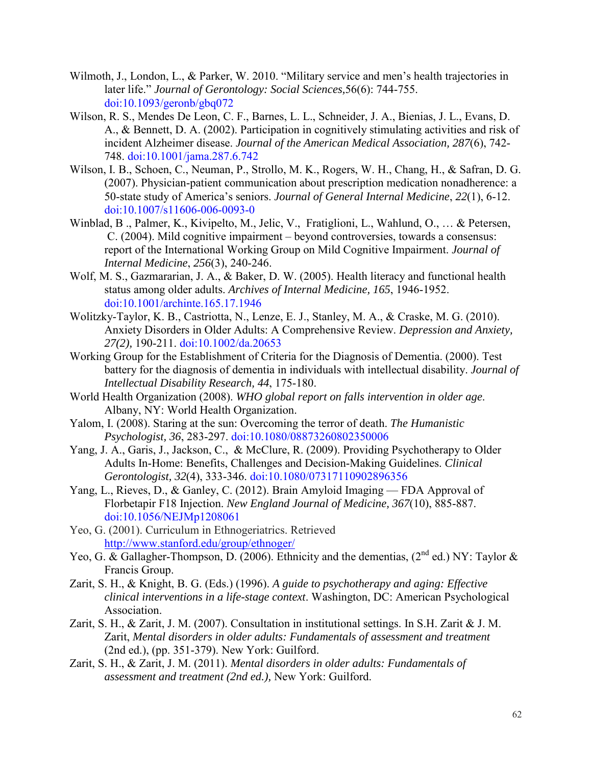Wilmoth, J., London, L., & Parker, W. 2010. "Military service and men's health trajectories in later life." *Journal of Gerontology: Social Sciences,*56(6): 744-755. doi:10.1093/geronb/gbq072

Wilson, R. S., Mendes De Leon, C. F., Barnes, L. L., Schneider, J. A., Bienias, J. L., Evans, D. A., & Bennett, D. A. (2002). Participation in cognitively stimulating activities and risk of incident Alzheimer disease. *Journal of the American Medical Association, 287*(6), 742-748. doi:10.1001/jama.287.6.742

Wilson, I. B., Schoen, C., Neuman, P., Strollo, M. K., Rogers, W. H., Chang, H., & Safran, D. G. (2007). Physician-patient communication about prescription medication nonadherence: a 50-state study of America's seniors. *Journal of General Internal Medicine*, *22*(1), 6-12. doi:10.1007/s11606-006-0093-0

Winblad, B ., Palmer, K., Kivipelto, M., Jelic, V., Fratiglioni, L., Wahlund, O., … & Petersen, C. (2004). Mild cognitive impairment – beyond controversies, towards a consensus: report of the International Working Group on Mild Cognitive Impairment. *Journal of Internal Medicine*, *256*(3), 240-246.

Wolf, M. S., Gazmararian, J. A., & Baker, D. W. (2005). Health literacy and functional health status among older adults. *Archives of Internal Medicine, 165*, 1946-1952. doi:10.1001/archinte.165.17.1946

Wolitzky-Taylor, K. B., Castriotta, N., Lenze, E. J., Stanley, M. A., & Craske, M. G. (2010). Anxiety Disorders in Older Adults: A Comprehensive Review. *Depression and Anxiety, 27(2),* 190-211. doi:10.1002/da.20653

Working Group for the Establishment of Criteria for the Diagnosis of Dementia. (2000). Test battery for the diagnosis of dementia in individuals with intellectual disability. *Journal of Intellectual Disability Research, 44*, 175-180.

World Health Organization (2008). *WHO global report on falls intervention in older age*. Albany, NY: World Health Organization.

Yalom, I. (2008). Staring at the sun: Overcoming the terror of death. *The Humanistic Psychologist, 36*, 283-297. doi:10.1080/08873260802350006

Yang, J. A., Garis, J., Jackson, C., & McClure, R. (2009). Providing Psychotherapy to Older Adults In-Home: Benefits, Challenges and Decision-Making Guidelines. *Clinical Gerontologist, 32*(4), 333-346. doi:10.1080/07317110902896356

Yang, L., Rieves, D., & Ganley, C. (2012). Brain Amyloid Imaging — FDA Approval of Florbetapir F18 Injection. *New England Journal of Medicine, 367*(10), 885-887. doi:10.1056/NEJMp1208061

Yeo, G. (2001). Curriculum in Ethnogeriatrics. Retrieved http://www.stanford.edu/group/ethnoger/

Yeo, G. & Gallagher-Thompson, D. (2006). Ethnicity and the dementias, (2nd ed.) NY: Taylor & Francis Group.

Zarit, S. H., & Knight, B. G. (Eds.) (1996). *A guide to psychotherapy and aging: Effective clinical interventions in a life-stage context*. Washington, DC: American Psychological Association.

Zarit, S. H., & Zarit, J. M. (2007). Consultation in institutional settings. In S.H. Zarit & J. M. Zarit, *Mental disorders in older adults: Fundamentals of assessment and treatment* (2nd ed.), (pp. 351-379). New York: Guilford.

Zarit, S. H., & Zarit, J. M. (2011). *Mental disorders in older adults: Fundamentals of assessment and treatment (2nd ed.),* New York: Guilford.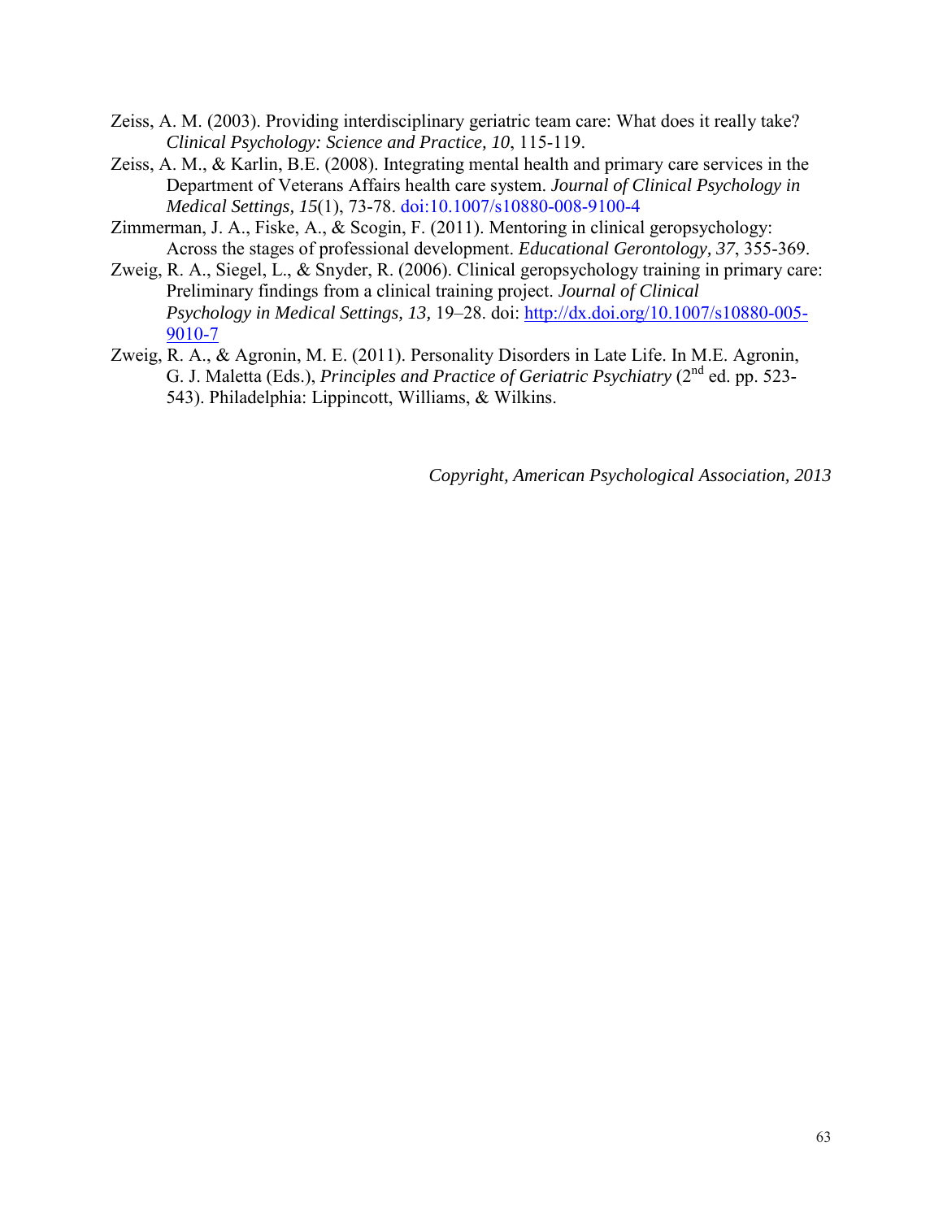Zeiss, A. M. (2003). Providing interdisciplinary geriatric team care: What does it really take? *Clinical Psychology: Science and Practice, 10*, 115-119.

Zeiss, A. M., & Karlin, B.E. (2008). Integrating mental health and primary care services in the Department of Veterans Affairs health care system. *Journal of Clinical Psychology in Medical Settings, 15*(1), 73-78. doi:10.1007/s10880-008-9100-4

Zimmerman, J. A., Fiske, A., & Scogin, F. (2011). Mentoring in clinical geropsychology: Across the stages of professional development. *Educational Gerontology, 37*, 355-369.

Zweig, R. A., Siegel, L., & Snyder, R. (2006). Clinical geropsychology training in primary care: Preliminary findings from a clinical training project. *Journal of Clinical Psychology in Medical Settings, 13,* 19–28. doi: http://dx.doi.org/10.1007/s10880-005-9010-7

Zweig, R. A., & Agronin, M. E. (2011). Personality Disorders in Late Life. In M.E. Agronin, G. J. Maletta (Eds.), *Principles and Practice of Geriatric Psychiatry* (2nd ed. pp. 523-543). Philadelphia: Lippincott, Williams, & Wilkins.

*Copyright, American Psychological Association, 2013*